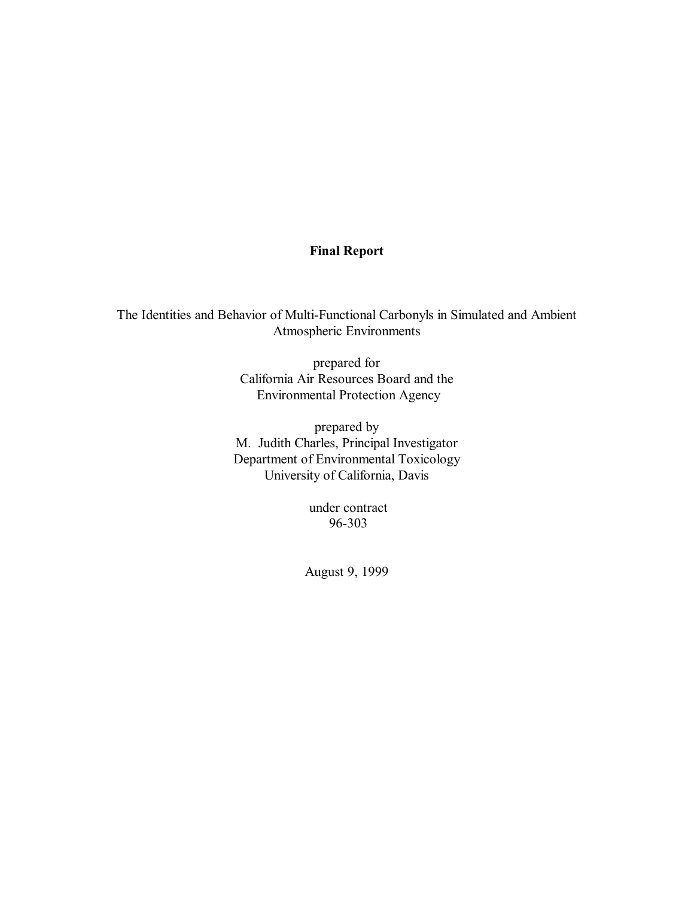# Final Report

The Identities and Behavior of Multi-Functional Carbonyls in Simulated and Ambient Atmospheric Environments

prepared for
California Air Resources Board and the
Environmental Protection Agency

prepared by
M. Judith Charles, Principal Investigator
Department of Environmental Toxicology
University of California, Davis

under contract
96-303

August 9, 1999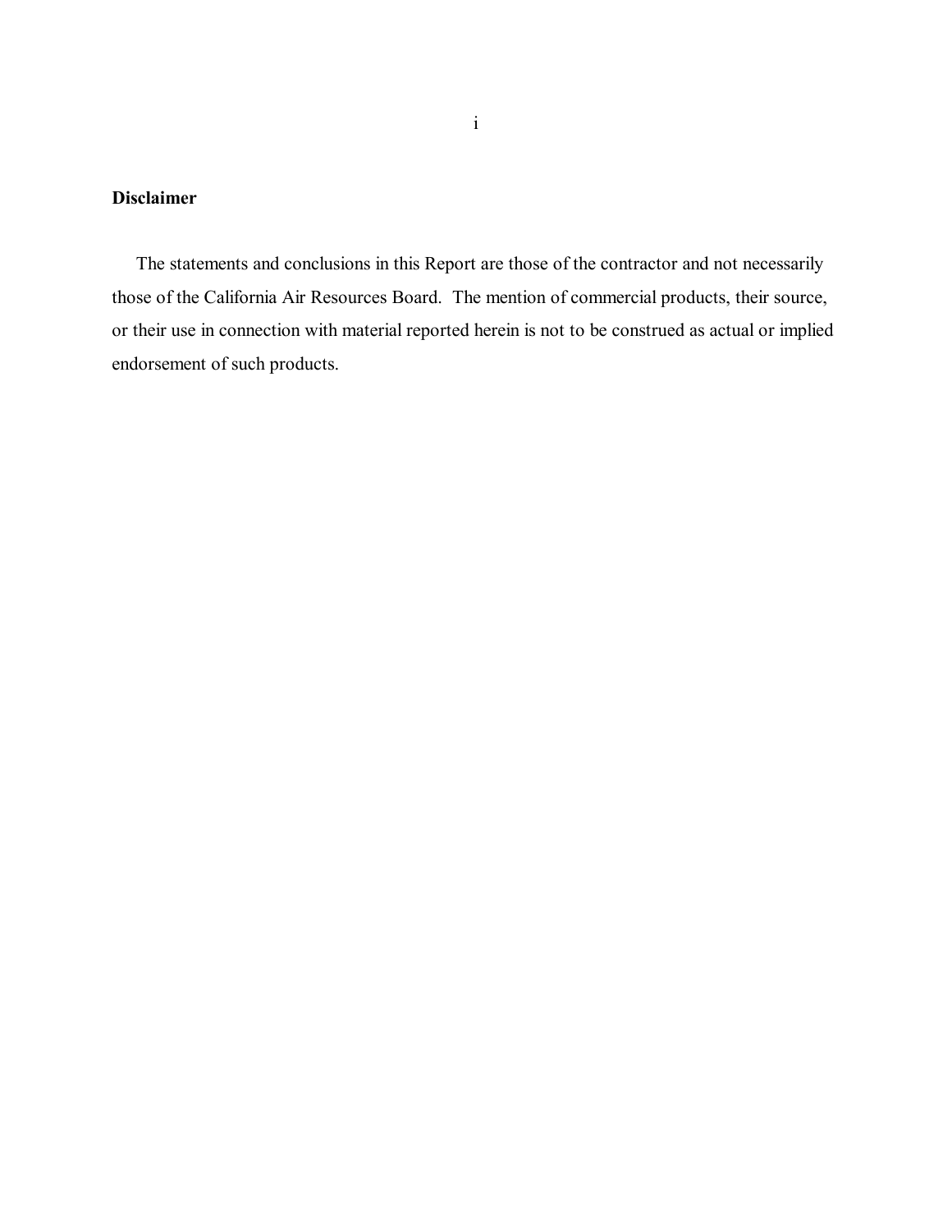## Disclaimer

The statements and conclusions in this Report are those of the contractor and not necessarily those of the California Air Resources Board. The mention of commercial products, their source, or their use in connection with material reported herein is not to be construed as actual or implied endorsement of such products.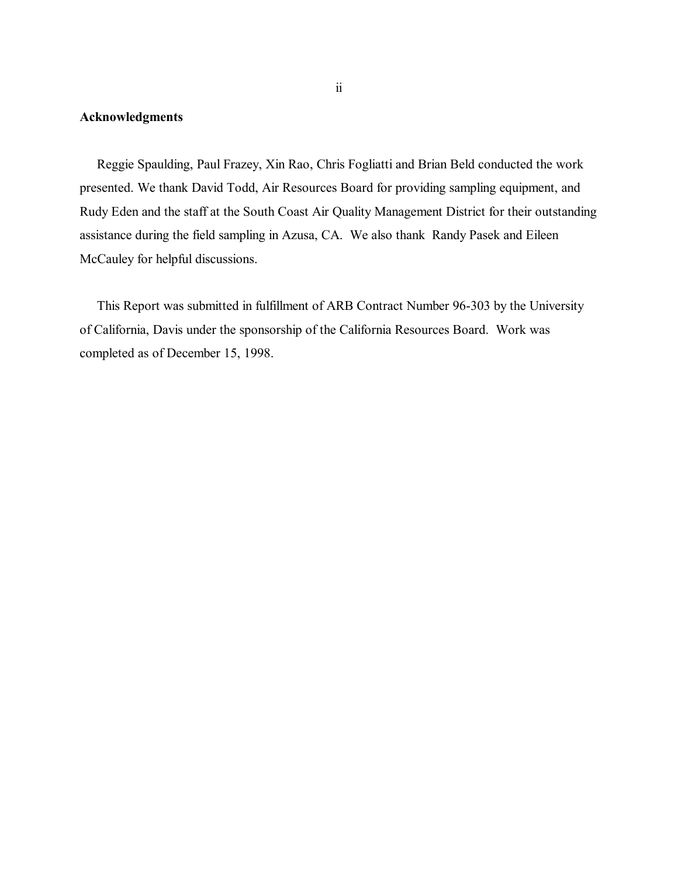## Acknowledgments

Reggie Spaulding, Paul Frazey, Xin Rao, Chris Fogliatti and Brian Beld conducted the work presented. We thank David Todd, Air Resources Board for providing sampling equipment, and Rudy Eden and the staff at the South Coast Air Quality Management District for their outstanding assistance during the field sampling in Azusa, CA. We also thank Randy Pasek and Eileen McCauley for helpful discussions.

This Report was submitted in fulfillment of ARB Contract Number 96-303 by the University of California, Davis under the sponsorship of the California Resources Board. Work was completed as of December 15, 1998.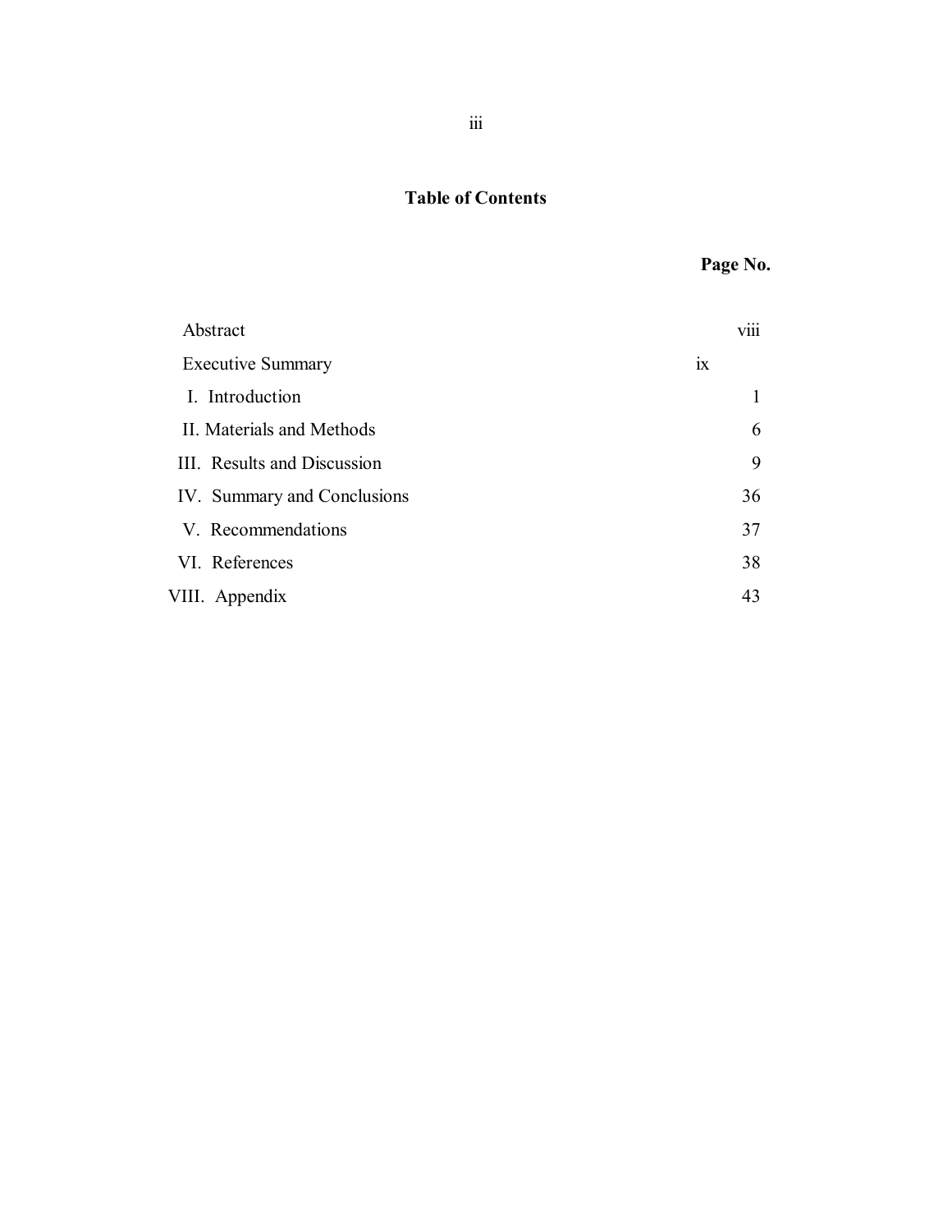# Table of Contents

| | Page No. |
|---|---|
| Abstract | viii |
| Executive Summary | ix |
| I. Introduction | 1 |
| II. Materials and Methods | 6 |
| III. Results and Discussion | 9 |
| IV. Summary and Conclusions | 36 |
| V. Recommendations | 37 |
| VI. References | 38 |
| VIII. Appendix | 43 |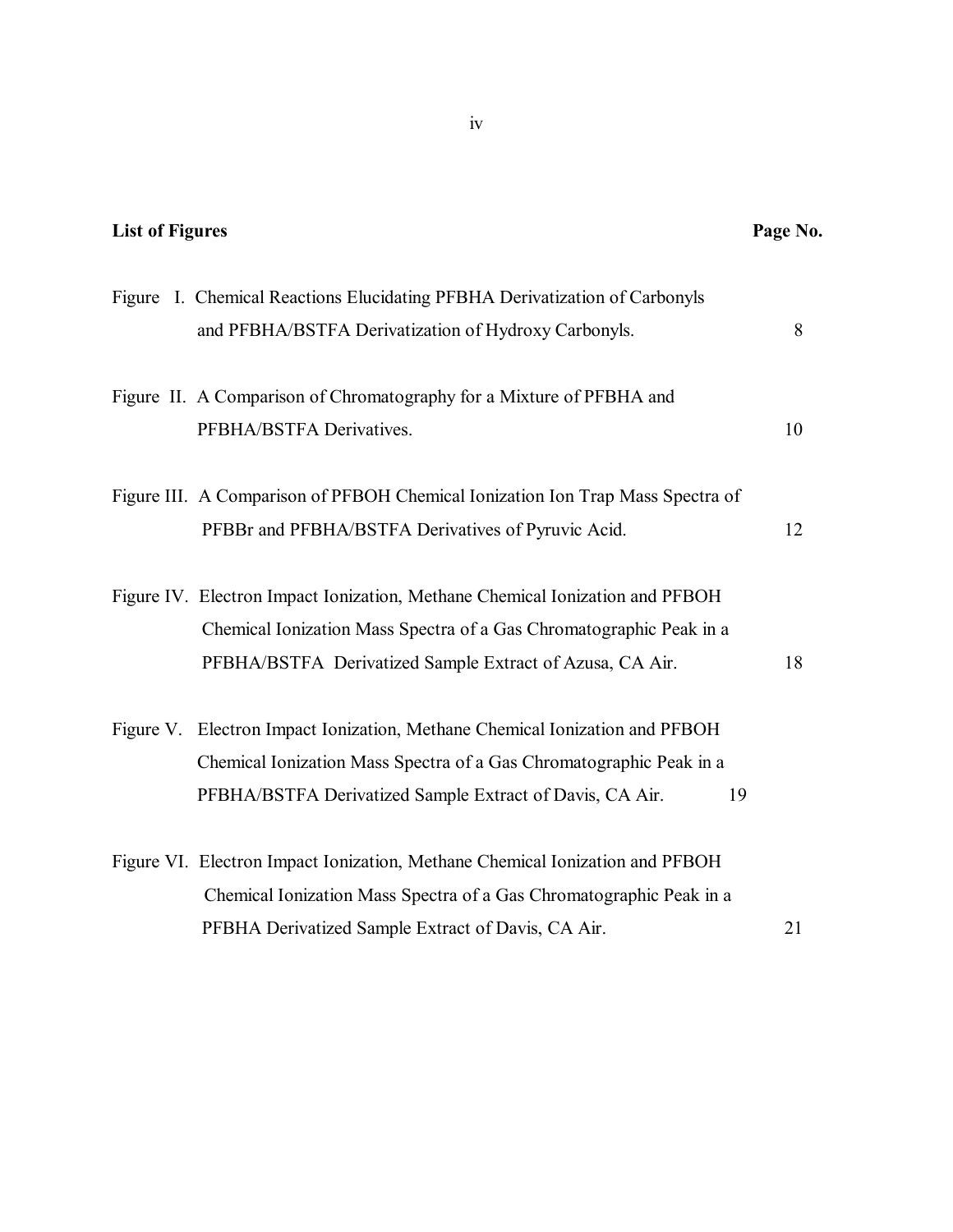**List of Figures**

| | Page No. |
|---|---|
| Figure I. Chemical Reactions Elucidating PFBHA Derivatization of Carbonyls and PFBHA/BSTFA Derivatization of Hydroxy Carbonyls. | 8 |
| Figure II. A Comparison of Chromatography for a Mixture of PFBHA and PFBHA/BSTFA Derivatives. | 10 |
| Figure III. A Comparison of PFBOH Chemical Ionization Ion Trap Mass Spectra of PFBBr and PFBHA/BSTFA Derivatives of Pyruvic Acid. | 12 |
| Figure IV. Electron Impact Ionization, Methane Chemical Ionization and PFBOH Chemical Ionization Mass Spectra of a Gas Chromatographic Peak in a PFBHA/BSTFA Derivatized Sample Extract of Azusa, CA Air. | 18 |
| Figure V. Electron Impact Ionization, Methane Chemical Ionization and PFBOH Chemical Ionization Mass Spectra of a Gas Chromatographic Peak in a PFBHA/BSTFA Derivatized Sample Extract of Davis, CA Air. | 19 |
| Figure VI. Electron Impact Ionization, Methane Chemical Ionization and PFBOH Chemical Ionization Mass Spectra of a Gas Chromatographic Peak in a PFBHA Derivatized Sample Extract of Davis, CA Air. | 21 |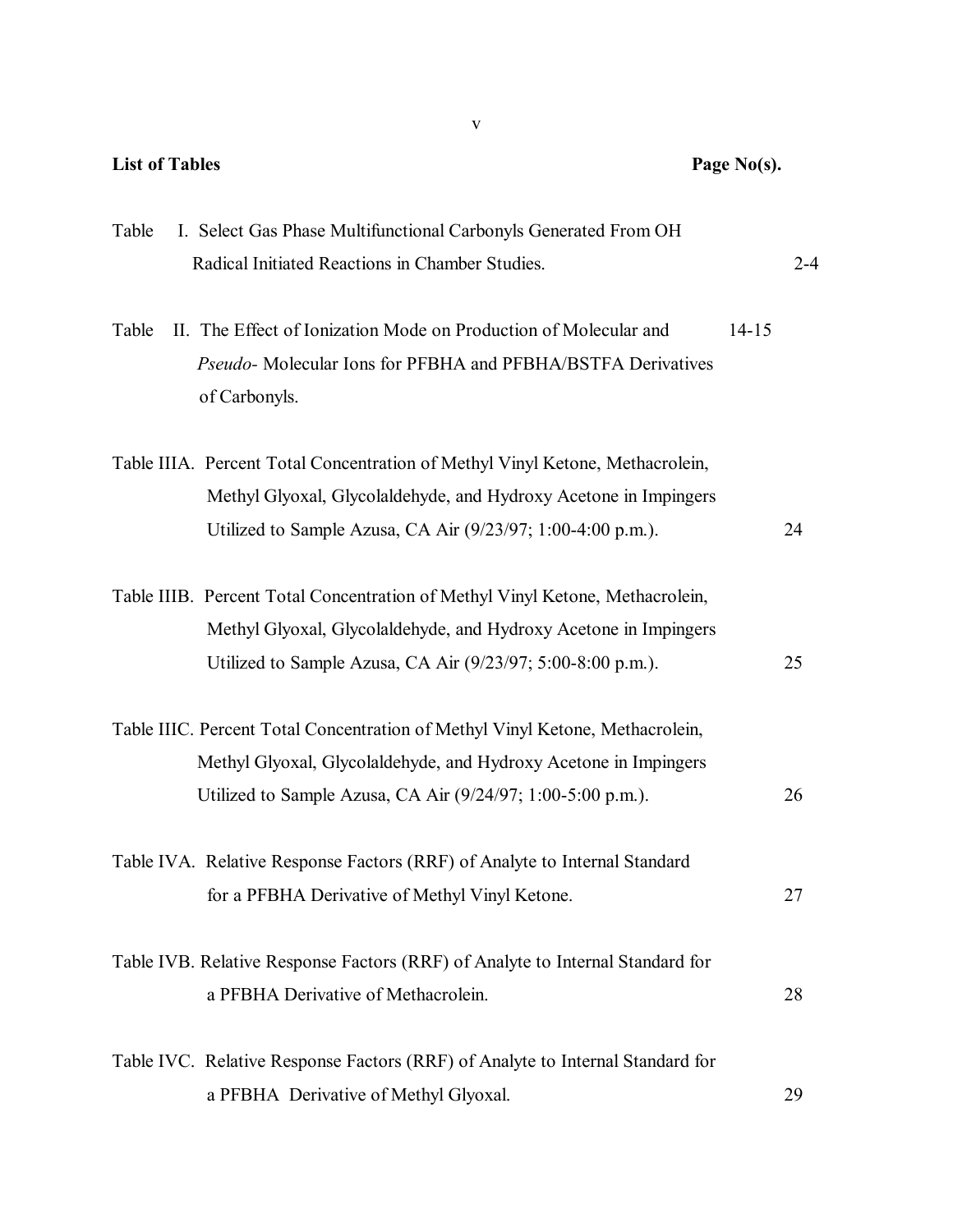## List of Tables

| | Page No(s). |
|---|---|
| Table I. Select Gas Phase Multifunctional Carbonyls Generated From OH Radical Initiated Reactions in Chamber Studies. | 2-4 |
| Table II. The Effect of Ionization Mode on Production of Molecular and *Pseudo*- Molecular Ions for PFBHA and PFBHA/BSTFA Derivatives of Carbonyls. | 14-15 |
| Table IIIA. Percent Total Concentration of Methyl Vinyl Ketone, Methacrolein, Methyl Glyoxal, Glycolaldehyde, and Hydroxy Acetone in Impingers Utilized to Sample Azusa, CA Air (9/23/97; 1:00-4:00 p.m.). | 24 |
| Table IIIB. Percent Total Concentration of Methyl Vinyl Ketone, Methacrolein, Methyl Glyoxal, Glycolaldehyde, and Hydroxy Acetone in Impingers Utilized to Sample Azusa, CA Air (9/23/97; 5:00-8:00 p.m.). | 25 |
| Table IIIC. Percent Total Concentration of Methyl Vinyl Ketone, Methacrolein, Methyl Glyoxal, Glycolaldehyde, and Hydroxy Acetone in Impingers Utilized to Sample Azusa, CA Air (9/24/97; 1:00-5:00 p.m.). | 26 |
| Table IVA. Relative Response Factors (RRF) of Analyte to Internal Standard for a PFBHA Derivative of Methyl Vinyl Ketone. | 27 |
| Table IVB. Relative Response Factors (RRF) of Analyte to Internal Standard for a PFBHA Derivative of Methacrolein. | 28 |
| Table IVC. Relative Response Factors (RRF) of Analyte to Internal Standard for a PFBHA Derivative of Methyl Glyoxal. | 29 |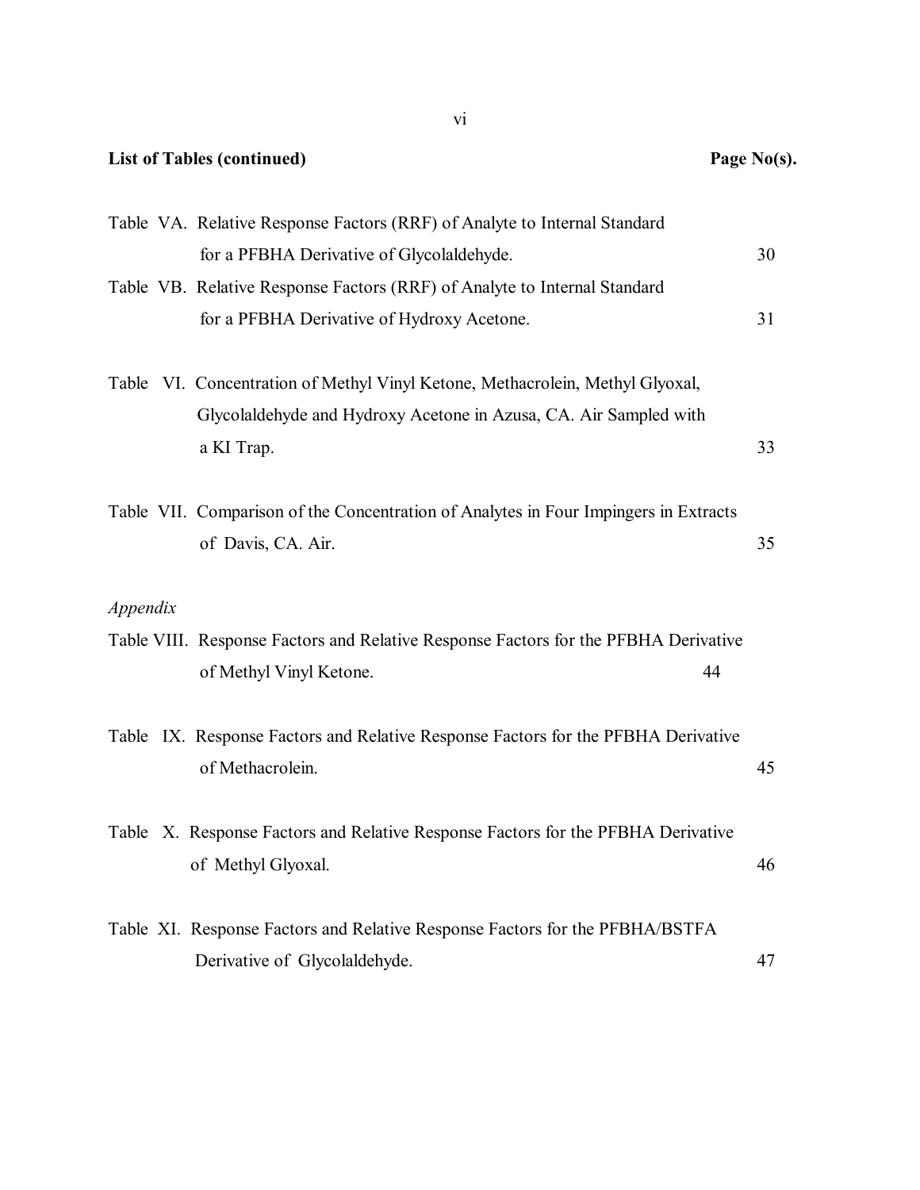**List of Tables (continued)** **Page No(s).**

Table VA. Relative Response Factors (RRF) of Analyte to Internal Standard for a PFBHA Derivative of Glycolaldehyde. 30

Table VB. Relative Response Factors (RRF) of Analyte to Internal Standard for a PFBHA Derivative of Hydroxy Acetone. 31

Table VI. Concentration of Methyl Vinyl Ketone, Methacrolein, Methyl Glyoxal, Glycolaldehyde and Hydroxy Acetone in Azusa, CA. Air Sampled with a KI Trap. 33

Table VII. Comparison of the Concentration of Analytes in Four Impingers in Extracts of Davis, CA. Air. 35

*Appendix*

Table VIII. Response Factors and Relative Response Factors for the PFBHA Derivative of Methyl Vinyl Ketone. 44

Table IX. Response Factors and Relative Response Factors for the PFBHA Derivative of Methacrolein. 45

Table X. Response Factors and Relative Response Factors for the PFBHA Derivative of Methyl Glyoxal. 46

Table XI. Response Factors and Relative Response Factors for the PFBHA/BSTFA Derivative of Glycolaldehyde. 47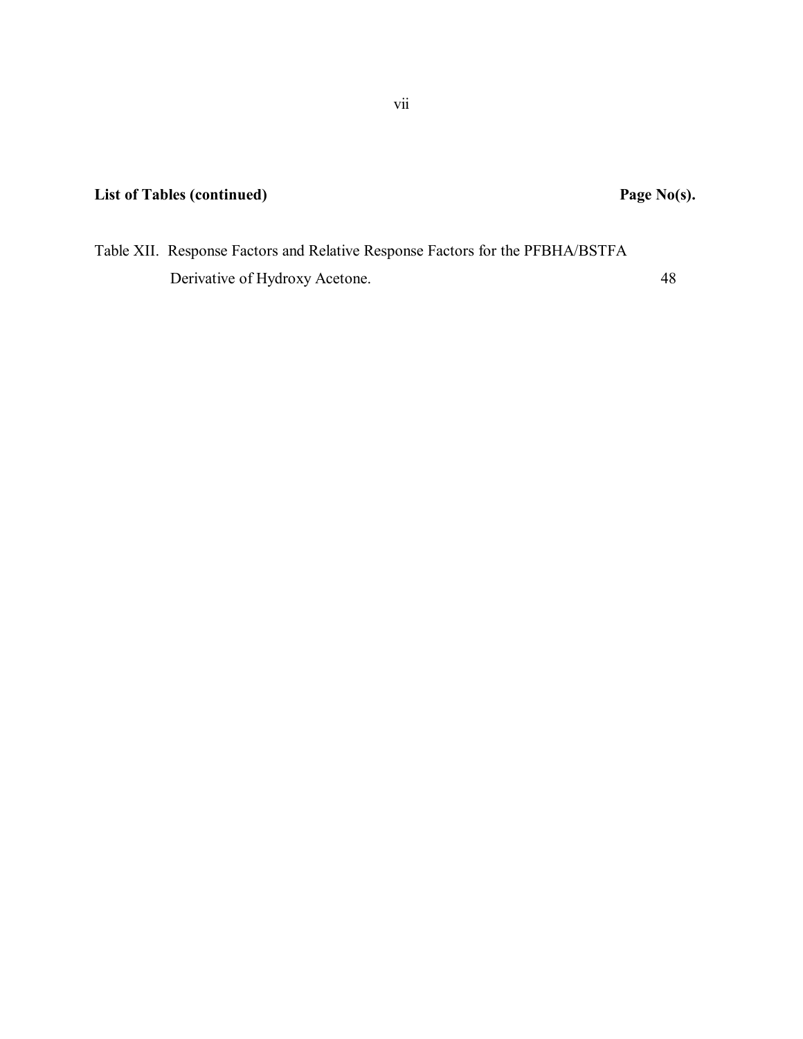**List of Tables (continued)** **Page No(s).**

Table XII. Response Factors and Relative Response Factors for the PFBHA/BSTFA Derivative of Hydroxy Acetone. 48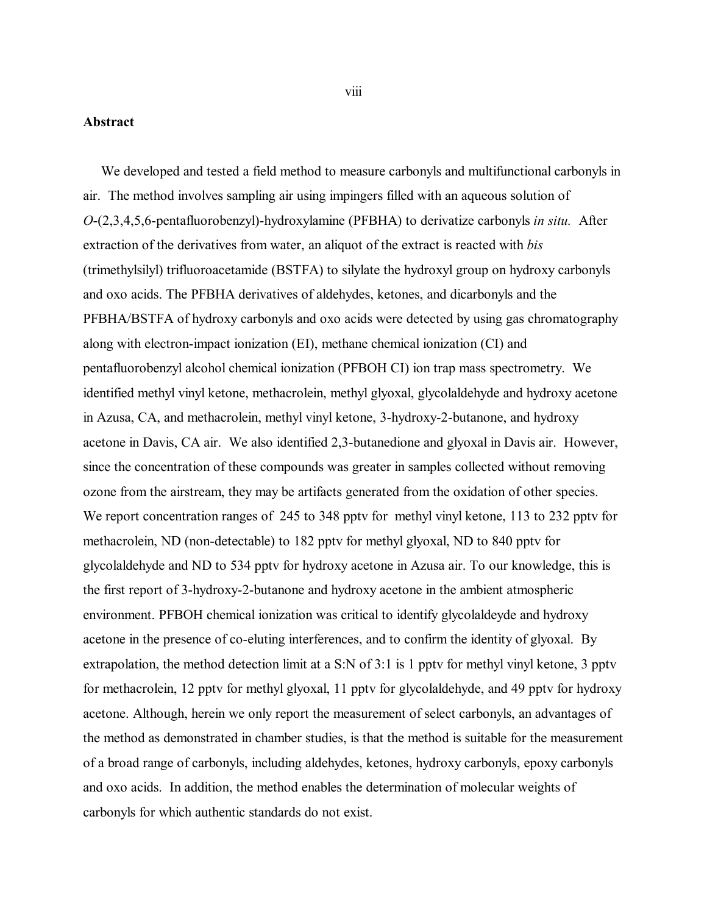## Abstract

We developed and tested a field method to measure carbonyls and multifunctional carbonyls in air. The method involves sampling air using impingers filled with an aqueous solution of *O*-(2,3,4,5,6-pentafluorobenzyl)-hydroxylamine (PFBHA) to derivatize carbonyls *in situ.* After extraction of the derivatives from water, an aliquot of the extract is reacted with *bis* (trimethylsilyl) trifluoroacetamide (BSTFA) to silylate the hydroxyl group on hydroxy carbonyls and oxo acids. The PFBHA derivatives of aldehydes, ketones, and dicarbonyls and the PFBHA/BSTFA of hydroxy carbonyls and oxo acids were detected by using gas chromatography along with electron-impact ionization (EI), methane chemical ionization (CI) and pentafluorobenzyl alcohol chemical ionization (PFBOH CI) ion trap mass spectrometry. We identified methyl vinyl ketone, methacrolein, methyl glyoxal, glycolaldehyde and hydroxy acetone in Azusa, CA, and methacrolein, methyl vinyl ketone, 3-hydroxy-2-butanone, and hydroxy acetone in Davis, CA air. We also identified 2,3-butanedione and glyoxal in Davis air. However, since the concentration of these compounds was greater in samples collected without removing ozone from the airstream, they may be artifacts generated from the oxidation of other species. We report concentration ranges of 245 to 348 pptv for methyl vinyl ketone, 113 to 232 pptv for methacrolein, ND (non-detectable) to 182 pptv for methyl glyoxal, ND to 840 pptv for glycolaldehyde and ND to 534 pptv for hydroxy acetone in Azusa air. To our knowledge, this is the first report of 3-hydroxy-2-butanone and hydroxy acetone in the ambient atmospheric environment. PFBOH chemical ionization was critical to identify glycolaldeyde and hydroxy acetone in the presence of co-eluting interferences, and to confirm the identity of glyoxal. By extrapolation, the method detection limit at a S:N of 3:1 is 1 pptv for methyl vinyl ketone, 3 pptv for methacrolein, 12 pptv for methyl glyoxal, 11 pptv for glycolaldehyde, and 49 pptv for hydroxy acetone. Although, herein we only report the measurement of select carbonyls, an advantages of the method as demonstrated in chamber studies, is that the method is suitable for the measurement of a broad range of carbonyls, including aldehydes, ketones, hydroxy carbonyls, epoxy carbonyls and oxo acids. In addition, the method enables the determination of molecular weights of carbonyls for which authentic standards do not exist.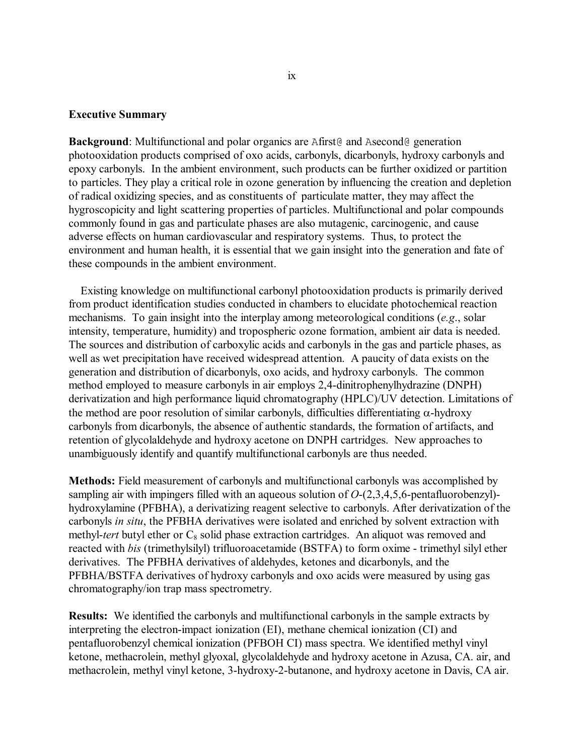## Executive Summary

**Background**: Multifunctional and polar organics are Afirst@ and Asecond@ generation photooxidation products comprised of oxo acids, carbonyls, dicarbonyls, hydroxy carbonyls and epoxy carbonyls. In the ambient environment, such products can be further oxidized or partition to particles. They play a critical role in ozone generation by influencing the creation and depletion of radical oxidizing species, and as constituents of particulate matter, they may affect the hygroscopicity and light scattering properties of particles. Multifunctional and polar compounds commonly found in gas and particulate phases are also mutagenic, carcinogenic, and cause adverse effects on human cardiovascular and respiratory systems. Thus, to protect the environment and human health, it is essential that we gain insight into the generation and fate of these compounds in the ambient environment.

Existing knowledge on multifunctional carbonyl photooxidation products is primarily derived from product identification studies conducted in chambers to elucidate photochemical reaction mechanisms. To gain insight into the interplay among meteorological conditions (*e.g.*, solar intensity, temperature, humidity) and tropospheric ozone formation, ambient air data is needed. The sources and distribution of carboxylic acids and carbonyls in the gas and particle phases, as well as wet precipitation have received widespread attention. A paucity of data exists on the generation and distribution of dicarbonyls, oxo acids, and hydroxy carbonyls. The common method employed to measure carbonyls in air employs 2,4-dinitrophenylhydrazine (DNPH) derivatization and high performance liquid chromatography (HPLC)/UV detection. Limitations of the method are poor resolution of similar carbonyls, difficulties differentiating $\alpha$-hydroxy carbonyls from dicarbonyls, the absence of authentic standards, the formation of artifacts, and retention of glycolaldehyde and hydroxy acetone on DNPH cartridges. New approaches to unambiguously identify and quantify multifunctional carbonyls are thus needed.

**Methods:** Field measurement of carbonyls and multifunctional carbonyls was accomplished by sampling air with impingers filled with an aqueous solution of *O*-(2,3,4,5,6-pentafluorobenzyl)-hydroxylamine (PFBHA), a derivatizing reagent selective to carbonyls. After derivatization of the carbonyls *in situ*, the PFBHA derivatives were isolated and enriched by solvent extraction with methyl-*tert* butyl ether or $C_8$ solid phase extraction cartridges. An aliquot was removed and reacted with *bis* (trimethylsilyl) trifluoroacetamide (BSTFA) to form oxime - trimethyl silyl ether derivatives. The PFBHA derivatives of aldehydes, ketones and dicarbonyls, and the PFBHA/BSTFA derivatives of hydroxy carbonyls and oxo acids were measured by using gas chromatography/ion trap mass spectrometry.

**Results:** We identified the carbonyls and multifunctional carbonyls in the sample extracts by interpreting the electron-impact ionization (EI), methane chemical ionization (CI) and pentafluorobenzyl chemical ionization (PFBOH CI) mass spectra. We identified methyl vinyl ketone, methacrolein, methyl glyoxal, glycolaldehyde and hydroxy acetone in Azusa, CA. air, and methacrolein, methyl vinyl ketone, 3-hydroxy-2-butanone, and hydroxy acetone in Davis, CA air.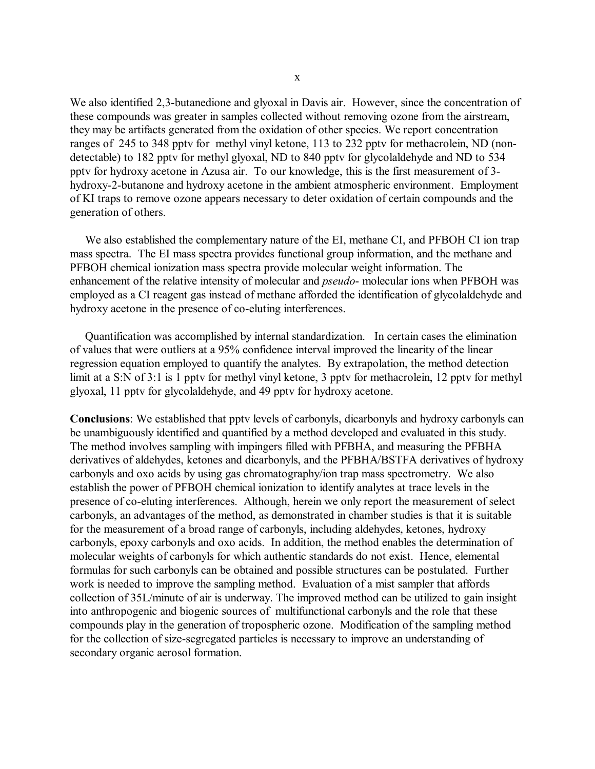We also identified 2,3-butanedione and glyoxal in Davis air. However, since the concentration of these compounds was greater in samples collected without removing ozone from the airstream, they may be artifacts generated from the oxidation of other species. We report concentration ranges of 245 to 348 pptv for methyl vinyl ketone, 113 to 232 pptv for methacrolein, ND (non-detectable) to 182 pptv for methyl glyoxal, ND to 840 pptv for glycolaldehyde and ND to 534 pptv for hydroxy acetone in Azusa air. To our knowledge, this is the first measurement of 3-hydroxy-2-butanone and hydroxy acetone in the ambient atmospheric environment. Employment of KI traps to remove ozone appears necessary to deter oxidation of certain compounds and the generation of others.

We also established the complementary nature of the EI, methane CI, and PFBOH CI ion trap mass spectra. The EI mass spectra provides functional group information, and the methane and PFBOH chemical ionization mass spectra provide molecular weight information. The enhancement of the relative intensity of molecular and *pseudo*- molecular ions when PFBOH was employed as a CI reagent gas instead of methane afforded the identification of glycolaldehyde and hydroxy acetone in the presence of co-eluting interferences.

Quantification was accomplished by internal standardization. In certain cases the elimination of values that were outliers at a 95% confidence interval improved the linearity of the linear regression equation employed to quantify the analytes. By extrapolation, the method detection limit at a S:N of 3:1 is 1 pptv for methyl vinyl ketone, 3 pptv for methacrolein, 12 pptv for methyl glyoxal, 11 pptv for glycolaldehyde, and 49 pptv for hydroxy acetone.

**Conclusions**: We established that pptv levels of carbonyls, dicarbonyls and hydroxy carbonyls can be unambiguously identified and quantified by a method developed and evaluated in this study. The method involves sampling with impingers filled with PFBHA, and measuring the PFBHA derivatives of aldehydes, ketones and dicarbonyls, and the PFBHA/BSTFA derivatives of hydroxy carbonyls and oxo acids by using gas chromatography/ion trap mass spectrometry. We also establish the power of PFBOH chemical ionization to identify analytes at trace levels in the presence of co-eluting interferences. Although, herein we only report the measurement of select carbonyls, an advantages of the method, as demonstrated in chamber studies is that it is suitable for the measurement of a broad range of carbonyls, including aldehydes, ketones, hydroxy carbonyls, epoxy carbonyls and oxo acids. In addition, the method enables the determination of molecular weights of carbonyls for which authentic standards do not exist. Hence, elemental formulas for such carbonyls can be obtained and possible structures can be postulated. Further work is needed to improve the sampling method. Evaluation of a mist sampler that affords collection of 35L/minute of air is underway. The improved method can be utilized to gain insight into anthropogenic and biogenic sources of multifunctional carbonyls and the role that these compounds play in the generation of tropospheric ozone. Modification of the sampling method for the collection of size-segregated particles is necessary to improve an understanding of secondary organic aerosol formation.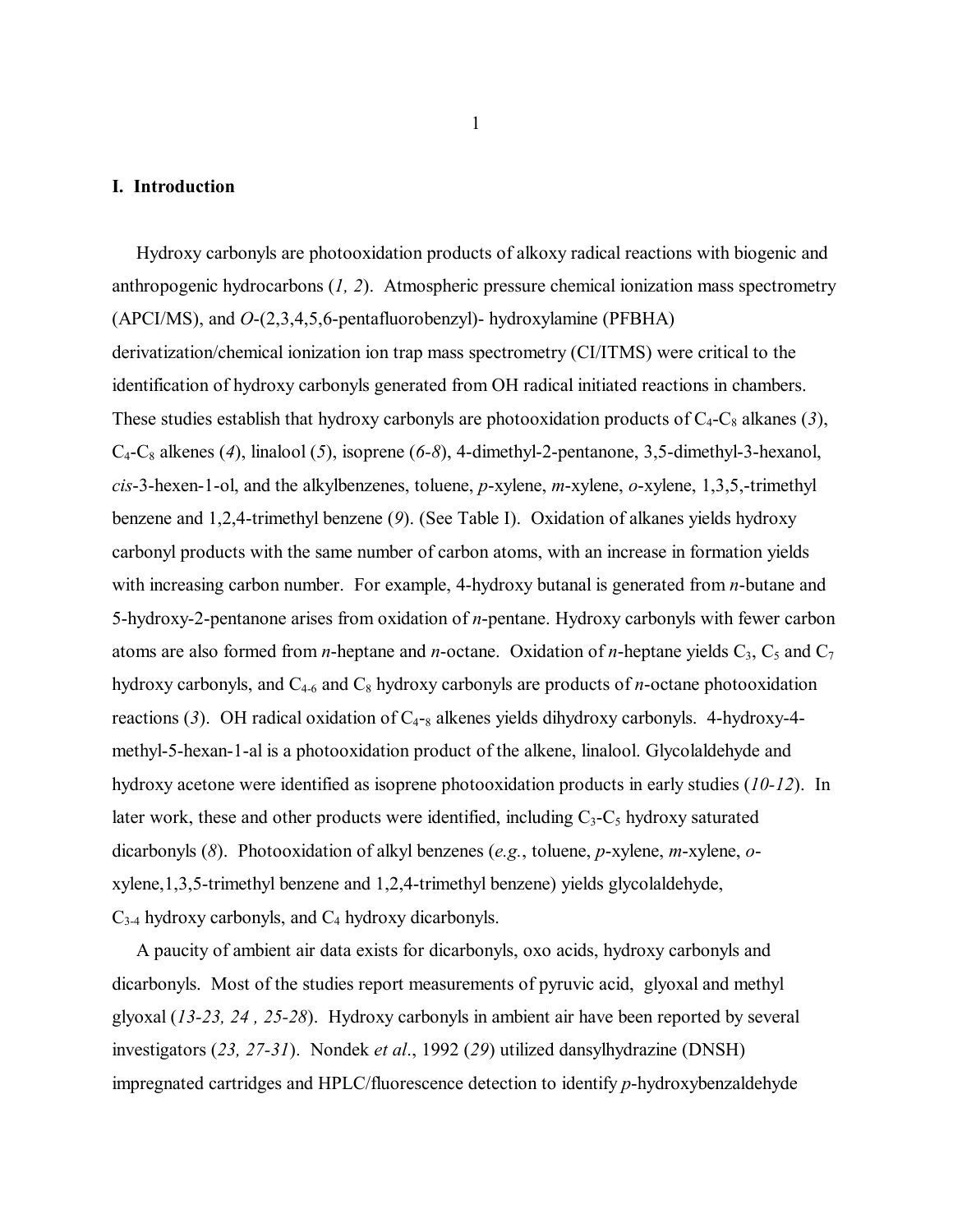## I. Introduction

Hydroxy carbonyls are photooxidation products of alkoxy radical reactions with biogenic and anthropogenic hydrocarbons (*1, 2*). Atmospheric pressure chemical ionization mass spectrometry (APCI/MS), and *O*-(2,3,4,5,6-pentafluorobenzyl)- hydroxylamine (PFBHA) derivatization/chemical ionization ion trap mass spectrometry (CI/ITMS) were critical to the identification of hydroxy carbonyls generated from OH radical initiated reactions in chambers. These studies establish that hydroxy carbonyls are photooxidation products of $C_4$-$C_8$ alkanes (*3*), $C_4$-$C_8$ alkenes (*4*), linalool (*5*), isoprene (*6-8*), 4-dimethyl-2-pentanone, 3,5-dimethyl-3-hexanol, *cis*-3-hexen-1-ol, and the alkylbenzenes, toluene, *p*-xylene, *m*-xylene, *o*-xylene, 1,3,5,-trimethyl benzene and 1,2,4-trimethyl benzene (*9*). (See Table I). Oxidation of alkanes yields hydroxy carbonyl products with the same number of carbon atoms, with an increase in formation yields with increasing carbon number. For example, 4-hydroxy butanal is generated from *n*-butane and 5-hydroxy-2-pentanone arises from oxidation of *n*-pentane. Hydroxy carbonyls with fewer carbon atoms are also formed from *n*-heptane and *n*-octane. Oxidation of *n*-heptane yields $C_3$, $C_5$ and $C_7$ hydroxy carbonyls, and $C_{4\text{-}6}$ and $C_8$ hydroxy carbonyls are products of *n*-octane photooxidation reactions (*3*). OH radical oxidation of $C_4$-$_8$ alkenes yields dihydroxy carbonyls. 4-hydroxy-4-methyl-5-hexan-1-al is a photooxidation product of the alkene, linalool. Glycolaldehyde and hydroxy acetone were identified as isoprene photooxidation products in early studies (*10-12*). In later work, these and other products were identified, including $C_3$-$C_5$ hydroxy saturated dicarbonyls (*8*). Photooxidation of alkyl benzenes (*e.g.*, toluene, *p*-xylene, *m*-xylene, *o*-xylene,1,3,5-trimethyl benzene and 1,2,4-trimethyl benzene) yields glycolaldehyde, $C_{3\text{-}4}$ hydroxy carbonyls, and $C_4$ hydroxy dicarbonyls.

A paucity of ambient air data exists for dicarbonyls, oxo acids, hydroxy carbonyls and dicarbonyls. Most of the studies report measurements of pyruvic acid, glyoxal and methyl glyoxal (*13-23, 24 , 25-28*). Hydroxy carbonyls in ambient air have been reported by several investigators (*23, 27-31*). Nondek *et al*., 1992 (*29*) utilized dansylhydrazine (DNSH) impregnated cartridges and HPLC/fluorescence detection to identify *p*-hydroxybenzaldehyde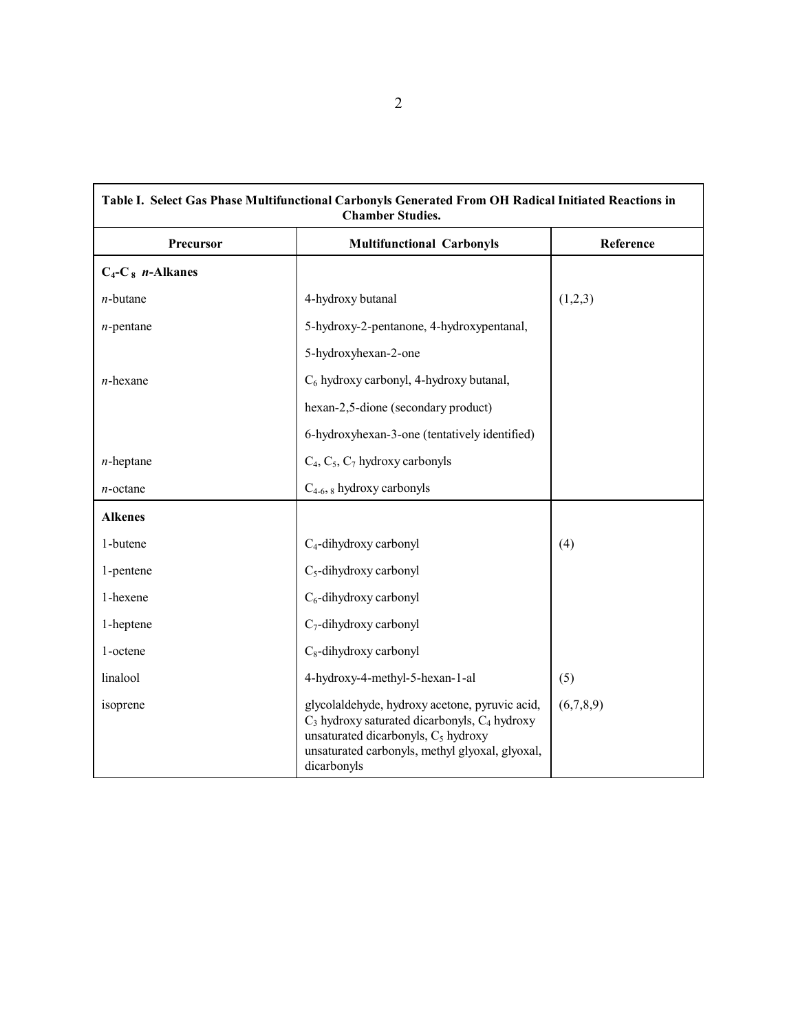| Table I. Select Gas Phase Multifunctional Carbonyls Generated From OH Radical Initiated Reactions in Chamber Studies. | | |
|---|---|---|
| **Precursor** | **Multifunctional Carbonyls** | **Reference** |
| **$C_4$-$C_8$ *n*-Alkanes** | | |
| *n*-butane | 4-hydroxy butanal | (1,2,3) |
| *n*-pentane | 5-hydroxy-2-pentanone, 4-hydroxypentanal, | |
| | 5-hydroxyhexan-2-one | |
| *n*-hexane | $C_6$ hydroxy carbonyl, 4-hydroxy butanal, | |
| | hexan-2,5-dione (secondary product) | |
| | 6-hydroxyhexan-3-one (tentatively identified) | |
| *n*-heptane | $C_4$, $C_5$, $C_7$ hydroxy carbonyls | |
| *n*-octane | $C_{4\text{-}6,\,8}$ hydroxy carbonyls | |
| **Alkenes** | | |
| 1-butene | $C_4$-dihydroxy carbonyl | (4) |
| 1-pentene | $C_5$-dihydroxy carbonyl | |
| 1-hexene | $C_6$-dihydroxy carbonyl | |
| 1-heptene | $C_7$-dihydroxy carbonyl | |
| 1-octene | $C_8$-dihydroxy carbonyl | |
| linalool | 4-hydroxy-4-methyl-5-hexan-1-al | (5) |
| isoprene | glycolaldehyde, hydroxy acetone, pyruvic acid, $C_3$ hydroxy saturated dicarbonyls, $C_4$ hydroxy unsaturated dicarbonyls, $C_5$ hydroxy unsaturated carbonyls, methyl glyoxal, glyoxal, dicarbonyls | (6,7,8,9) |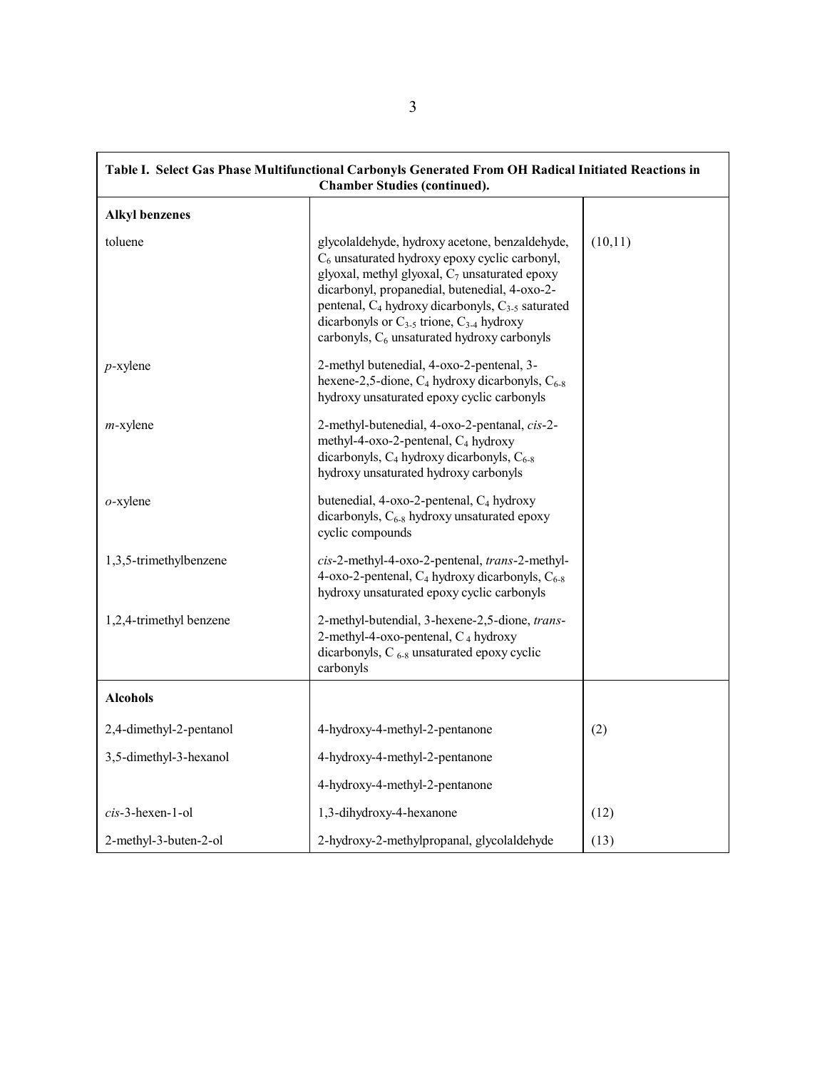**Table I. Select Gas Phase Multifunctional Carbonyls Generated From OH Radical Initiated Reactions in Chamber Studies (continued).**

| | | |
|---|---|---|
| **Alkyl benzenes** | | |
| toluene | glycolaldehyde, hydroxy acetone, benzaldehyde, $C_6$ unsaturated hydroxy epoxy cyclic carbonyl, glyoxal, methyl glyoxal, $C_7$ unsaturated epoxy dicarbonyl, propanedial, butenedial, 4-oxo-2-pentenal, $C_4$ hydroxy dicarbonyls, $C_{3\text{-}5}$ saturated dicarbonyls or $C_{3\text{-}5}$ trione, $C_{3\text{-}4}$ hydroxy carbonyls, $C_6$ unsaturated hydroxy carbonyls | (10,11) |
| *p*-xylene | 2-methyl butenedial, 4-oxo-2-pentenal, 3-hexene-2,5-dione, $C_4$ hydroxy dicarbonyls, $C_{6\text{-}8}$ hydroxy unsaturated epoxy cyclic carbonyls | |
| *m*-xylene | 2-methyl-butenedial, 4-oxo-2-pentanal, *cis*-2-methyl-4-oxo-2-pentenal, $C_4$ hydroxy dicarbonyls, $C_4$ hydroxy dicarbonyls, $C_{6\text{-}8}$ hydroxy unsaturated hydroxy carbonyls | |
| *o*-xylene | butenedial, 4-oxo-2-pentenal, $C_4$ hydroxy dicarbonyls, $C_{6\text{-}8}$ hydroxy unsaturated epoxy cyclic compounds | |
| 1,3,5-trimethylbenzene | *cis*-2-methyl-4-oxo-2-pentenal, *trans*-2-methyl-4-oxo-2-pentenal, $C_4$ hydroxy dicarbonyls, $C_{6\text{-}8}$ hydroxy unsaturated epoxy cyclic carbonyls | |
| 1,2,4-trimethyl benzene | 2-methyl-butendial, 3-hexene-2,5-dione, *trans*-2-methyl-4-oxo-pentenal, $C_4$ hydroxy dicarbonyls, $C_{6\text{-}8}$ unsaturated epoxy cyclic carbonyls | |
| **Alcohols** | | |
| 2,4-dimethyl-2-pentanol | 4-hydroxy-4-methyl-2-pentanone | (2) |
| 3,5-dimethyl-3-hexanol | 4-hydroxy-4-methyl-2-pentanone | |
| | 4-hydroxy-4-methyl-2-pentanone | |
| *cis*-3-hexen-1-ol | 1,3-dihydroxy-4-hexanone | (12) |
| 2-methyl-3-buten-2-ol | 2-hydroxy-2-methylpropanal, glycolaldehyde | (13) |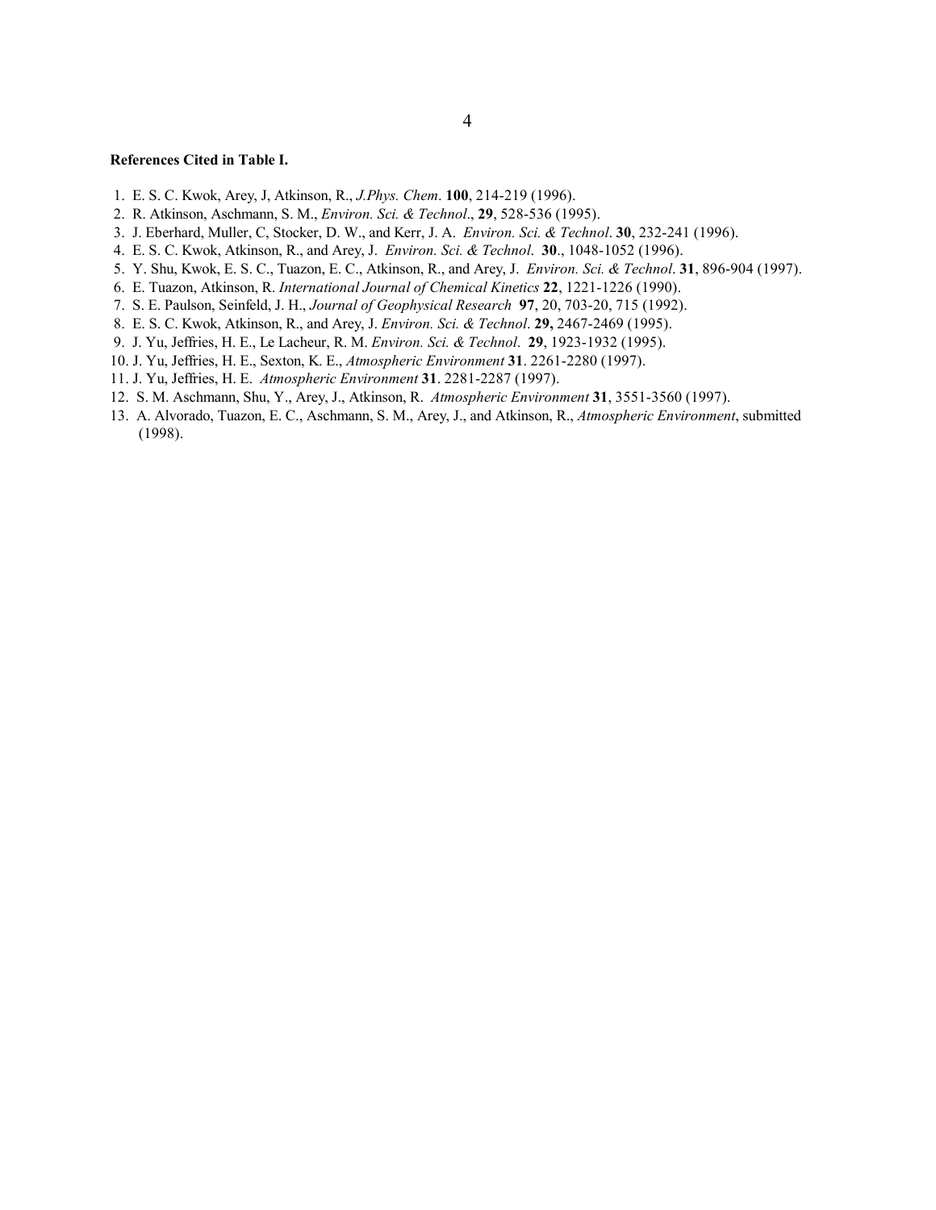**References Cited in Table I.**

1. E. S. C. Kwok, Arey, J, Atkinson, R., *J.Phys. Chem*. **100**, 214-219 (1996).
2. R. Atkinson, Aschmann, S. M., *Environ. Sci. & Technol*., **29**, 528-536 (1995).
3. J. Eberhard, Muller, C, Stocker, D. W., and Kerr, J. A. *Environ. Sci. & Technol*. **30**, 232-241 (1996).
4. E. S. C. Kwok, Atkinson, R., and Arey, J. *Environ. Sci. & Technol*. **30**., 1048-1052 (1996).
5. Y. Shu, Kwok, E. S. C., Tuazon, E. C., Atkinson, R., and Arey, J. *Environ. Sci. & Technol*. **31**, 896-904 (1997).
6. E. Tuazon, Atkinson, R. *International Journal of Chemical Kinetics* **22**, 1221-1226 (1990).
7. S. E. Paulson, Seinfeld, J. H., *Journal of Geophysical Research* **97**, 20, 703-20, 715 (1992).
8. E. S. C. Kwok, Atkinson, R., and Arey, J. *Environ. Sci. & Technol*. **29,** 2467-2469 (1995).
9. J. Yu, Jeffries, H. E., Le Lacheur, R. M. *Environ. Sci. & Technol*. **29**, 1923-1932 (1995).
10. J. Yu, Jeffries, H. E., Sexton, K. E., *Atmospheric Environment* **31**. 2261-2280 (1997).
11. J. Yu, Jeffries, H. E. *Atmospheric Environment* **31**. 2281-2287 (1997).
12. S. M. Aschmann, Shu, Y., Arey, J., Atkinson, R. *Atmospheric Environment* **31**, 3551-3560 (1997).
13. A. Alvorado, Tuazon, E. C., Aschmann, S. M., Arey, J., and Atkinson, R., *Atmospheric Environment*, submitted (1998).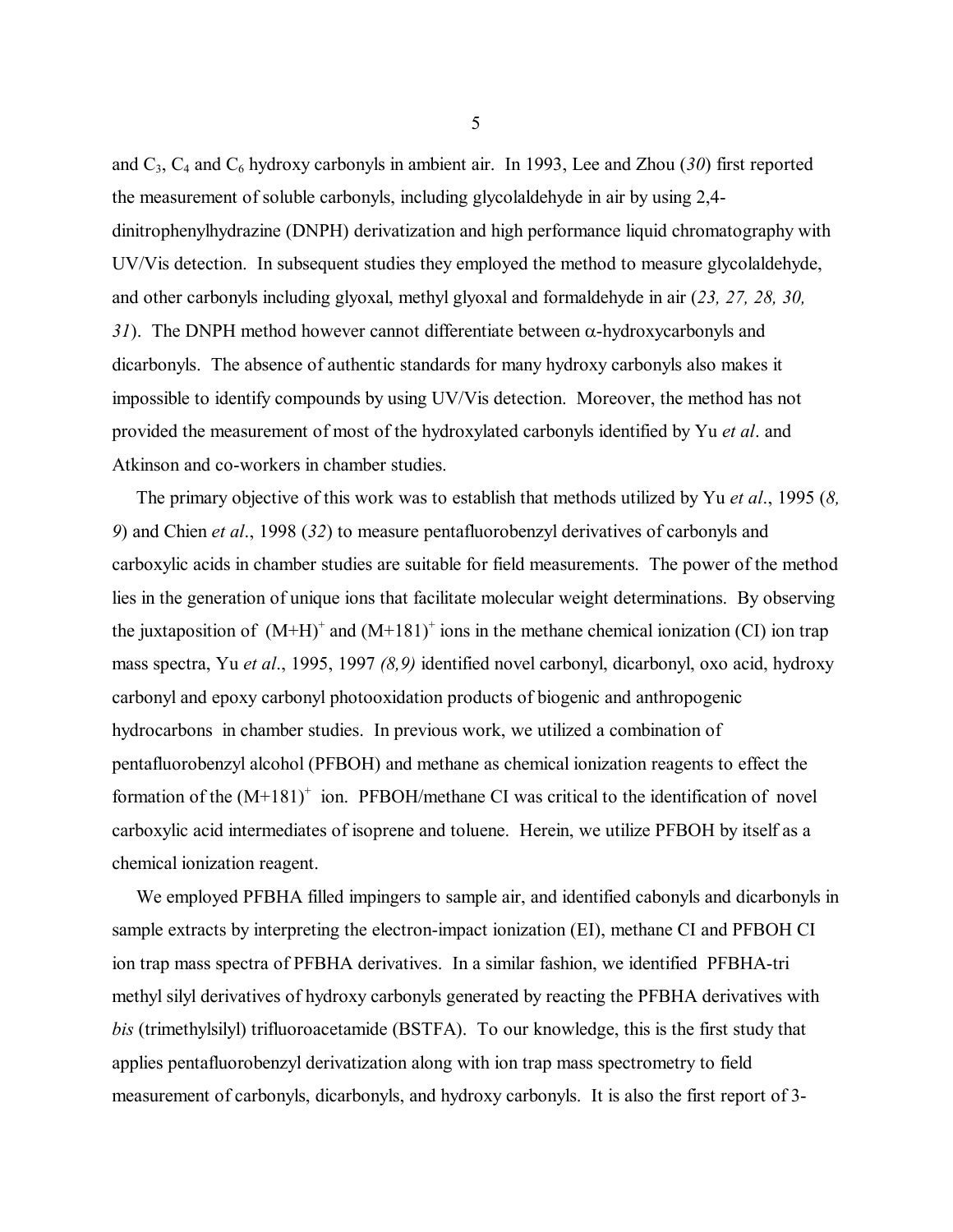and $C_3$, $C_4$ and $C_6$ hydroxy carbonyls in ambient air. In 1993, Lee and Zhou (*30*) first reported the measurement of soluble carbonyls, including glycolaldehyde in air by using 2,4-dinitrophenylhydrazine (DNPH) derivatization and high performance liquid chromatography with UV/Vis detection. In subsequent studies they employed the method to measure glycolaldehyde, and other carbonyls including glyoxal, methyl glyoxal and formaldehyde in air (*23, 27, 28, 30, 31*). The DNPH method however cannot differentiate between $\alpha$-hydroxycarbonyls and dicarbonyls. The absence of authentic standards for many hydroxy carbonyls also makes it impossible to identify compounds by using UV/Vis detection. Moreover, the method has not provided the measurement of most of the hydroxylated carbonyls identified by Yu *et al*. and Atkinson and co-workers in chamber studies.

The primary objective of this work was to establish that methods utilized by Yu *et al*., 1995 (*8, 9*) and Chien *et al*., 1998 (*32*) to measure pentafluorobenzyl derivatives of carbonyls and carboxylic acids in chamber studies are suitable for field measurements. The power of the method lies in the generation of unique ions that facilitate molecular weight determinations. By observing the juxtaposition of $(M+H)^+$ and $(M+181)^+$ ions in the methane chemical ionization (CI) ion trap mass spectra, Yu *et al*., 1995, 1997 *(8,9)* identified novel carbonyl, dicarbonyl, oxo acid, hydroxy carbonyl and epoxy carbonyl photooxidation products of biogenic and anthropogenic hydrocarbons in chamber studies. In previous work, we utilized a combination of pentafluorobenzyl alcohol (PFBOH) and methane as chemical ionization reagents to effect the formation of the $(M+181)^+$ ion. PFBOH/methane CI was critical to the identification of novel carboxylic acid intermediates of isoprene and toluene. Herein, we utilize PFBOH by itself as a chemical ionization reagent.

We employed PFBHA filled impingers to sample air, and identified cabonyls and dicarbonyls in sample extracts by interpreting the electron-impact ionization (EI), methane CI and PFBOH CI ion trap mass spectra of PFBHA derivatives. In a similar fashion, we identified PFBHA-tri methyl silyl derivatives of hydroxy carbonyls generated by reacting the PFBHA derivatives with *bis* (trimethylsilyl) trifluoroacetamide (BSTFA). To our knowledge, this is the first study that applies pentafluorobenzyl derivatization along with ion trap mass spectrometry to field measurement of carbonyls, dicarbonyls, and hydroxy carbonyls. It is also the first report of 3-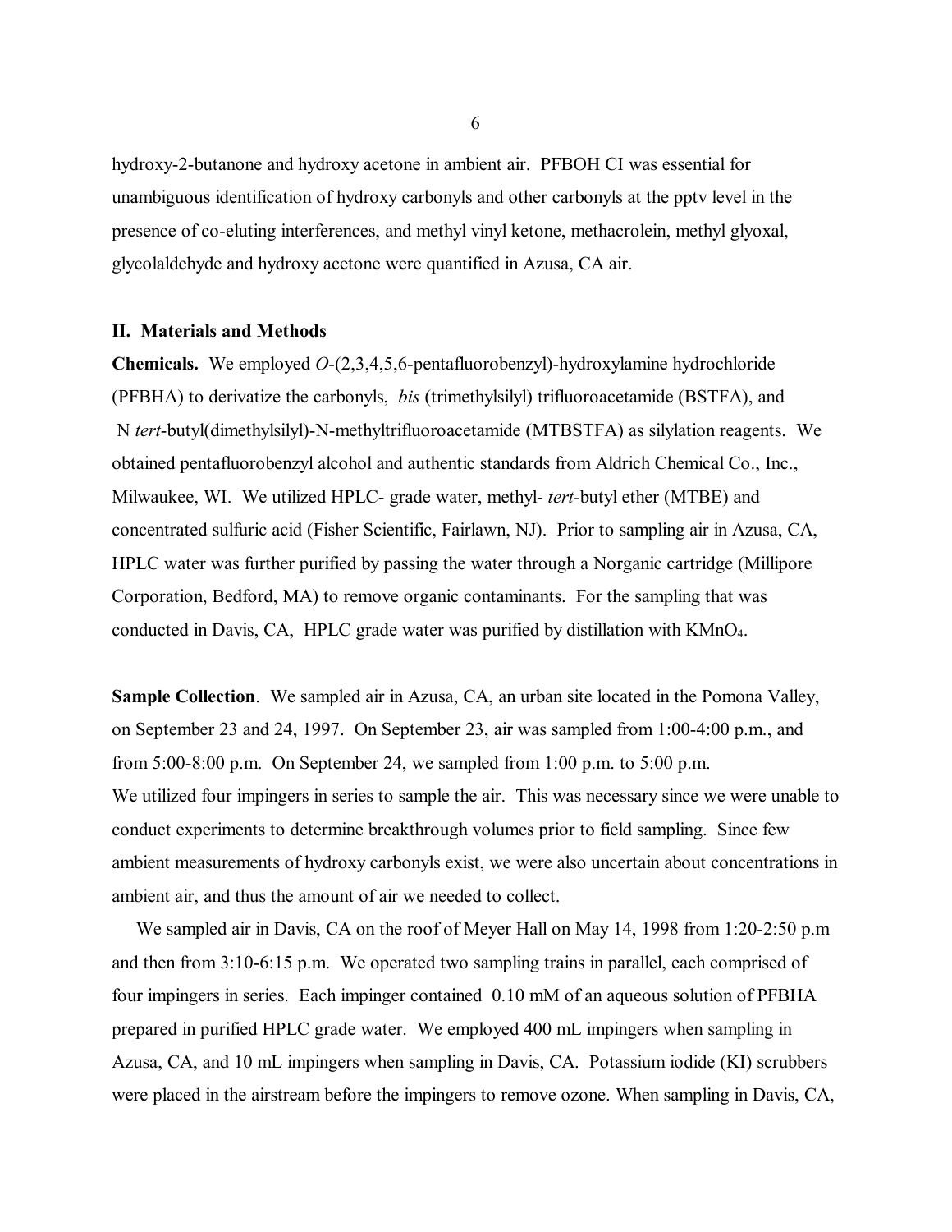hydroxy-2-butanone and hydroxy acetone in ambient air. PFBOH CI was essential for unambiguous identification of hydroxy carbonyls and other carbonyls at the pptv level in the presence of co-eluting interferences, and methyl vinyl ketone, methacrolein, methyl glyoxal, glycolaldehyde and hydroxy acetone were quantified in Azusa, CA air.

## II. Materials and Methods

**Chemicals.** We employed *O*-(2,3,4,5,6-pentafluorobenzyl)-hydroxylamine hydrochloride (PFBHA) to derivatize the carbonyls, *bis* (trimethylsilyl) trifluoroacetamide (BSTFA), and N *tert*-butyl(dimethylsilyl)-N-methyltrifluoroacetamide (MTBSTFA) as silylation reagents. We obtained pentafluorobenzyl alcohol and authentic standards from Aldrich Chemical Co., Inc., Milwaukee, WI. We utilized HPLC- grade water, methyl- *tert*-butyl ether (MTBE) and concentrated sulfuric acid (Fisher Scientific, Fairlawn, NJ). Prior to sampling air in Azusa, CA, HPLC water was further purified by passing the water through a Norganic cartridge (Millipore Corporation, Bedford, MA) to remove organic contaminants. For the sampling that was conducted in Davis, CA, HPLC grade water was purified by distillation with $KMnO_4$.

**Sample Collection**. We sampled air in Azusa, CA, an urban site located in the Pomona Valley, on September 23 and 24, 1997. On September 23, air was sampled from 1:00-4:00 p.m., and from 5:00-8:00 p.m. On September 24, we sampled from 1:00 p.m. to 5:00 p.m. We utilized four impingers in series to sample the air. This was necessary since we were unable to conduct experiments to determine breakthrough volumes prior to field sampling. Since few ambient measurements of hydroxy carbonyls exist, we were also uncertain about concentrations in ambient air, and thus the amount of air we needed to collect.

We sampled air in Davis, CA on the roof of Meyer Hall on May 14, 1998 from 1:20-2:50 p.m and then from 3:10-6:15 p.m. We operated two sampling trains in parallel, each comprised of four impingers in series. Each impinger contained 0.10 mM of an aqueous solution of PFBHA prepared in purified HPLC grade water. We employed 400 mL impingers when sampling in Azusa, CA, and 10 mL impingers when sampling in Davis, CA. Potassium iodide (KI) scrubbers were placed in the airstream before the impingers to remove ozone. When sampling in Davis, CA,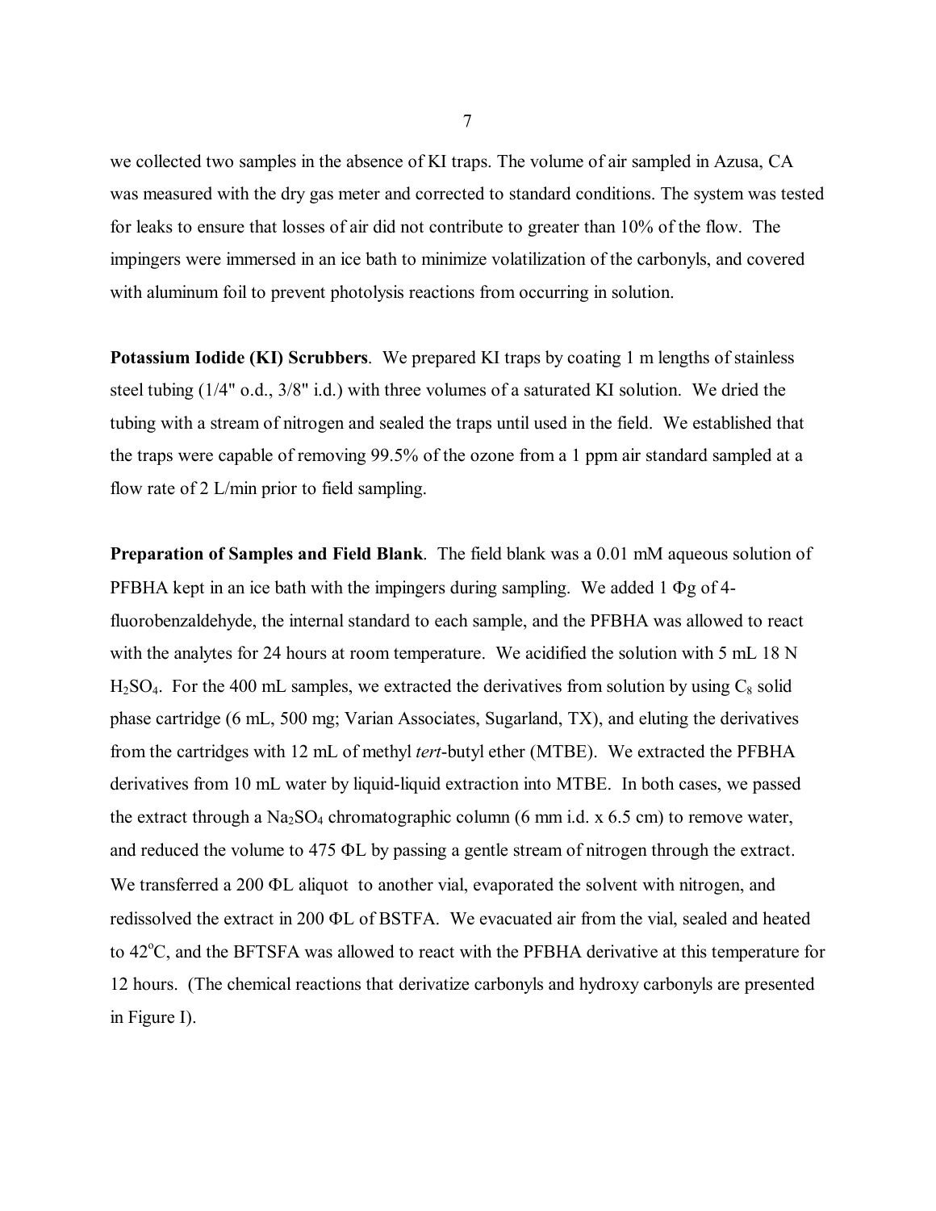we collected two samples in the absence of KI traps. The volume of air sampled in Azusa, CA was measured with the dry gas meter and corrected to standard conditions. The system was tested for leaks to ensure that losses of air did not contribute to greater than 10% of the flow. The impingers were immersed in an ice bath to minimize volatilization of the carbonyls, and covered with aluminum foil to prevent photolysis reactions from occurring in solution.

**Potassium Iodide (KI) Scrubbers**. We prepared KI traps by coating 1 m lengths of stainless steel tubing (1/4" o.d., 3/8" i.d.) with three volumes of a saturated KI solution. We dried the tubing with a stream of nitrogen and sealed the traps until used in the field. We established that the traps were capable of removing 99.5% of the ozone from a 1 ppm air standard sampled at a flow rate of 2 L/min prior to field sampling.

**Preparation of Samples and Field Blank**. The field blank was a 0.01 mM aqueous solution of PFBHA kept in an ice bath with the impingers during sampling. We added 1 Φg of 4-fluorobenzaldehyde, the internal standard to each sample, and the PFBHA was allowed to react with the analytes for 24 hours at room temperature. We acidified the solution with 5 mL 18 N $H_2SO_4$. For the 400 mL samples, we extracted the derivatives from solution by using $C_8$ solid phase cartridge (6 mL, 500 mg; Varian Associates, Sugarland, TX), and eluting the derivatives from the cartridges with 12 mL of methyl *tert*-butyl ether (MTBE). We extracted the PFBHA derivatives from 10 mL water by liquid-liquid extraction into MTBE. In both cases, we passed the extract through a $Na_2SO_4$ chromatographic column (6 mm i.d. x 6.5 cm) to remove water, and reduced the volume to 475 ΦL by passing a gentle stream of nitrogen through the extract. We transferred a 200 ΦL aliquot to another vial, evaporated the solvent with nitrogen, and redissolved the extract in 200 ΦL of BSTFA. We evacuated air from the vial, sealed and heated to 42°C, and the BFTSFA was allowed to react with the PFBHA derivative at this temperature for 12 hours. (The chemical reactions that derivatize carbonyls and hydroxy carbonyls are presented in Figure I).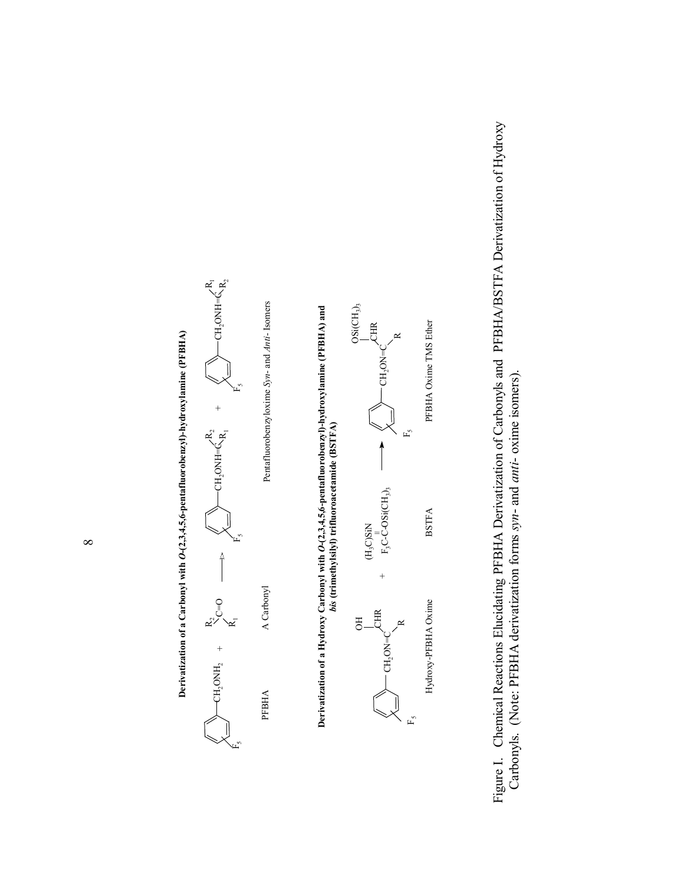**Derivatization of a Carbonyl with *O*-(2,3,4,5,6-pentafluorobenzyl)-hydroxylamine (PFBHA)**

$$C_6F_5\text{-}CH_2ONH_2 + R_2R_1C{=}O \longrightarrow C_6F_5\text{-}CH_2ONH{=}C(R_2)R_1 + C_6F_5\text{-}CH_2ONH{=}C(R_1)R_2$$

PFBHA | A Carbonyl | Pentafluorobenzyloxime *Syn*- and *Anti*- Isomers

**Derivatization of a Hydroxy Carbonyl with *O*-(2,3,4,5,6-pentafluorobenzyl)-hydroxylamine (PFBHA) and *bis* (trimethylsilyl) trifluoroacetamide (BSTFA)**

$$C_6F_5\text{-}CH_2ON{=}C(R)CHR\text{-}OH + F_3C\text{-}C({=}NSi(CH_3)_3)\text{-}OSi(CH_3)_3 \longrightarrow C_6F_5\text{-}CH_2ON{=}C(R)CHR\text{-}OSi(CH_3)_3$$

Hydroxy-PFBHA Oxime | BSTFA | PFBHA Oxime TMS Ether

Figure I. Chemical Reactions Elucidating PFBHA Derivatization of Carbonyls and PFBHA/BSTFA Derivatization of Hydroxy Carbonyls. (Note: PFBHA derivatization forms *syn*- and *anti*- oxime isomers).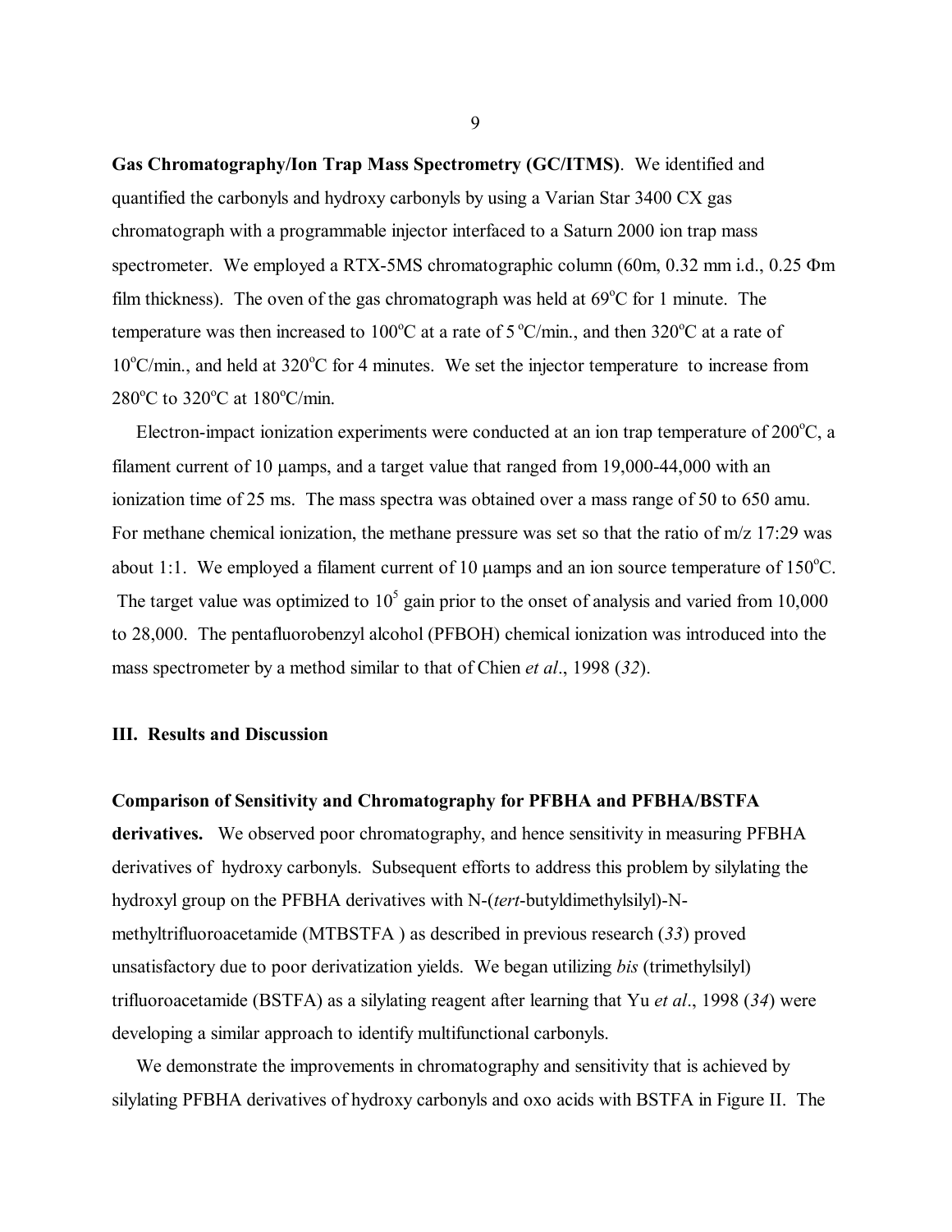**Gas Chromatography/Ion Trap Mass Spectrometry (GC/ITMS)**. We identified and quantified the carbonyls and hydroxy carbonyls by using a Varian Star 3400 CX gas chromatograph with a programmable injector interfaced to a Saturn 2000 ion trap mass spectrometer. We employed a RTX-5MS chromatographic column (60m, 0.32 mm i.d., 0.25 Φm film thickness). The oven of the gas chromatograph was held at 69°C for 1 minute. The temperature was then increased to 100°C at a rate of 5 °C/min., and then 320°C at a rate of 10°C/min., and held at 320°C for 4 minutes. We set the injector temperature to increase from 280°C to 320°C at 180°C/min.

Electron-impact ionization experiments were conducted at an ion trap temperature of 200°C, a filament current of 10 μamps, and a target value that ranged from 19,000-44,000 with an ionization time of 25 ms. The mass spectra was obtained over a mass range of 50 to 650 amu. For methane chemical ionization, the methane pressure was set so that the ratio of m/z 17:29 was about 1:1. We employed a filament current of 10 μamps and an ion source temperature of 150°C. The target value was optimized to $10^5$ gain prior to the onset of analysis and varied from 10,000 to 28,000. The pentafluorobenzyl alcohol (PFBOH) chemical ionization was introduced into the mass spectrometer by a method similar to that of Chien *et al*., 1998 (*32*).

## III. Results and Discussion

**Comparison of Sensitivity and Chromatography for PFBHA and PFBHA/BSTFA derivatives.** We observed poor chromatography, and hence sensitivity in measuring PFBHA derivatives of hydroxy carbonyls. Subsequent efforts to address this problem by silylating the hydroxyl group on the PFBHA derivatives with N-(*tert*-butyldimethylsilyl)-N-methyltrifluoroacetamide (MTBSTFA ) as described in previous research (*33*) proved unsatisfactory due to poor derivatization yields. We began utilizing *bis* (trimethylsilyl) trifluoroacetamide (BSTFA) as a silylating reagent after learning that Yu *et al*., 1998 (*34*) were developing a similar approach to identify multifunctional carbonyls.

We demonstrate the improvements in chromatography and sensitivity that is achieved by silylating PFBHA derivatives of hydroxy carbonyls and oxo acids with BSTFA in Figure II. The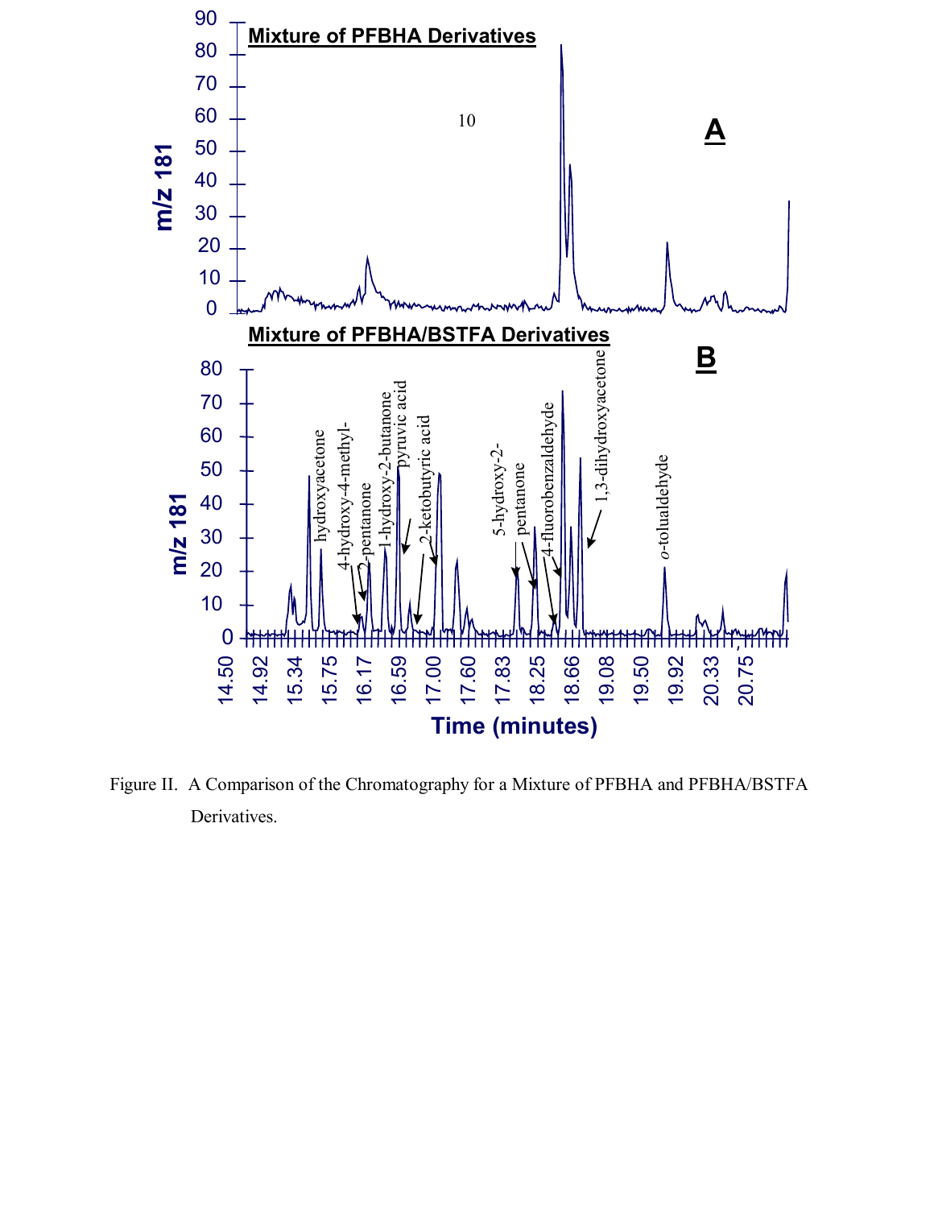Figure II. A Comparison of the Chromatography for a Mixture of PFBHA and PFBHA/BSTFA Derivatives.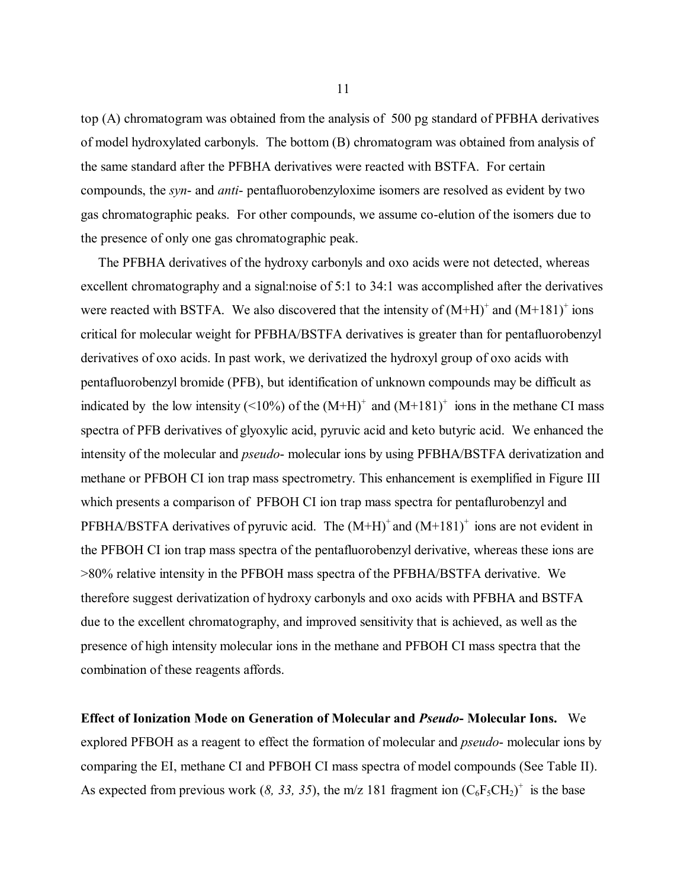top (A) chromatogram was obtained from the analysis of 500 pg standard of PFBHA derivatives of model hydroxylated carbonyls. The bottom (B) chromatogram was obtained from analysis of the same standard after the PFBHA derivatives were reacted with BSTFA. For certain compounds, the *syn*- and *anti*- pentafluorobenzyloxime isomers are resolved as evident by two gas chromatographic peaks. For other compounds, we assume co-elution of the isomers due to the presence of only one gas chromatographic peak.

The PFBHA derivatives of the hydroxy carbonyls and oxo acids were not detected, whereas excellent chromatography and a signal:noise of 5:1 to 34:1 was accomplished after the derivatives were reacted with BSTFA. We also discovered that the intensity of $(M+H)^+$ and $(M+181)^+$ ions critical for molecular weight for PFBHA/BSTFA derivatives is greater than for pentafluorobenzyl derivatives of oxo acids. In past work, we derivatized the hydroxyl group of oxo acids with pentafluorobenzyl bromide (PFB), but identification of unknown compounds may be difficult as indicated by the low intensity (<10%) of the $(M+H)^+$ and $(M+181)^+$ ions in the methane CI mass spectra of PFB derivatives of glyoxylic acid, pyruvic acid and keto butyric acid. We enhanced the intensity of the molecular and *pseudo*- molecular ions by using PFBHA/BSTFA derivatization and methane or PFBOH CI ion trap mass spectrometry. This enhancement is exemplified in Figure III which presents a comparison of PFBOH CI ion trap mass spectra for pentaflurobenzyl and PFBHA/BSTFA derivatives of pyruvic acid. The $(M+H)^+$ and $(M+181)^+$ ions are not evident in the PFBOH CI ion trap mass spectra of the pentafluorobenzyl derivative, whereas these ions are >80% relative intensity in the PFBOH mass spectra of the PFBHA/BSTFA derivative. We therefore suggest derivatization of hydroxy carbonyls and oxo acids with PFBHA and BSTFA due to the excellent chromatography, and improved sensitivity that is achieved, as well as the presence of high intensity molecular ions in the methane and PFBOH CI mass spectra that the combination of these reagents affords.

**Effect of Ionization Mode on Generation of Molecular and *Pseudo*- Molecular Ions.** We explored PFBOH as a reagent to effect the formation of molecular and *pseudo*- molecular ions by comparing the EI, methane CI and PFBOH CI mass spectra of model compounds (See Table II). As expected from previous work (*8, 33, 35*), the m/z 181 fragment ion $(C_6F_5CH_2)^+$ is the base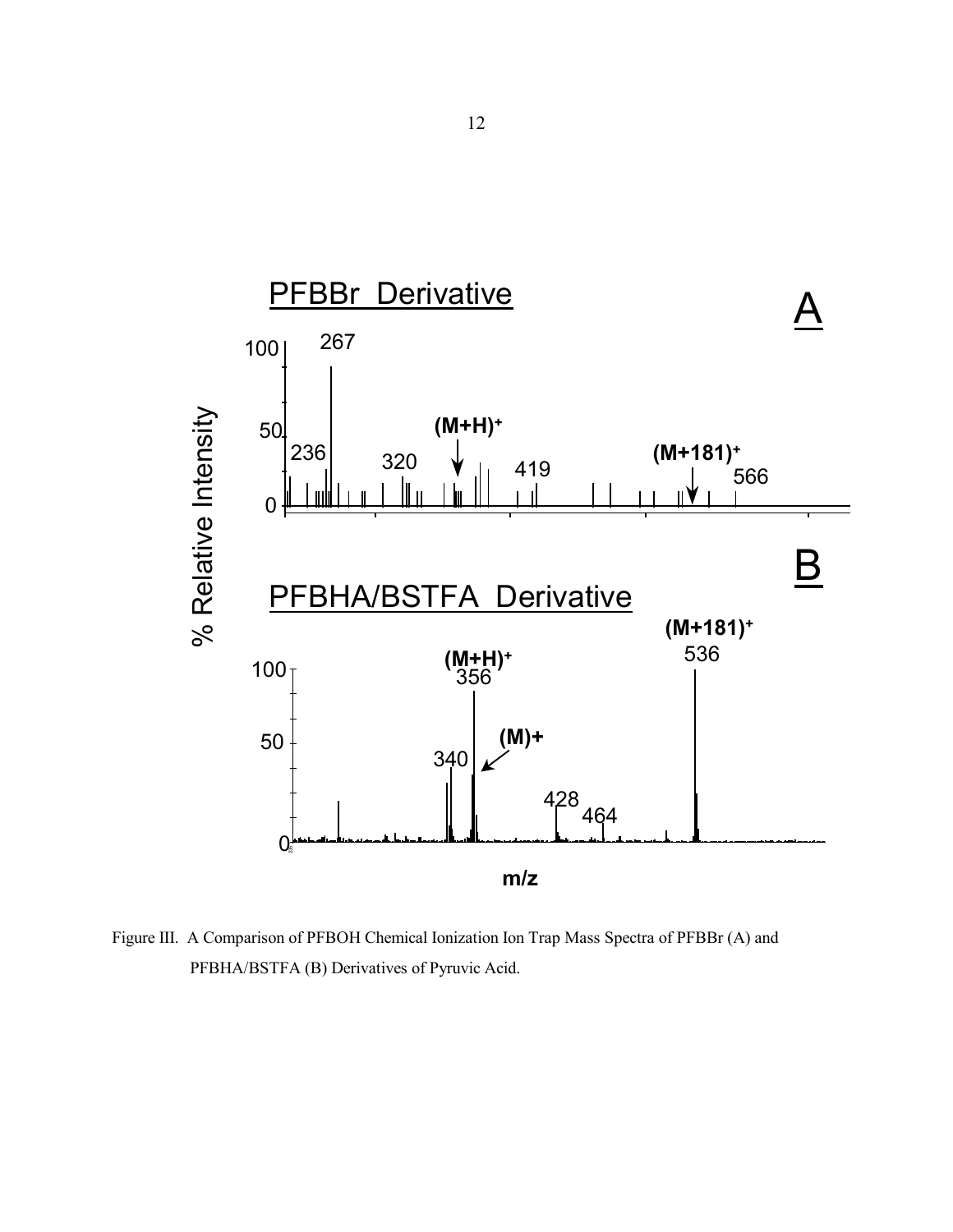Figure III. A Comparison of PFBOH Chemical Ionization Ion Trap Mass Spectra of PFBBr (A) and PFBHA/BSTFA (B) Derivatives of Pyruvic Acid.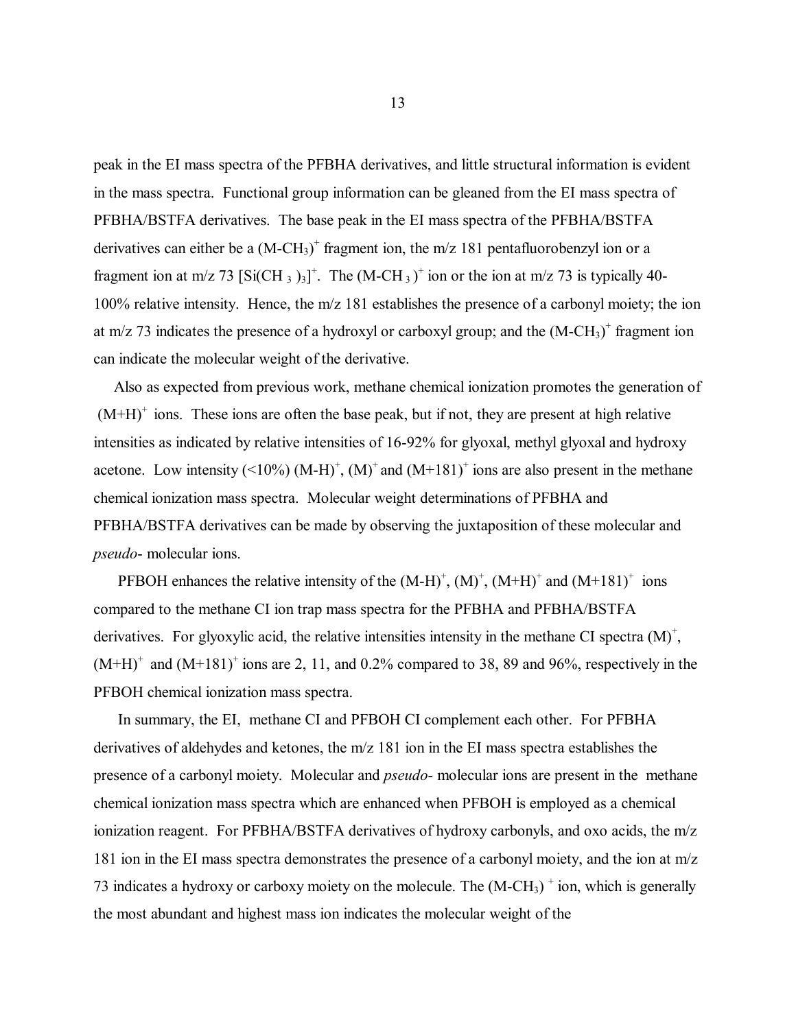peak in the EI mass spectra of the PFBHA derivatives, and little structural information is evident in the mass spectra. Functional group information can be gleaned from the EI mass spectra of PFBHA/BSTFA derivatives. The base peak in the EI mass spectra of the PFBHA/BSTFA derivatives can either be a $(M\text{-}CH_3)^+$ fragment ion, the m/z 181 pentafluorobenzyl ion or a fragment ion at m/z 73 $[Si(CH_3)_3]^+$. The $(M\text{-}CH_3)^+$ ion or the ion at m/z 73 is typically 40-100% relative intensity. Hence, the m/z 181 establishes the presence of a carbonyl moiety; the ion at m/z 73 indicates the presence of a hydroxyl or carboxyl group; and the $(M\text{-}CH_3)^+$ fragment ion can indicate the molecular weight of the derivative.

Also as expected from previous work, methane chemical ionization promotes the generation of $(M+H)^+$ ions. These ions are often the base peak, but if not, they are present at high relative intensities as indicated by relative intensities of 16-92% for glyoxal, methyl glyoxal and hydroxy acetone. Low intensity (<10%) $(M\text{-}H)^+$, $(M)^+$ and $(M+181)^+$ ions are also present in the methane chemical ionization mass spectra. Molecular weight determinations of PFBHA and PFBHA/BSTFA derivatives can be made by observing the juxtaposition of these molecular and *pseudo*- molecular ions.

PFBOH enhances the relative intensity of the $(M\text{-}H)^+$, $(M)^+$, $(M+H)^+$ and $(M+181)^+$ ions compared to the methane CI ion trap mass spectra for the PFBHA and PFBHA/BSTFA derivatives. For glyoxylic acid, the relative intensities intensity in the methane CI spectra $(M)^+$, $(M+H)^+$ and $(M+181)^+$ ions are 2, 11, and 0.2% compared to 38, 89 and 96%, respectively in the PFBOH chemical ionization mass spectra.

In summary, the EI, methane CI and PFBOH CI complement each other. For PFBHA derivatives of aldehydes and ketones, the m/z 181 ion in the EI mass spectra establishes the presence of a carbonyl moiety. Molecular and *pseudo*- molecular ions are present in the methane chemical ionization mass spectra which are enhanced when PFBOH is employed as a chemical ionization reagent. For PFBHA/BSTFA derivatives of hydroxy carbonyls, and oxo acids, the m/z 181 ion in the EI mass spectra demonstrates the presence of a carbonyl moiety, and the ion at m/z 73 indicates a hydroxy or carboxy moiety on the molecule. The $(M\text{-}CH_3)^+$ ion, which is generally the most abundant and highest mass ion indicates the molecular weight of the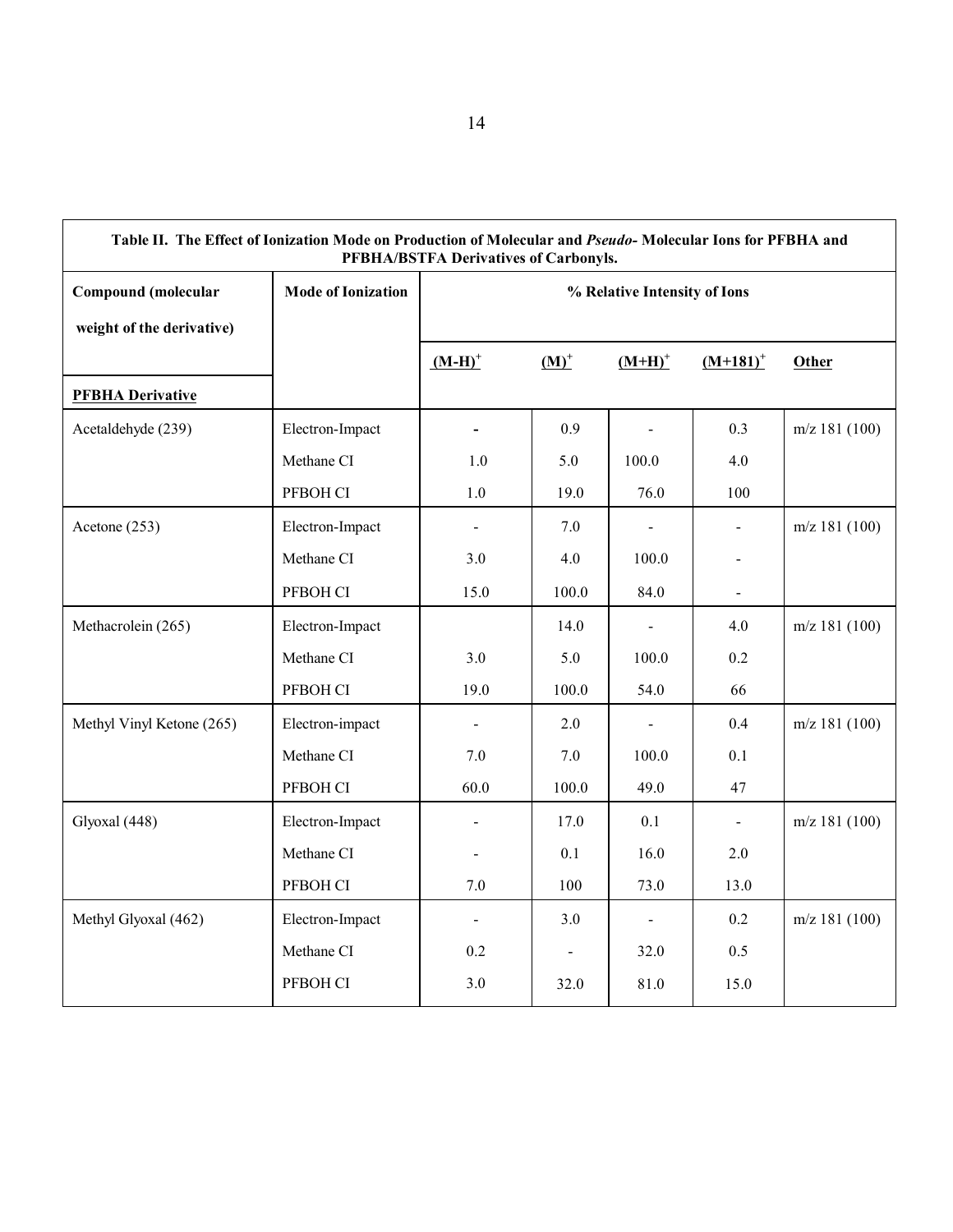**Table II. The Effect of Ionization Mode on Production of Molecular and *Pseudo-* Molecular Ions for PFBHA and PFBHA/BSTFA Derivatives of Carbonyls.**

| Compound (molecular weight of the derivative) | Mode of Ionization | % Relative Intensity of Ions | | | | |
|---|---|---|---|---|---|---|
| | | $(M\text{-}H)^+$ | $(M)^+$ | $(M\text{+}H)^+$ | $(M\text{+}181)^+$ | Other |
| **PFBHA Derivative** | | | | | | |
| Acetaldehyde (239) | Electron-Impact | - | 0.9 | - | 0.3 | m/z 181 (100) |
| | Methane CI | 1.0 | 5.0 | 100.0 | 4.0 | |
| | PFBOH CI | 1.0 | 19.0 | 76.0 | 100 | |
| Acetone (253) | Electron-Impact | - | 7.0 | - | - | m/z 181 (100) |
| | Methane CI | 3.0 | 4.0 | 100.0 | - | |
| | PFBOH CI | 15.0 | 100.0 | 84.0 | - | |
| Methacrolein (265) | Electron-Impact | | 14.0 | - | 4.0 | m/z 181 (100) |
| | Methane CI | 3.0 | 5.0 | 100.0 | 0.2 | |
| | PFBOH CI | 19.0 | 100.0 | 54.0 | 66 | |
| Methyl Vinyl Ketone (265) | Electron-impact | - | 2.0 | - | 0.4 | m/z 181 (100) |
| | Methane CI | 7.0 | 7.0 | 100.0 | 0.1 | |
| | PFBOH CI | 60.0 | 100.0 | 49.0 | 47 | |
| Glyoxal (448) | Electron-Impact | - | 17.0 | 0.1 | - | m/z 181 (100) |
| | Methane CI | - | 0.1 | 16.0 | 2.0 | |
| | PFBOH CI | 7.0 | 100 | 73.0 | 13.0 | |
| Methyl Glyoxal (462) | Electron-Impact | - | 3.0 | - | 0.2 | m/z 181 (100) |
| | Methane CI | 0.2 | - | 32.0 | 0.5 | |
| | PFBOH CI | 3.0 | 32.0 | 81.0 | 15.0 | |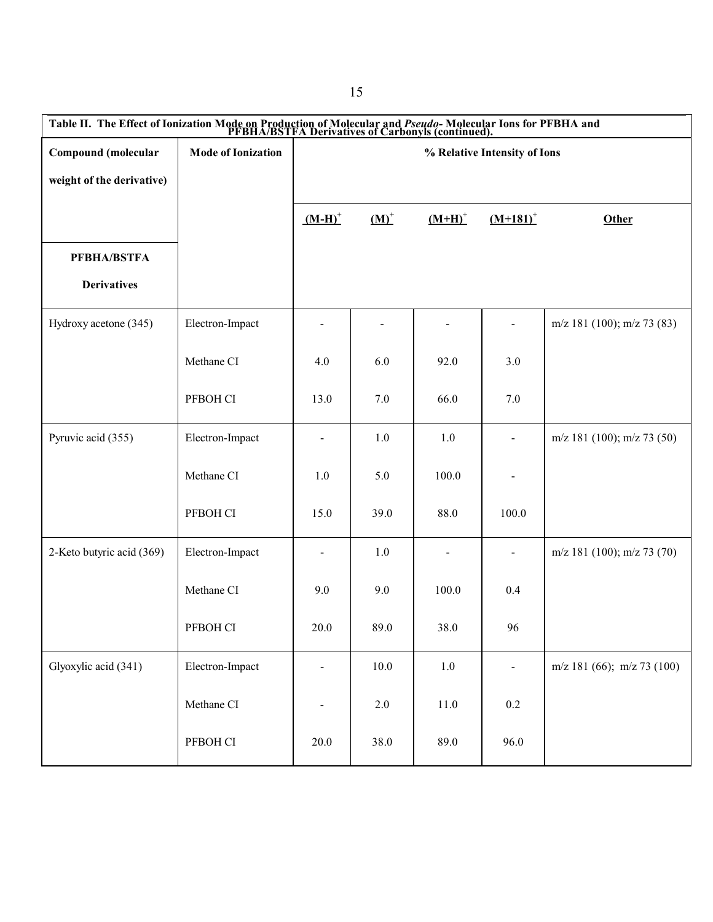**Table II. The Effect of Ionization Mode on Production of Molecular and *Pseudo*- Molecular Ions for PFBHA and PFBHA/BSTFA Derivatives of Carbonyls (continued).**

| Compound (molecular weight of the derivative) | Mode of Ionization | % Relative Intensity of Ions | | | | |
|---|---|---|---|---|---|---|
| | | $(M-H)^+$ | $(M)^+$ | $(M+H)^+$ | $(M+181)^+$ | Other |
| **PFBHA/BSTFA Derivatives** | | | | | | |
| Hydroxy acetone (345) | Electron-Impact | - | - | - | - | m/z 181 (100); m/z 73 (83) |
| | Methane CI | 4.0 | 6.0 | 92.0 | 3.0 | |
| | PFBOH CI | 13.0 | 7.0 | 66.0 | 7.0 | |
| Pyruvic acid (355) | Electron-Impact | - | 1.0 | 1.0 | - | m/z 181 (100); m/z 73 (50) |
| | Methane CI | 1.0 | 5.0 | 100.0 | - | |
| | PFBOH CI | 15.0 | 39.0 | 88.0 | 100.0 | |
| 2-Keto butyric acid (369) | Electron-Impact | - | 1.0 | - | - | m/z 181 (100); m/z 73 (70) |
| | Methane CI | 9.0 | 9.0 | 100.0 | 0.4 | |
| | PFBOH CI | 20.0 | 89.0 | 38.0 | 96 | |
| Glyoxylic acid (341) | Electron-Impact | - | 10.0 | 1.0 | - | m/z 181 (66); m/z 73 (100) |
| | Methane CI | - | 2.0 | 11.0 | 0.2 | |
| | PFBOH CI | 20.0 | 38.0 | 89.0 | 96.0 | |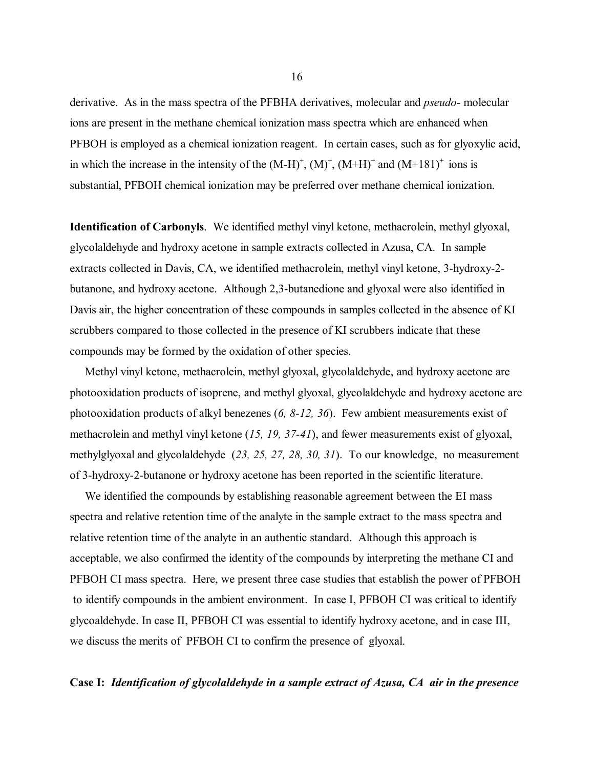derivative. As in the mass spectra of the PFBHA derivatives, molecular and *pseudo-* molecular ions are present in the methane chemical ionization mass spectra which are enhanced when PFBOH is employed as a chemical ionization reagent. In certain cases, such as for glyoxylic acid, in which the increase in the intensity of the $(M\text{-}H)^+$, $(M)^+$, $(M+H)^+$ and $(M+181)^+$ ions is substantial, PFBOH chemical ionization may be preferred over methane chemical ionization.

**Identification of Carbonyls**. We identified methyl vinyl ketone, methacrolein, methyl glyoxal, glycolaldehyde and hydroxy acetone in sample extracts collected in Azusa, CA. In sample extracts collected in Davis, CA, we identified methacrolein, methyl vinyl ketone, 3-hydroxy-2-butanone, and hydroxy acetone. Although 2,3-butanedione and glyoxal were also identified in Davis air, the higher concentration of these compounds in samples collected in the absence of KI scrubbers compared to those collected in the presence of KI scrubbers indicate that these compounds may be formed by the oxidation of other species.

Methyl vinyl ketone, methacrolein, methyl glyoxal, glycolaldehyde, and hydroxy acetone are photooxidation products of isoprene, and methyl glyoxal, glycolaldehyde and hydroxy acetone are photooxidation products of alkyl benezenes (*6, 8-12, 36*). Few ambient measurements exist of methacrolein and methyl vinyl ketone (*15, 19, 37-41*), and fewer measurements exist of glyoxal, methylglyoxal and glycolaldehyde (*23, 25, 27, 28, 30, 31*). To our knowledge, no measurement of 3-hydroxy-2-butanone or hydroxy acetone has been reported in the scientific literature.

We identified the compounds by establishing reasonable agreement between the EI mass spectra and relative retention time of the analyte in the sample extract to the mass spectra and relative retention time of the analyte in an authentic standard. Although this approach is acceptable, we also confirmed the identity of the compounds by interpreting the methane CI and PFBOH CI mass spectra. Here, we present three case studies that establish the power of PFBOH to identify compounds in the ambient environment. In case I, PFBOH CI was critical to identify glycoaldehyde. In case II, PFBOH CI was essential to identify hydroxy acetone, and in case III, we discuss the merits of PFBOH CI to confirm the presence of glyoxal.

**Case I:** ***Identification of glycolaldehyde in a sample extract of Azusa, CA air in the presence***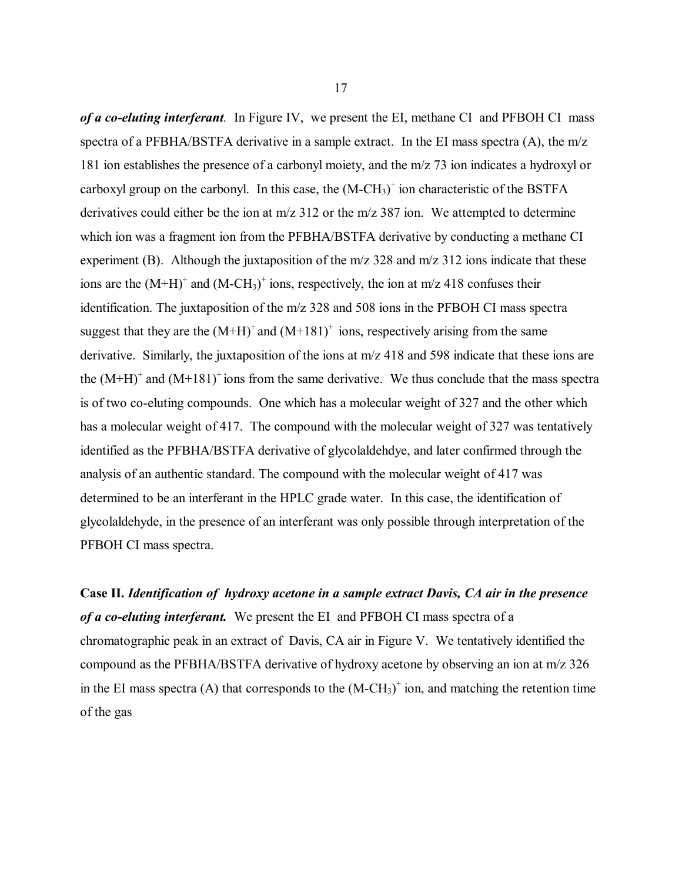***of a co-eluting interferant*.** In Figure IV, we present the EI, methane CI and PFBOH CI mass spectra of a PFBHA/BSTFA derivative in a sample extract. In the EI mass spectra (A), the m/z 181 ion establishes the presence of a carbonyl moiety, and the m/z 73 ion indicates a hydroxyl or carboxyl group on the carbonyl. In this case, the $(M\text{-}CH_3)^+$ ion characteristic of the BSTFA derivatives could either be the ion at m/z 312 or the m/z 387 ion. We attempted to determine which ion was a fragment ion from the PFBHA/BSTFA derivative by conducting a methane CI experiment (B). Although the juxtaposition of the m/z 328 and m/z 312 ions indicate that these ions are the $(M+H)^+$ and $(M\text{-}CH_3)^+$ ions, respectively, the ion at m/z 418 confuses their identification. The juxtaposition of the m/z 328 and 508 ions in the PFBOH CI mass spectra suggest that they are the $(M+H)^+$ and $(M+181)^+$ ions, respectively arising from the same derivative. Similarly, the juxtaposition of the ions at m/z 418 and 598 indicate that these ions are the $(M+H)^+$ and $(M+181)^+$ ions from the same derivative. We thus conclude that the mass spectra is of two co-eluting compounds. One which has a molecular weight of 327 and the other which has a molecular weight of 417. The compound with the molecular weight of 327 was tentatively identified as the PFBHA/BSTFA derivative of glycolaldehdye, and later confirmed through the analysis of an authentic standard. The compound with the molecular weight of 417 was determined to be an interferant in the HPLC grade water. In this case, the identification of glycolaldehyde, in the presence of an interferant was only possible through interpretation of the PFBOH CI mass spectra.

**Case II.** ***Identification of hydroxy acetone in a sample extract Davis, CA air in the presence of a co-eluting interferant.*** We present the EI and PFBOH CI mass spectra of a chromatographic peak in an extract of Davis, CA air in Figure V. We tentatively identified the compound as the PFBHA/BSTFA derivative of hydroxy acetone by observing an ion at m/z 326 in the EI mass spectra (A) that corresponds to the $(M\text{-}CH_3)^+$ ion, and matching the retention time of the gas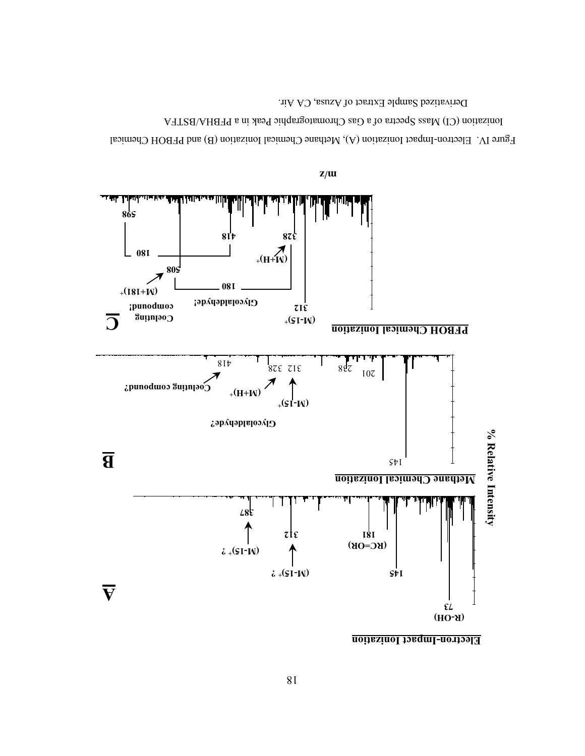Figure IV. Electron-Impact Ionization (A), Methane Chemical Ionization (B) and PFBOH Chemical Ionization (CI) Mass Spectra of a Gas Chromatographic Peak in a PFBHA/BSTFA Derivatized Sample Extract of Azusa, CA Air.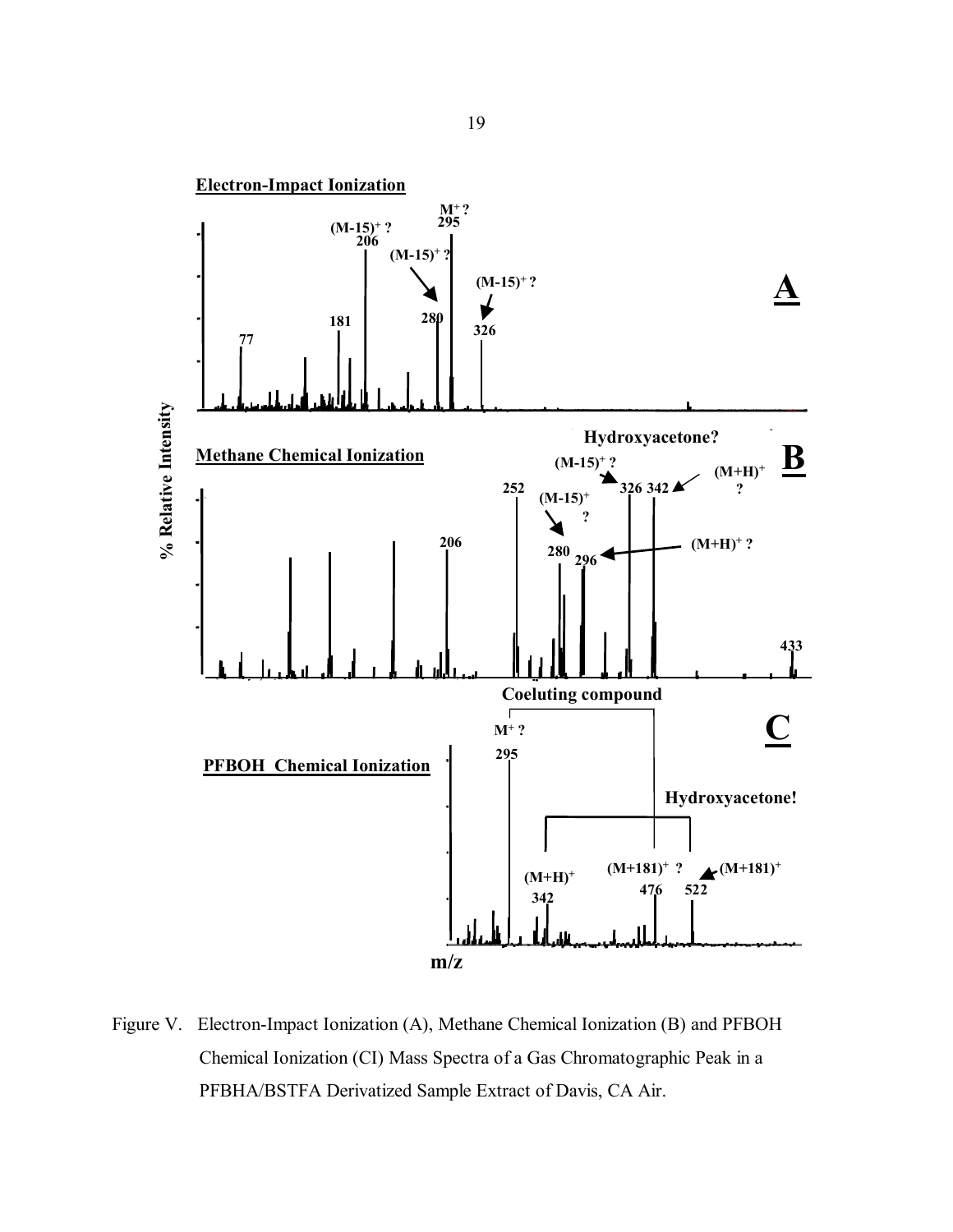Figure V. Electron-Impact Ionization (A), Methane Chemical Ionization (B) and PFBOH Chemical Ionization (CI) Mass Spectra of a Gas Chromatographic Peak in a PFBHA/BSTFA Derivatized Sample Extract of Davis, CA Air.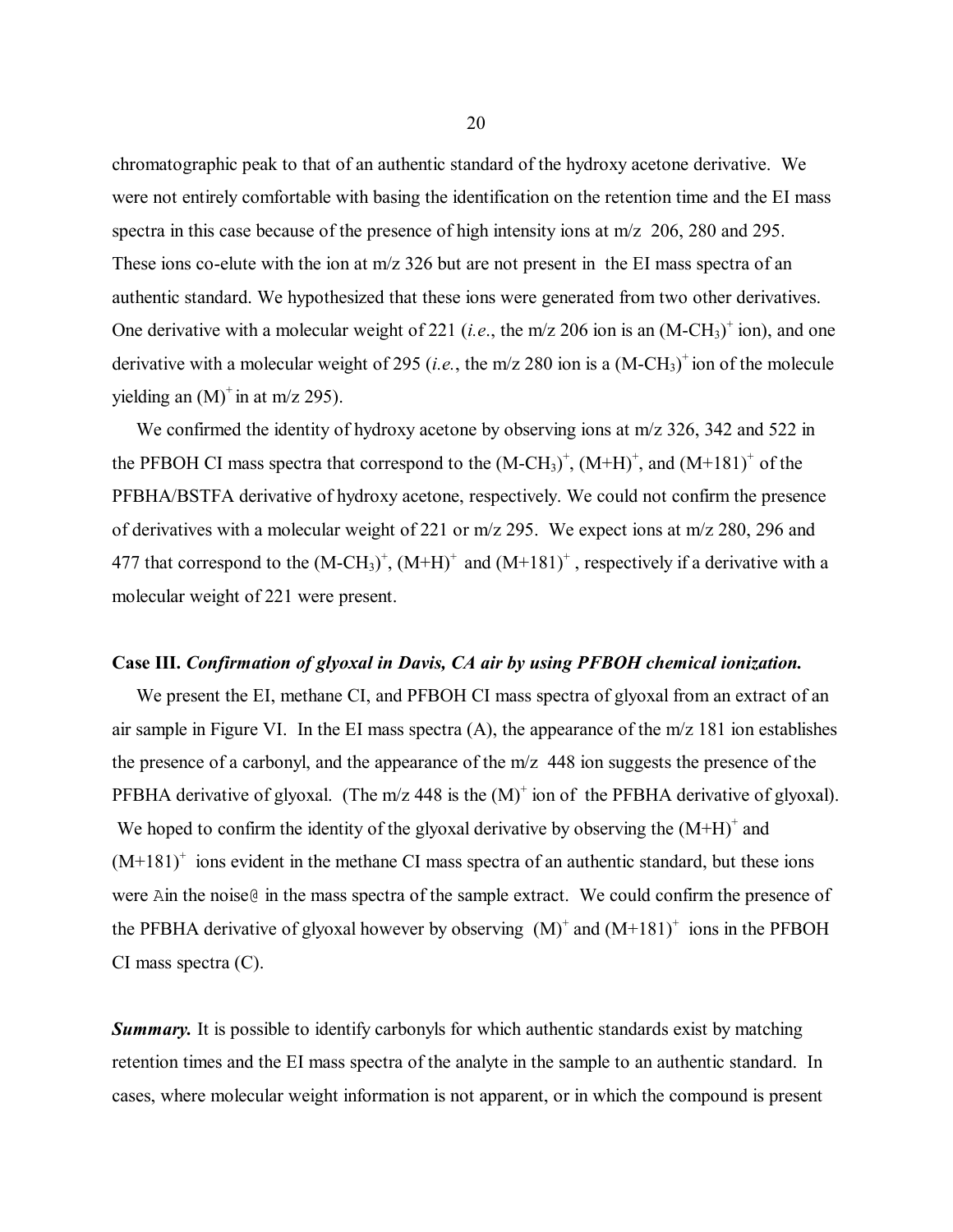chromatographic peak to that of an authentic standard of the hydroxy acetone derivative. We were not entirely comfortable with basing the identification on the retention time and the EI mass spectra in this case because of the presence of high intensity ions at m/z 206, 280 and 295. These ions co-elute with the ion at m/z 326 but are not present in the EI mass spectra of an authentic standard. We hypothesized that these ions were generated from two other derivatives. One derivative with a molecular weight of 221 (*i.e.*, the m/z 206 ion is an $(M\text{-}CH_3)^+$ ion), and one derivative with a molecular weight of 295 (*i.e.*, the m/z 280 ion is a $(M\text{-}CH_3)^+$ ion of the molecule yielding an $(M)^+$ in at m/z 295).

We confirmed the identity of hydroxy acetone by observing ions at m/z 326, 342 and 522 in the PFBOH CI mass spectra that correspond to the $(M\text{-}CH_3)^+$, $(M+H)^+$, and $(M+181)^+$ of the PFBHA/BSTFA derivative of hydroxy acetone, respectively. We could not confirm the presence of derivatives with a molecular weight of 221 or m/z 295. We expect ions at m/z 280, 296 and 477 that correspond to the $(M\text{-}CH_3)^+$, $(M+H)^+$ and $(M+181)^+$, respectively if a derivative with a molecular weight of 221 were present.

**Case III.** ***Confirmation of glyoxal in Davis, CA air by using PFBOH chemical ionization.***

We present the EI, methane CI, and PFBOH CI mass spectra of glyoxal from an extract of an air sample in Figure VI. In the EI mass spectra (A), the appearance of the m/z 181 ion establishes the presence of a carbonyl, and the appearance of the m/z 448 ion suggests the presence of the PFBHA derivative of glyoxal. (The m/z 448 is the $(M)^+$ ion of the PFBHA derivative of glyoxal). We hoped to confirm the identity of the glyoxal derivative by observing the $(M+H)^+$ and $(M+181)^+$ ions evident in the methane CI mass spectra of an authentic standard, but these ions were Ain the noise@ in the mass spectra of the sample extract. We could confirm the presence of the PFBHA derivative of glyoxal however by observing $(M)^+$ and $(M+181)^+$ ions in the PFBOH CI mass spectra (C).

***Summary.*** It is possible to identify carbonyls for which authentic standards exist by matching retention times and the EI mass spectra of the analyte in the sample to an authentic standard. In cases, where molecular weight information is not apparent, or in which the compound is present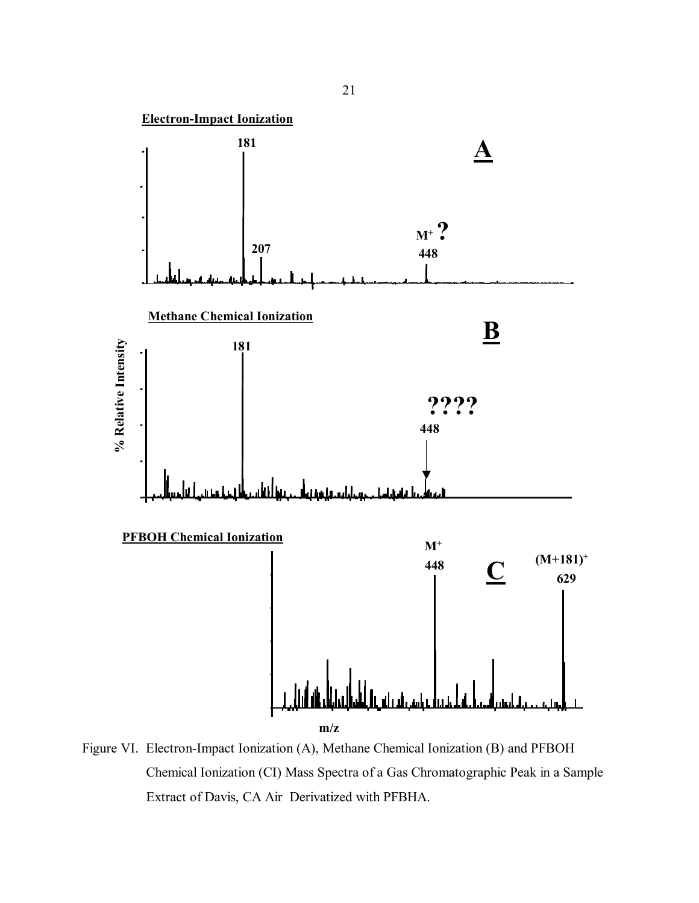Figure VI. Electron-Impact Ionization (A), Methane Chemical Ionization (B) and PFBOH Chemical Ionization (CI) Mass Spectra of a Gas Chromatographic Peak in a Sample Extract of Davis, CA Air Derivatized with PFBHA.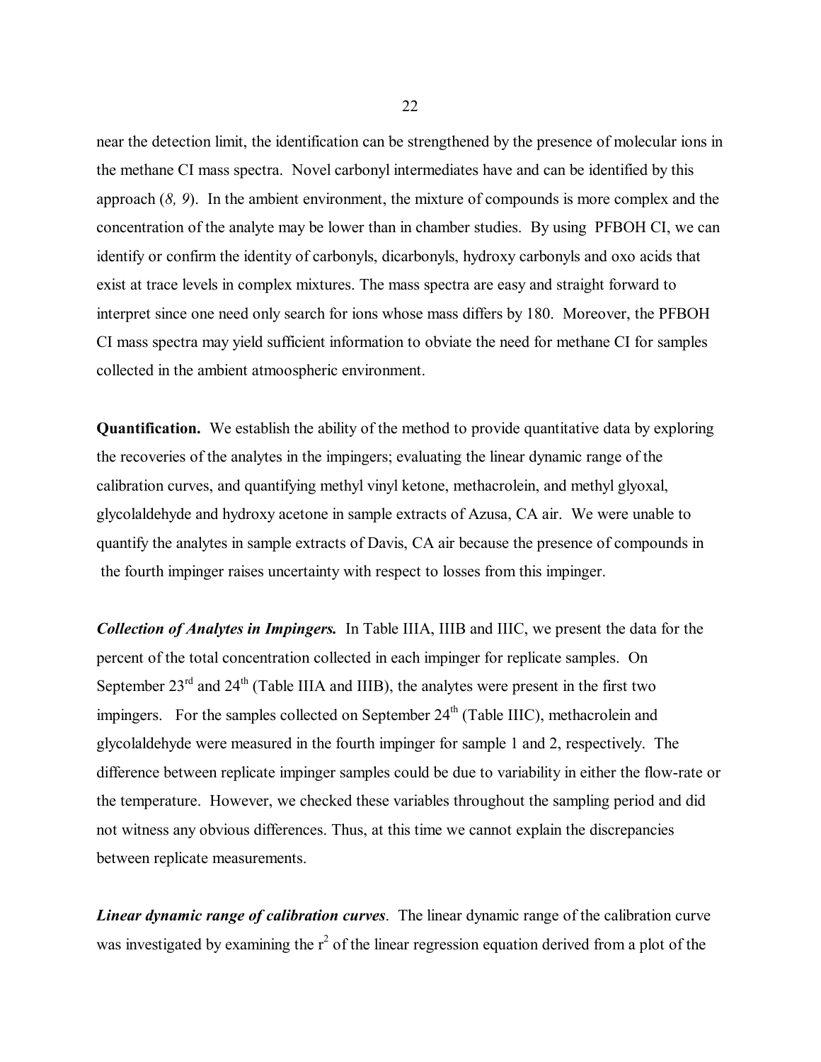near the detection limit, the identification can be strengthened by the presence of molecular ions in the methane CI mass spectra. Novel carbonyl intermediates have and can be identified by this approach (*8, 9*). In the ambient environment, the mixture of compounds is more complex and the concentration of the analyte may be lower than in chamber studies. By using PFBOH CI, we can identify or confirm the identity of carbonyls, dicarbonyls, hydroxy carbonyls and oxo acids that exist at trace levels in complex mixtures. The mass spectra are easy and straight forward to interpret since one need only search for ions whose mass differs by 180. Moreover, the PFBOH CI mass spectra may yield sufficient information to obviate the need for methane CI for samples collected in the ambient atmoospheric environment.

**Quantification.** We establish the ability of the method to provide quantitative data by exploring the recoveries of the analytes in the impingers; evaluating the linear dynamic range of the calibration curves, and quantifying methyl vinyl ketone, methacrolein, and methyl glyoxal, glycolaldehyde and hydroxy acetone in sample extracts of Azusa, CA air. We were unable to quantify the analytes in sample extracts of Davis, CA air because the presence of compounds in the fourth impinger raises uncertainty with respect to losses from this impinger.

***Collection of Analytes in Impingers.*** In Table IIIA, IIIB and IIIC, we present the data for the percent of the total concentration collected in each impinger for replicate samples. On September 23rd and 24th (Table IIIA and IIIB), the analytes were present in the first two impingers. For the samples collected on September 24th (Table IIIC), methacrolein and glycolaldehyde were measured in the fourth impinger for sample 1 and 2, respectively. The difference between replicate impinger samples could be due to variability in either the flow-rate or the temperature. However, we checked these variables throughout the sampling period and did not witness any obvious differences. Thus, at this time we cannot explain the discrepancies between replicate measurements.

***Linear dynamic range of calibration curves***. The linear dynamic range of the calibration curve was investigated by examining the $r^2$ of the linear regression equation derived from a plot of the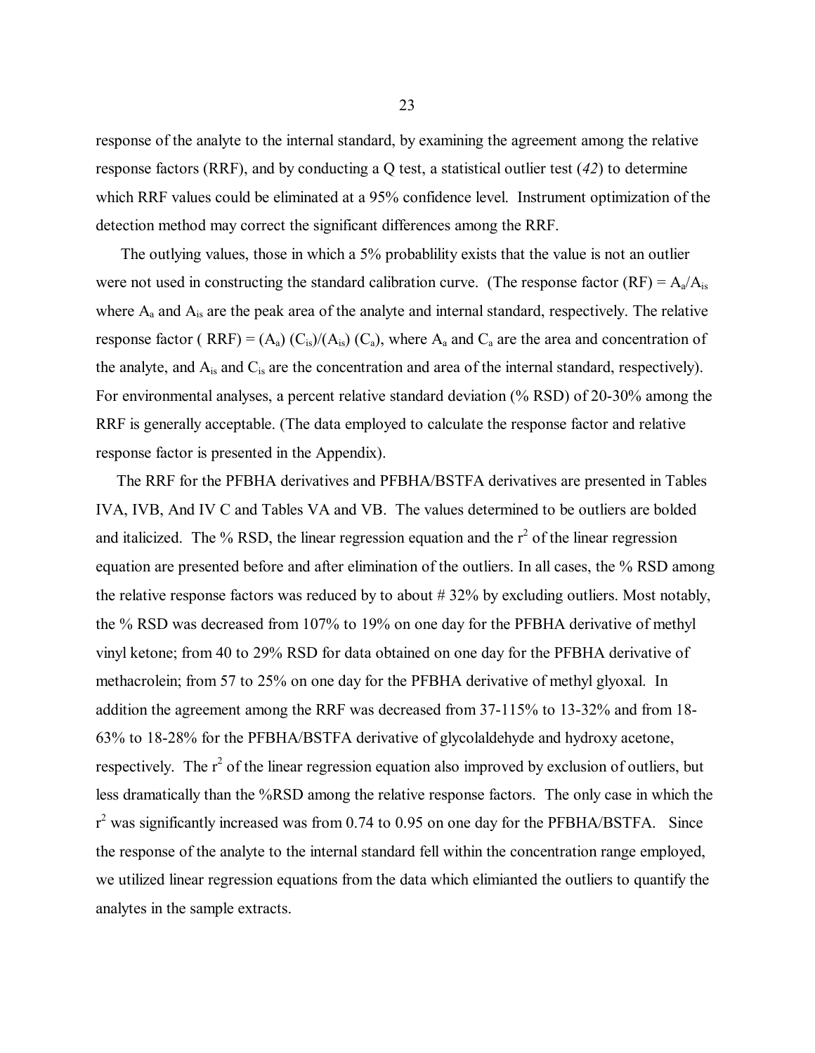response of the analyte to the internal standard, by examining the agreement among the relative response factors (RRF), and by conducting a Q test, a statistical outlier test (*42*) to determine which RRF values could be eliminated at a 95% confidence level. Instrument optimization of the detection method may correct the significant differences among the RRF.

The outlying values, those in which a 5% probablility exists that the value is not an outlier were not used in constructing the standard calibration curve. (The response factor (RF) = $A_a/A_{is}$ where $A_a$ and $A_{is}$ are the peak area of the analyte and internal standard, respectively. The relative response factor ( RRF) = $(A_a)$ $(C_{is})/(A_{is})$ $(C_a)$, where $A_a$ and $C_a$ are the area and concentration of the analyte, and $A_{is}$ and $C_{is}$ are the concentration and area of the internal standard, respectively). For environmental analyses, a percent relative standard deviation (% RSD) of 20-30% among the RRF is generally acceptable. (The data employed to calculate the response factor and relative response factor is presented in the Appendix).

The RRF for the PFBHA derivatives and PFBHA/BSTFA derivatives are presented in Tables IVA, IVB, And IV C and Tables VA and VB. The values determined to be outliers are bolded and italicized. The % RSD, the linear regression equation and the $r^2$ of the linear regression equation are presented before and after elimination of the outliers. In all cases, the % RSD among the relative response factors was reduced by to about # 32% by excluding outliers. Most notably, the % RSD was decreased from 107% to 19% on one day for the PFBHA derivative of methyl vinyl ketone; from 40 to 29% RSD for data obtained on one day for the PFBHA derivative of methacrolein; from 57 to 25% on one day for the PFBHA derivative of methyl glyoxal. In addition the agreement among the RRF was decreased from 37-115% to 13-32% and from 18-63% to 18-28% for the PFBHA/BSTFA derivative of glycolaldehyde and hydroxy acetone, respectively. The $r^2$ of the linear regression equation also improved by exclusion of outliers, but less dramatically than the %RSD among the relative response factors. The only case in which the $r^2$ was significantly increased was from 0.74 to 0.95 on one day for the PFBHA/BSTFA. Since the response of the analyte to the internal standard fell within the concentration range employed, we utilized linear regression equations from the data which elimianted the outliers to quantify the analytes in the sample extracts.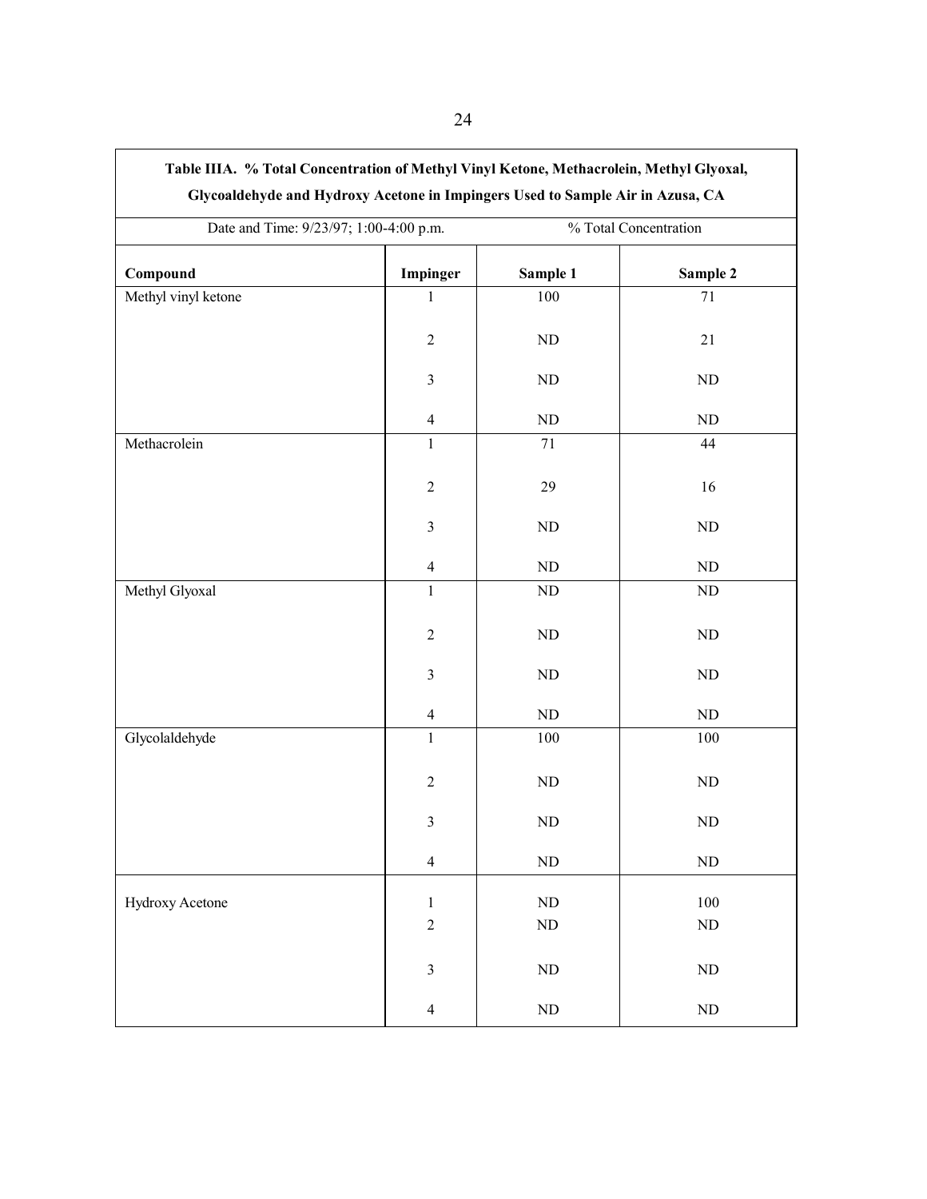**Table IIIA. % Total Concentration of Methyl Vinyl Ketone, Methacrolein, Methyl Glyoxal, Glycoaldehyde and Hydroxy Acetone in Impingers Used to Sample Air in Azusa, CA**

| Date and Time: 9/23/97; 1:00-4:00 p.m. | | % Total Concentration | |
|---|---|---|---|
| **Compound** | **Impinger** | **Sample 1** | **Sample 2** |
| Methyl vinyl ketone | 1 | 100 | 71 |
| | 2 | ND | 21 |
| | 3 | ND | ND |
| | 4 | ND | ND |
| Methacrolein | 1 | 71 | 44 |
| | 2 | 29 | 16 |
| | 3 | ND | ND |
| | 4 | ND | ND |
| Methyl Glyoxal | 1 | ND | ND |
| | 2 | ND | ND |
| | 3 | ND | ND |
| | 4 | ND | ND |
| Glycolaldehyde | 1 | 100 | 100 |
| | 2 | ND | ND |
| | 3 | ND | ND |
| | 4 | ND | ND |
| Hydroxy Acetone | 1 | ND | 100 |
| | 2 | ND | ND |
| | 3 | ND | ND |
| | 4 | ND | ND |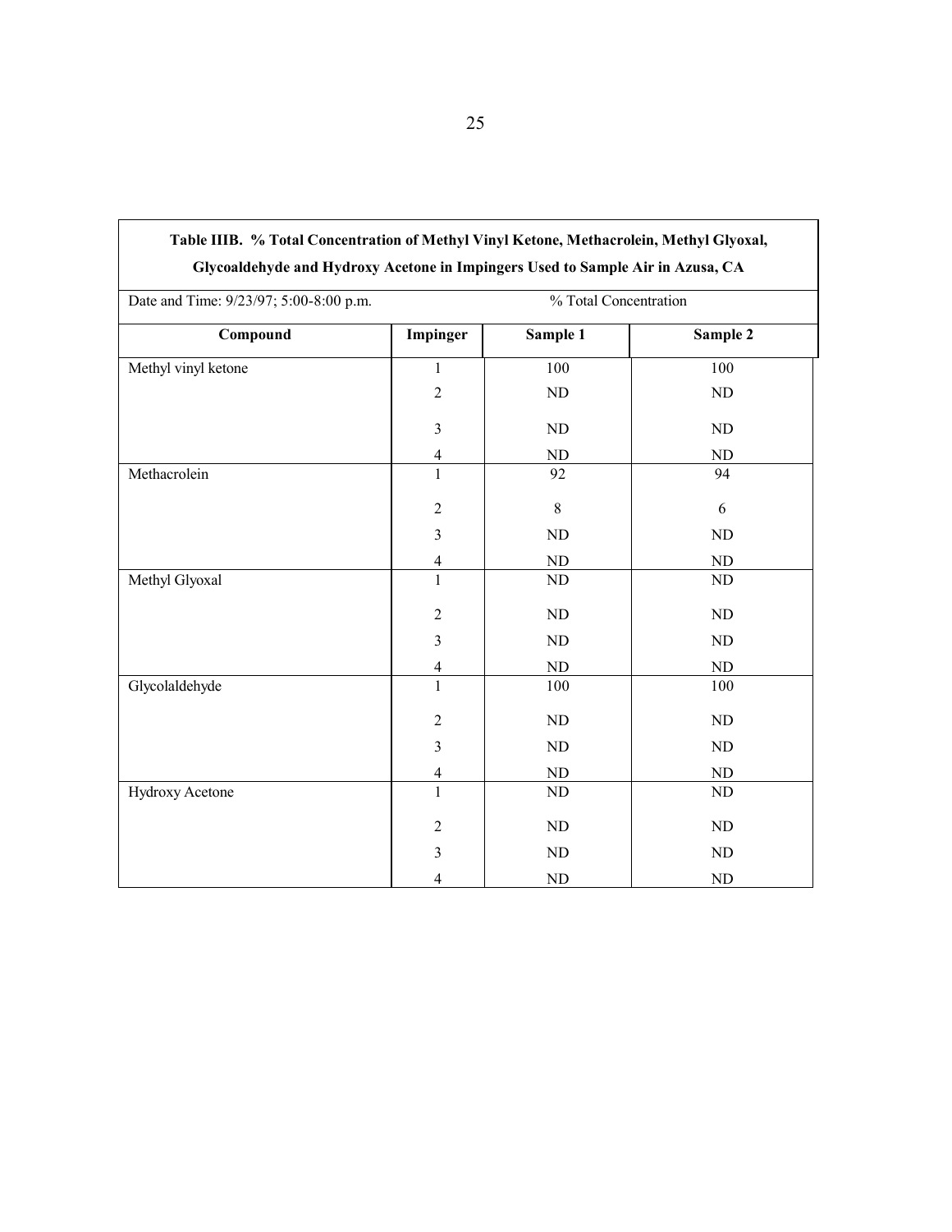**Table IIIB. % Total Concentration of Methyl Vinyl Ketone, Methacrolein, Methyl Glyoxal, Glycoaldehyde and Hydroxy Acetone in Impingers Used to Sample Air in Azusa, CA**

| Date and Time: 9/23/97; 5:00-8:00 p.m. | | % Total Concentration | |
|---|---|---|---|
| **Compound** | **Impinger** | **Sample 1** | **Sample 2** |
| Methyl vinyl ketone | 1 | 100 | 100 |
| | 2 | ND | ND |
| | 3 | ND | ND |
| | 4 | ND | ND |
| Methacrolein | 1 | 92 | 94 |
| | 2 | 8 | 6 |
| | 3 | ND | ND |
| | 4 | ND | ND |
| Methyl Glyoxal | 1 | ND | ND |
| | 2 | ND | ND |
| | 3 | ND | ND |
| | 4 | ND | ND |
| Glycolaldehyde | 1 | 100 | 100 |
| | 2 | ND | ND |
| | 3 | ND | ND |
| | 4 | ND | ND |
| Hydroxy Acetone | 1 | ND | ND |
| | 2 | ND | ND |
| | 3 | ND | ND |
| | 4 | ND | ND |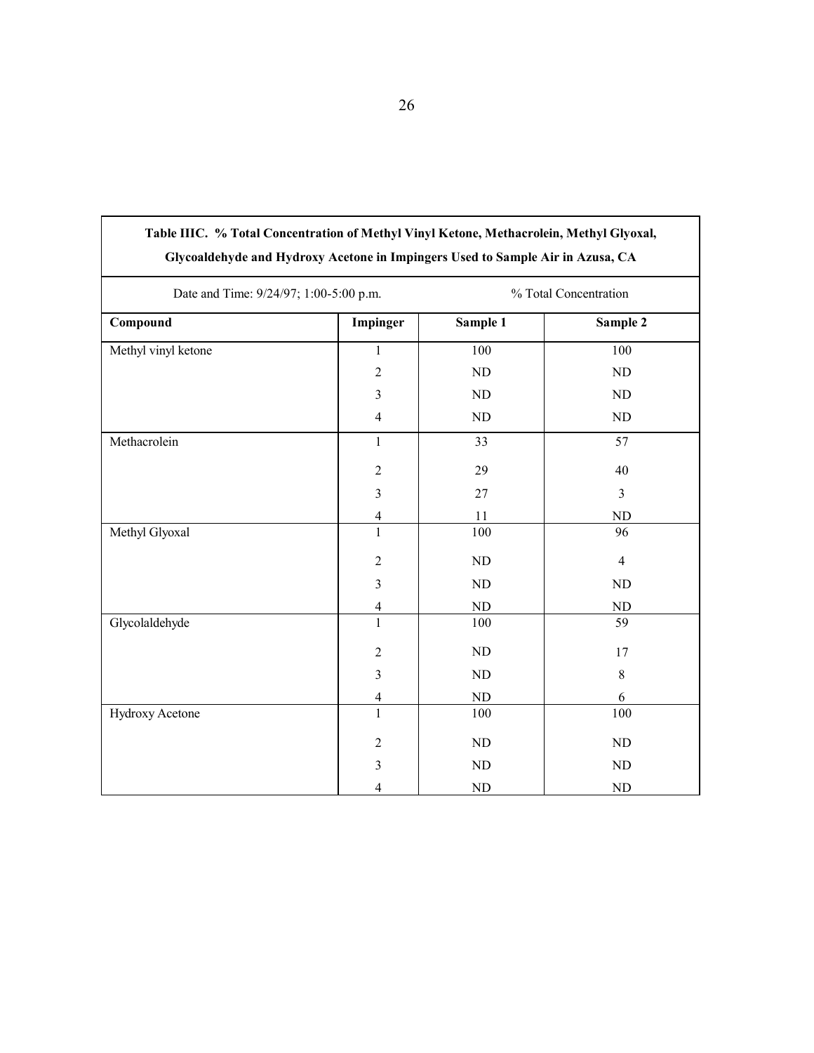**Table IIIC. % Total Concentration of Methyl Vinyl Ketone, Methacrolein, Methyl Glyoxal, Glycoaldehyde and Hydroxy Acetone in Impingers Used to Sample Air in Azusa, CA**

| Date and Time: 9/24/97; 1:00-5:00 p.m. | | % Total Concentration | |
|---|---|---|---|
| **Compound** | **Impinger** | **Sample 1** | **Sample 2** |
| Methyl vinyl ketone | 1 | 100 | 100 |
| | 2 | ND | ND |
| | 3 | ND | ND |
| | 4 | ND | ND |
| Methacrolein | 1 | 33 | 57 |
| | 2 | 29 | 40 |
| | 3 | 27 | 3 |
| | 4 | 11 | ND |
| Methyl Glyoxal | 1 | 100 | 96 |
| | 2 | ND | 4 |
| | 3 | ND | ND |
| | 4 | ND | ND |
| Glycolaldehyde | 1 | 100 | 59 |
| | 2 | ND | 17 |
| | 3 | ND | 8 |
| | 4 | ND | 6 |
| Hydroxy Acetone | 1 | 100 | 100 |
| | 2 | ND | ND |
| | 3 | ND | ND |
| | 4 | ND | ND |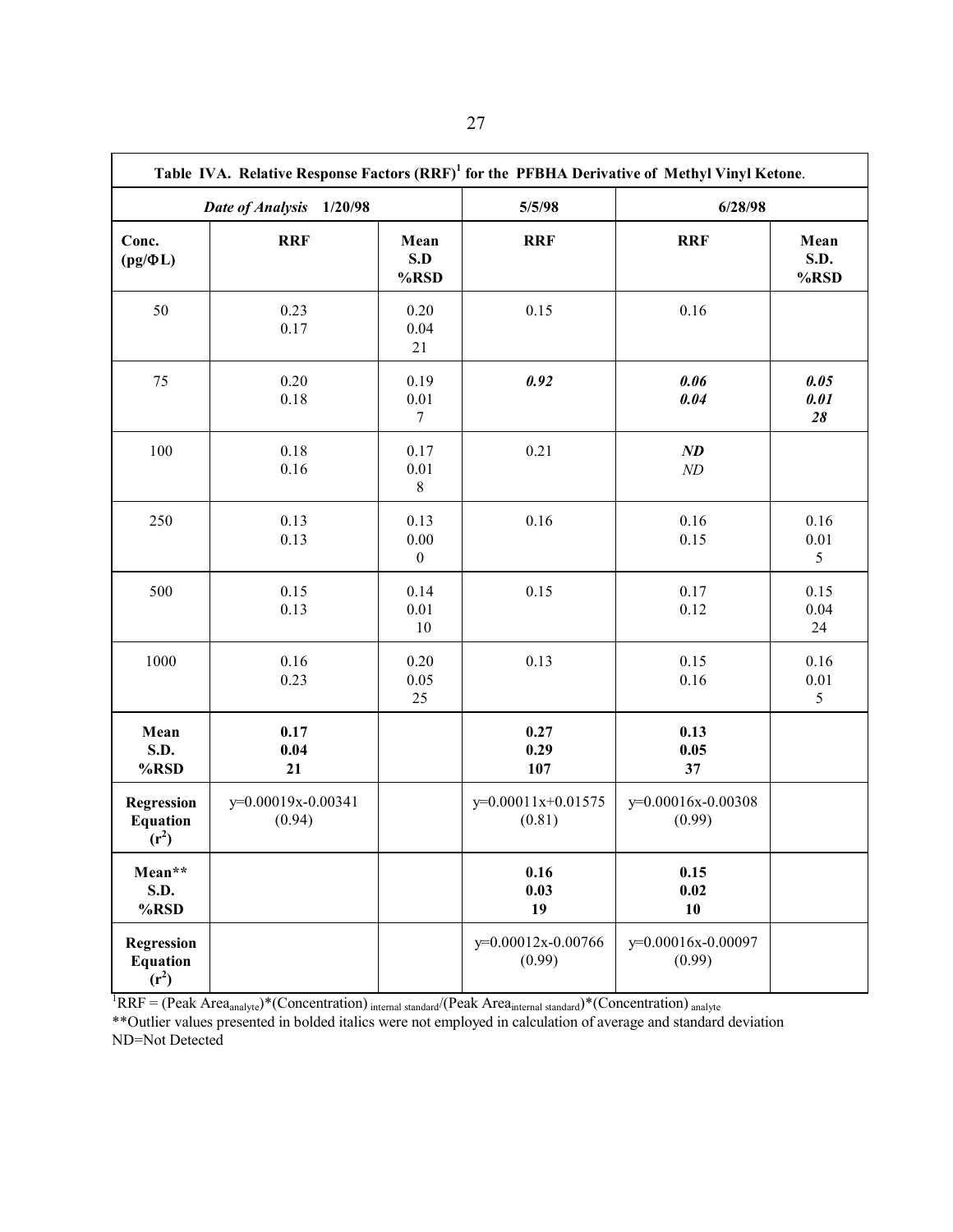| Table IVA. Relative Response Factors (RRF)[1] for the PFBHA Derivative of Methyl Vinyl Ketone. | | | | | |
|---|---|---|---|---|---|
| ***Date of Analysis* 1/20/98** | | | **5/5/98** | **6/28/98** | |
| **Conc. (pg/ΦL)** | **RRF** | **Mean S.D %RSD** | **RRF** | **RRF** | **Mean S.D. %RSD** |
| 50 | 0.23<br>0.17 | 0.20<br>0.04<br>21 | 0.15 | 0.16 | |
| 75 | 0.20<br>0.18 | 0.19<br>0.01<br>7 | ***0.92*** | ***0.06***<br>***0.04*** | ***0.05***<br>***0.01***<br>***28*** |
| 100 | 0.18<br>0.16 | 0.17<br>0.01<br>8 | 0.21 | ***ND***<br>*ND* | |
| 250 | 0.13<br>0.13 | 0.13<br>0.00<br>0 | 0.16 | 0.16<br>0.15 | 0.16<br>0.01<br>5 |
| 500 | 0.15<br>0.13 | 0.14<br>0.01<br>10 | 0.15 | 0.17<br>0.12 | 0.15<br>0.04<br>24 |
| 1000 | 0.16<br>0.23 | 0.20<br>0.05<br>25 | 0.13 | 0.15<br>0.16 | 0.16<br>0.01<br>5 |
| **Mean S.D. %RSD** | **0.17**<br>**0.04**<br>**21** | | **0.27**<br>**0.29**<br>**107** | **0.13**<br>**0.05**<br>**37** | |
| **Regression Equation ($r^2$)** | y=0.00019x-0.00341<br>(0.94) | | y=0.00011x+0.01575<br>(0.81) | y=0.00016x-0.00308<br>(0.99) | |
| **Mean\*\* S.D. %RSD** | | | **0.16**<br>**0.03**<br>**19** | **0.15**<br>**0.02**<br>**10** | |
| **Regression Equation ($r^2$)** | | | y=0.00012x-0.00766<br>(0.99) | y=0.00016x-0.00097<br>(0.99) | |

[1]RRF = $(\text{Peak Area}_{analyte})*(\text{Concentration})_{internal\ standard}/(\text{Peak Area}_{internal\ standard})*(\text{Concentration})_{analyte}$

**Outlier values presented in bolded italics were not employed in calculation of average and standard deviation

ND=Not Detected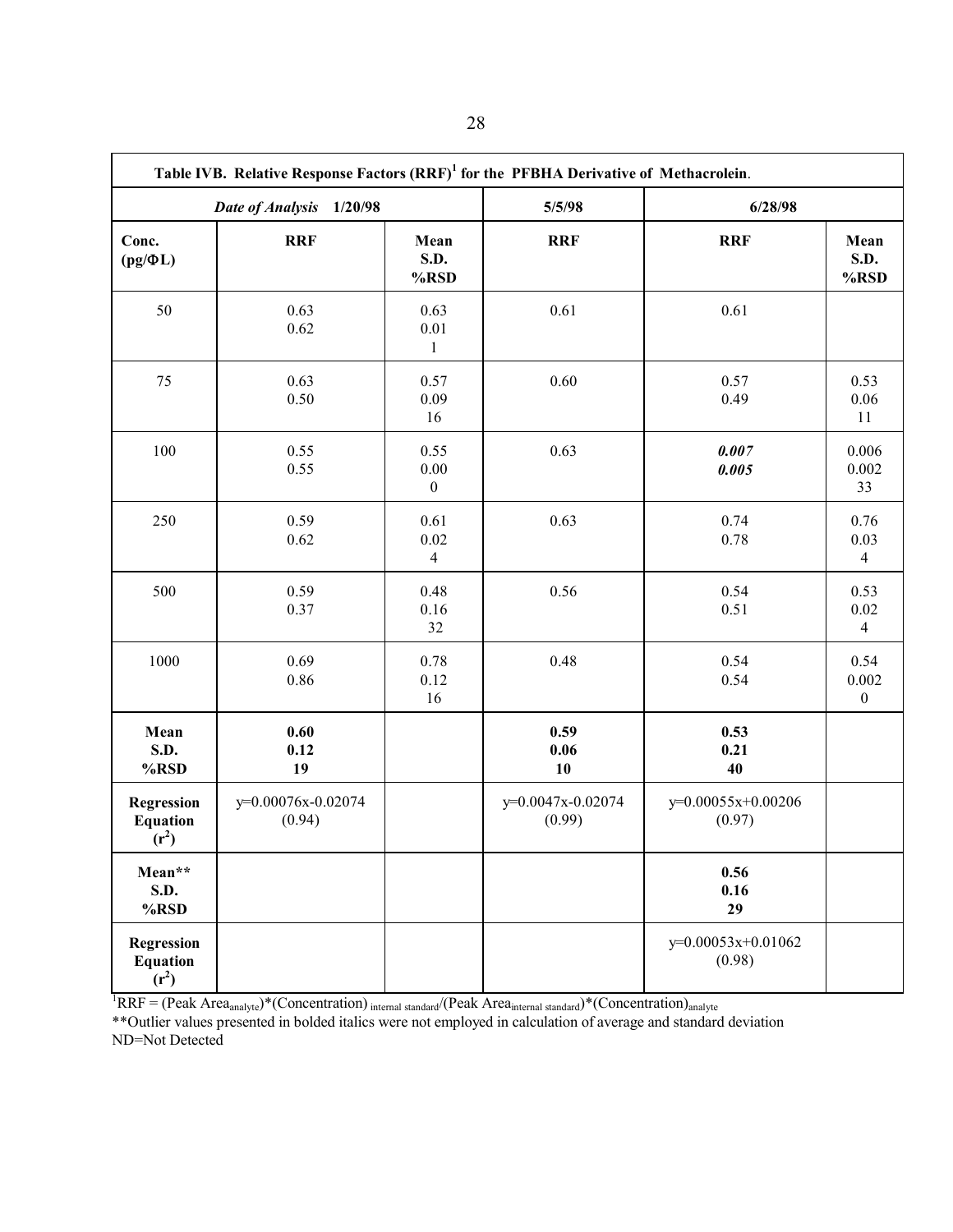| **Table IVB. Relative Response Factors (RRF)[1] for the PFBHA Derivative of Methacrolein.** | | | | | |
|---|---|---|---|---|---|
| | ***Date of Analysis* 1/20/98** | | **5/5/98** | **6/28/98** | |
| **Conc. (pg/ΦL)** | **RRF** | **Mean S.D. %RSD** | **RRF** | **RRF** | **Mean S.D. %RSD** |
| 50 | 0.63 0.62 | 0.63 0.01 1 | 0.61 | 0.61 | |
| 75 | 0.63 0.50 | 0.57 0.09 16 | 0.60 | 0.57 0.49 | 0.53 0.06 11 |
| 100 | 0.55 0.55 | 0.55 0.00 0 | 0.63 | ***0.007*** ***0.005*** | 0.006 0.002 33 |
| 250 | 0.59 0.62 | 0.61 0.02 4 | 0.63 | 0.74 0.78 | 0.76 0.03 4 |
| 500 | 0.59 0.37 | 0.48 0.16 32 | 0.56 | 0.54 0.51 | 0.53 0.02 4 |
| 1000 | 0.69 0.86 | 0.78 0.12 16 | 0.48 | 0.54 0.54 | 0.54 0.002 0 |
| **Mean S.D. %RSD** | **0.60 0.12 19** | | **0.59 0.06 10** | **0.53 0.21 40** | |
| **Regression Equation ($r^2$)** | y=0.00076x-0.02074 (0.94) | | y=0.0047x-0.02074 (0.99) | y=0.00055x+0.00206 (0.97) | |
| **Mean\*\* S.D. %RSD** | | | | **0.56 0.16 29** | |
| **Regression Equation ($r^2$)** | | | | y=0.00053x+0.01062 (0.98) | |

[1]RRF = (Peak Area$_{analyte}$)\*(Concentration)$_{internal\ standard}$/(Peak Area$_{internal\ standard}$)\*(Concentration)$_{analyte}$

\*\*Outlier values presented in bolded italics were not employed in calculation of average and standard deviation

ND=Not Detected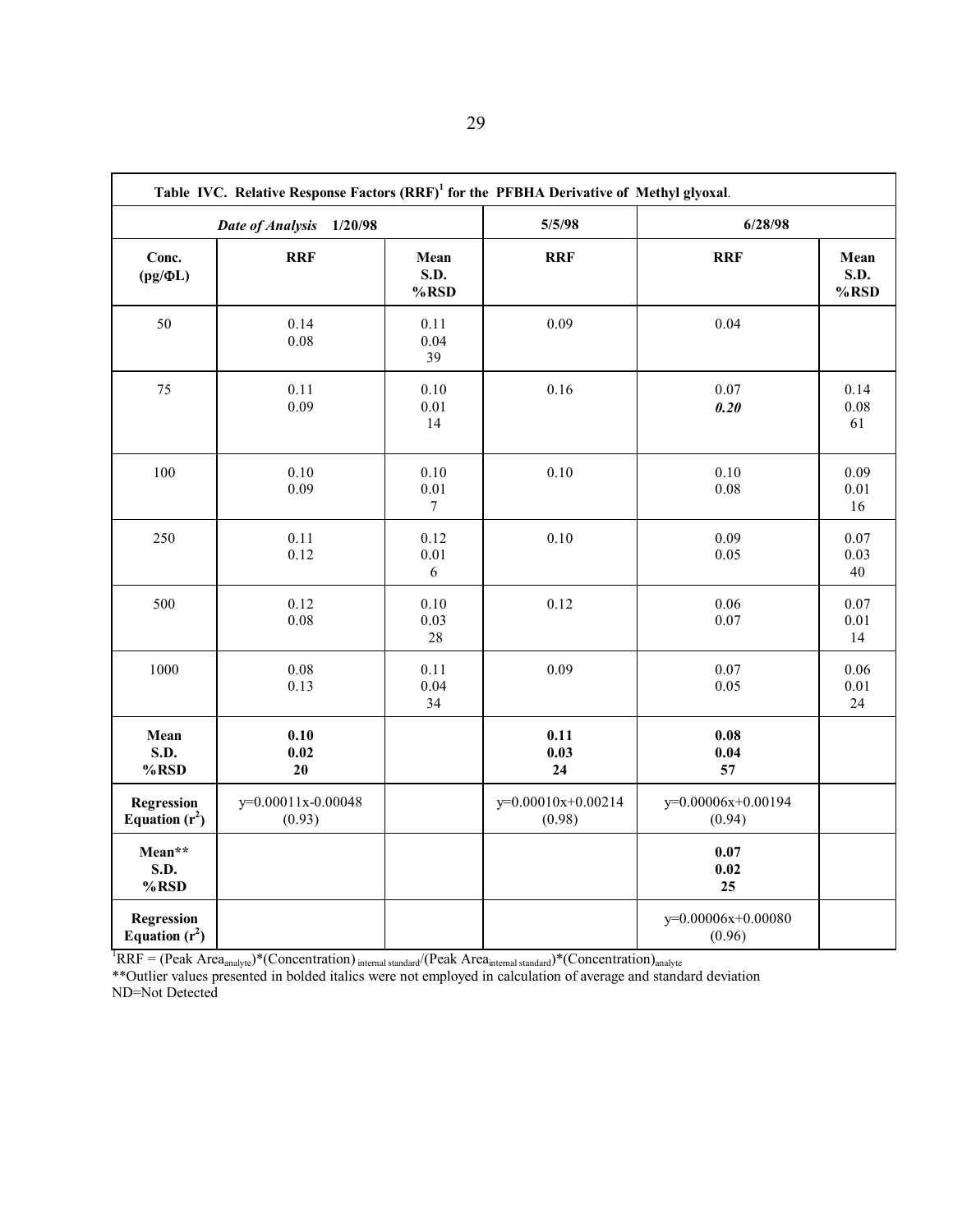| Table IVC. Relative Response Factors (RRF)[1] for the PFBHA Derivative of Methyl glyoxal. | | | | | |
|---|---|---|---|---|---|
| ***Date of Analysis*** **1/20/98** | | | **5/5/98** | **6/28/98** | |
| **Conc. (pg/ΦL)** | **RRF** | **Mean S.D. %RSD** | **RRF** | **RRF** | **Mean S.D. %RSD** |
| 50 | 0.14 0.08 | 0.11 0.04 39 | 0.09 | 0.04 | |
| 75 | 0.11 0.09 | 0.10 0.01 14 | 0.16 | 0.07 ***0.20*** | 0.14 0.08 61 |
| 100 | 0.10 0.09 | 0.10 0.01 7 | 0.10 | 0.10 0.08 | 0.09 0.01 16 |
| 250 | 0.11 0.12 | 0.12 0.01 6 | 0.10 | 0.09 0.05 | 0.07 0.03 40 |
| 500 | 0.12 0.08 | 0.10 0.03 28 | 0.12 | 0.06 0.07 | 0.07 0.01 14 |
| 1000 | 0.08 0.13 | 0.11 0.04 34 | 0.09 | 0.07 0.05 | 0.06 0.01 24 |
| **Mean S.D. %RSD** | **0.10 0.02 20** | | **0.11 0.03 24** | **0.08 0.04 57** | |
| **Regression Equation ($r^2$)** | y=0.00011x-0.00048 (0.93) | | y=0.00010x+0.00214 (0.98) | y=0.00006x+0.00194 (0.94) | |
| **Mean\*\* S.D. %RSD** | | | | **0.07 0.02 25** | |
| **Regression Equation ($r^2$)** | | | | y=0.00006x+0.00080 (0.96) | |

[1]RRF = (Peak Area$_{analyte}$)\*(Concentration)$_{internal\ standard}$/(Peak Area$_{internal\ standard}$)\*(Concentration)$_{analyte}$

\*\*Outlier values presented in bolded italics were not employed in calculation of average and standard deviation

ND=Not Detected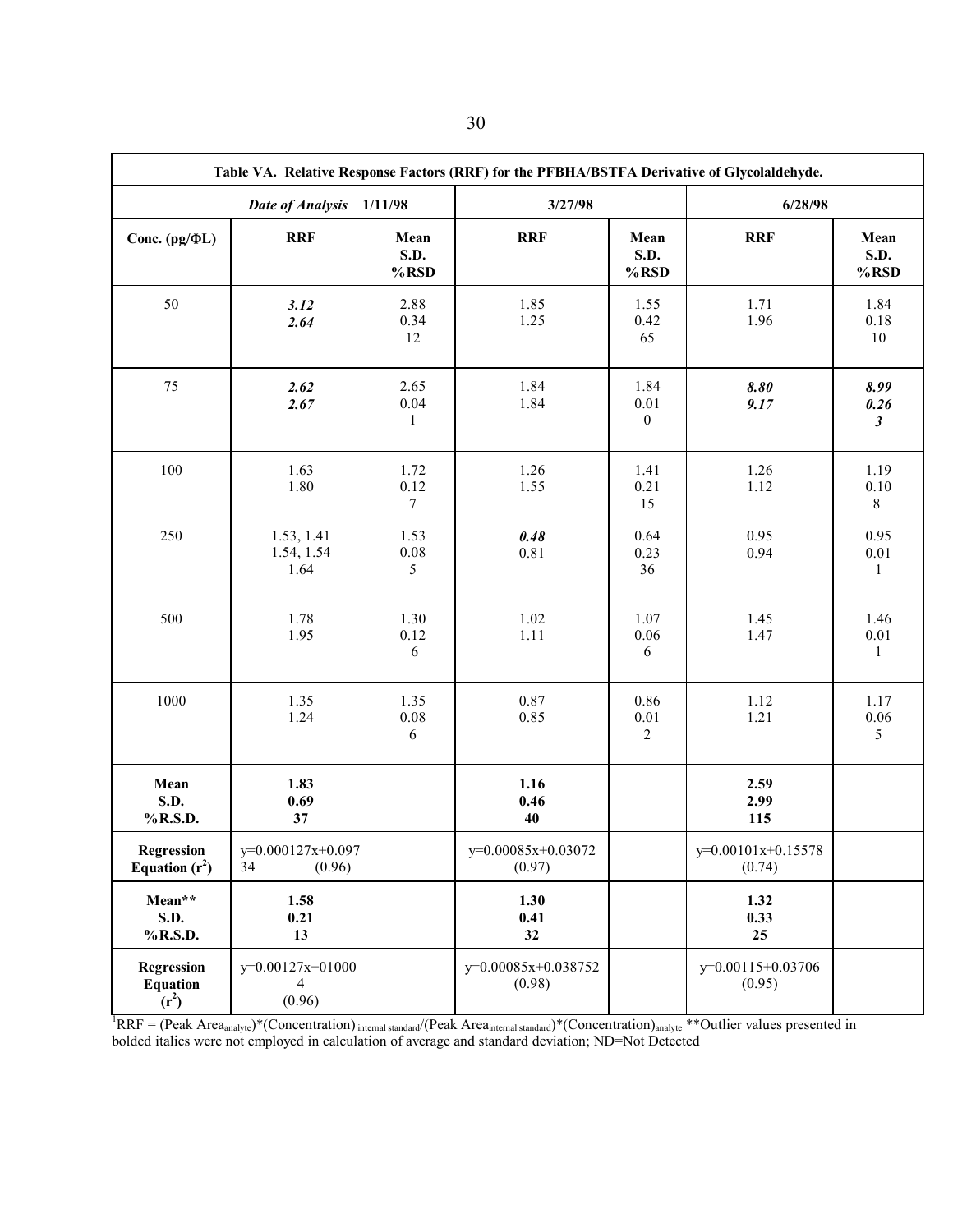| Table VA. Relative Response Factors (RRF) for the PFBHA/BSTFA Derivative of Glycolaldehyde. | | | | | | |
|---|---|---|---|---|---|---|
| | ***Date of Analysis*** **1/11/98** | | **3/27/98** | | **6/28/98** | |
| **Conc. (pg/ΦL)** | **RRF** | **Mean S.D. %RSD** | **RRF** | **Mean S.D. %RSD** | **RRF** | **Mean S.D. %RSD** |
| 50 | ***3.12*** ***2.64*** | 2.88 0.34 12 | 1.85 1.25 | 1.55 0.42 65 | 1.71 1.96 | 1.84 0.18 10 |
| 75 | ***2.62*** ***2.67*** | 2.65 0.04 1 | 1.84 1.84 | 1.84 0.01 0 | ***8.80*** ***9.17*** | ***8.99*** ***0.26*** ***3*** |
| 100 | 1.63 1.80 | 1.72 0.12 7 | 1.26 1.55 | 1.41 0.21 15 | 1.26 1.12 | 1.19 0.10 8 |
| 250 | 1.53, 1.41 1.54, 1.54 1.64 | 1.53 0.08 5 | ***0.48*** 0.81 | 0.64 0.23 36 | 0.95 0.94 | 0.95 0.01 1 |
| 500 | 1.78 1.95 | 1.30 0.12 6 | 1.02 1.11 | 1.07 0.06 6 | 1.45 1.47 | 1.46 0.01 1 |
| 1000 | 1.35 1.24 | 1.35 0.08 6 | 0.87 0.85 | 0.86 0.01 2 | 1.12 1.21 | 1.17 0.06 5 |
| **Mean S.D. %R.S.D.** | **1.83 0.69 37** | | **1.16 0.46 40** | | **2.59 2.99 115** | |
| **Regression Equation ($r^2$)** | y=0.000127x+0.09734 (0.96) | | y=0.00085x+0.03072 (0.97) | | y=0.00101x+0.15578 (0.74) | |
| **Mean\*\* S.D. %R.S.D.** | **1.58 0.21 13** | | **1.30 0.41 32** | | **1.32 0.33 25** | |
| **Regression Equation ($r^2$)** | y=0.00127x+010004 (0.96) | | y=0.00085x+0.038752 (0.98) | | y=0.00115+0.03706 (0.95) | |

[1]RRF = (Peak Area$_{analyte}$)\*(Concentration)$_{internal\ standard}$/(Peak Area$_{internal\ standard}$)\*(Concentration)$_{analyte}$ \*\*Outlier values presented in bolded italics were not employed in calculation of average and standard deviation; ND=Not Detected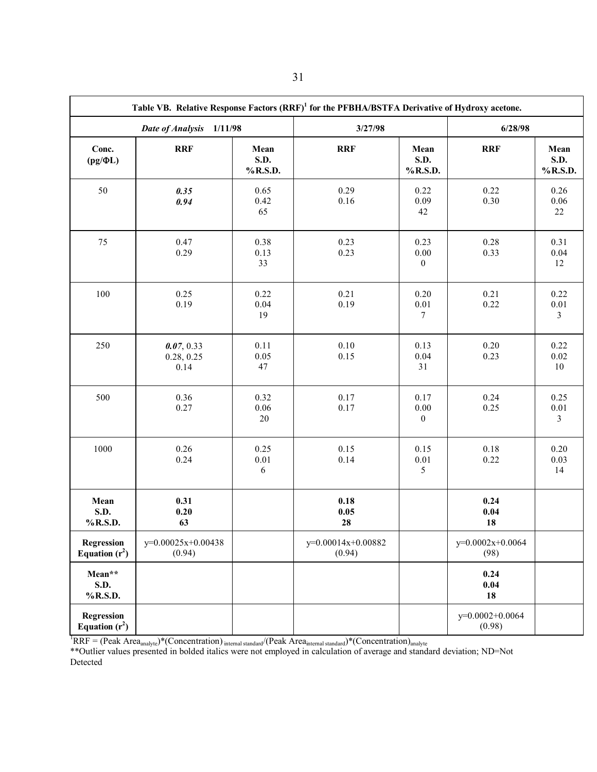| Table VB. Relative Response Factors (RRF)[1] for the PFBHA/BSTFA Derivative of Hydroxy acetone. | | | | | | |
|---|---|---|---|---|---|---|
| | ***Date of Analysis*** **1/11/98** | | **3/27/98** | | **6/28/98** | |
| **Conc. (pg/ΦL)** | **RRF** | **Mean S.D. %R.S.D.** | **RRF** | **Mean S.D. %R.S.D.** | **RRF** | **Mean S.D. %R.S.D.** |
| 50 | ***0.35*** ***0.94*** | 0.65 0.42 65 | 0.29 0.16 | 0.22 0.09 42 | 0.22 0.30 | 0.26 0.06 22 |
| 75 | 0.47 0.29 | 0.38 0.13 33 | 0.23 0.23 | 0.23 0.00 0 | 0.28 0.33 | 0.31 0.04 12 |
| 100 | 0.25 0.19 | 0.22 0.04 19 | 0.21 0.19 | 0.20 0.01 7 | 0.21 0.22 | 0.22 0.01 3 |
| 250 | ***0.07***, 0.33 0.28, 0.25 0.14 | 0.11 0.05 47 | 0.10 0.15 | 0.13 0.04 31 | 0.20 0.23 | 0.22 0.02 10 |
| 500 | 0.36 0.27 | 0.32 0.06 20 | 0.17 0.17 | 0.17 0.00 0 | 0.24 0.25 | 0.25 0.01 3 |
| 1000 | 0.26 0.24 | 0.25 0.01 6 | 0.15 0.14 | 0.15 0.01 5 | 0.18 0.22 | 0.20 0.03 14 |
| **Mean S.D. %R.S.D.** | **0.31 0.20 63** | | **0.18 0.05 28** | | **0.24 0.04 18** | |
| **Regression Equation ($r^2$)** | y=0.00025x+0.00438 (0.94) | | y=0.00014x+0.00882 (0.94) | | y=0.0002x+0.0064 (98) | |
| **Mean** S.D. %R.S.D.** | | | | | **0.24 0.04 18** | |
| **Regression Equation ($r^2$)** | | | | | y=0.0002+0.0064 (0.98) | |

[1]RRF = (Peak Area$_{analyte}$)*(Concentration)$_{internal\ standard}$/(Peak Area$_{internal\ standard}$)*(Concentration)$_{analyte}$

**Outlier values presented in bolded italics were not employed in calculation of average and standard deviation; ND=Not Detected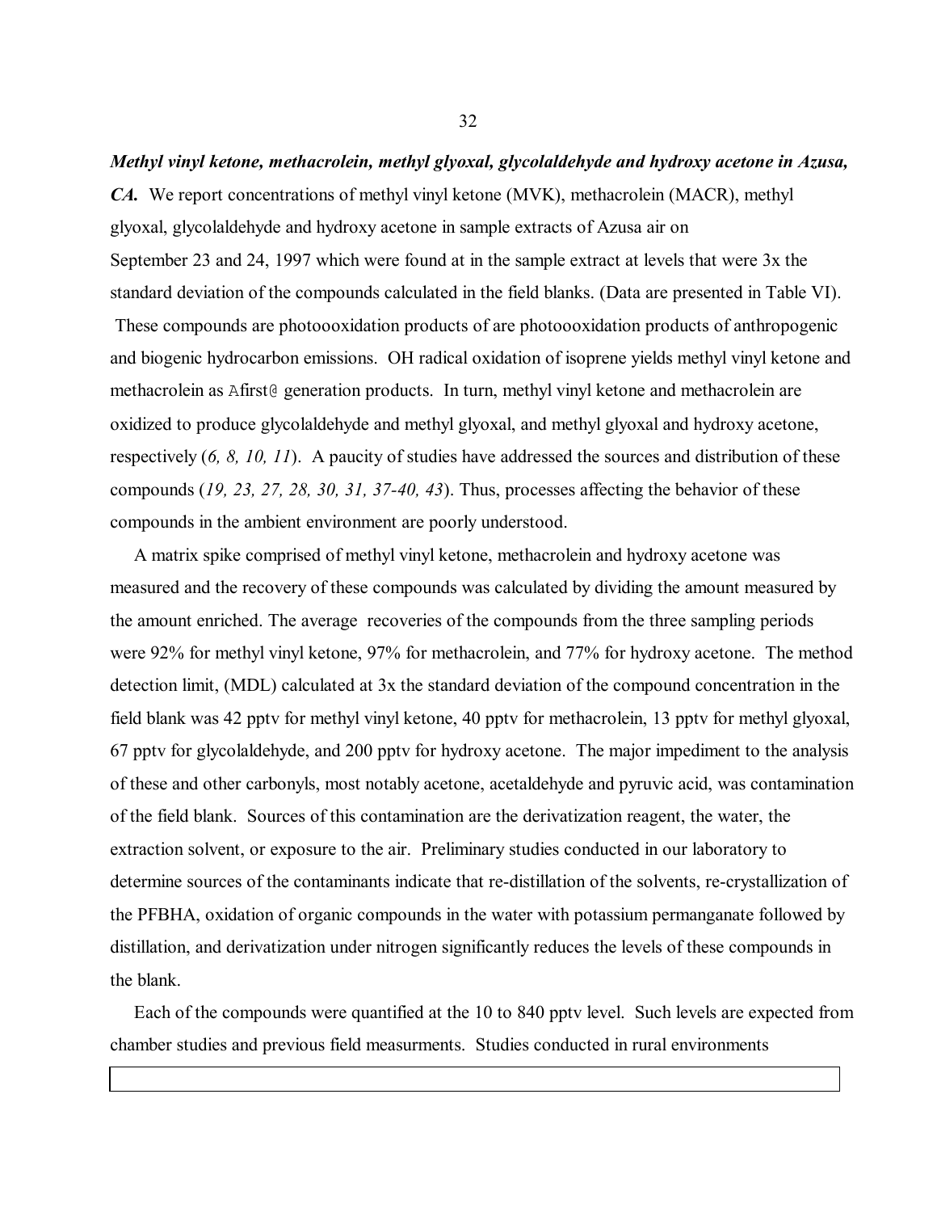***Methyl vinyl ketone, methacrolein, methyl glyoxal, glycolaldehyde and hydroxy acetone in Azusa, CA.*** We report concentrations of methyl vinyl ketone (MVK), methacrolein (MACR), methyl glyoxal, glycolaldehyde and hydroxy acetone in sample extracts of Azusa air on September 23 and 24, 1997 which were found at in the sample extract at levels that were 3x the standard deviation of the compounds calculated in the field blanks. (Data are presented in Table VI). These compounds are photoooxidation products of are photoooxidation products of anthropogenic and biogenic hydrocarbon emissions. OH radical oxidation of isoprene yields methyl vinyl ketone and methacrolein as Afirst@ generation products. In turn, methyl vinyl ketone and methacrolein are oxidized to produce glycolaldehyde and methyl glyoxal, and methyl glyoxal and hydroxy acetone, respectively (*6, 8, 10, 11*). A paucity of studies have addressed the sources and distribution of these compounds (*19, 23, 27, 28, 30, 31, 37-40, 43*). Thus, processes affecting the behavior of these compounds in the ambient environment are poorly understood.

A matrix spike comprised of methyl vinyl ketone, methacrolein and hydroxy acetone was measured and the recovery of these compounds was calculated by dividing the amount measured by the amount enriched. The average recoveries of the compounds from the three sampling periods were 92% for methyl vinyl ketone, 97% for methacrolein, and 77% for hydroxy acetone. The method detection limit, (MDL) calculated at 3x the standard deviation of the compound concentration in the field blank was 42 pptv for methyl vinyl ketone, 40 pptv for methacrolein, 13 pptv for methyl glyoxal, 67 pptv for glycolaldehyde, and 200 pptv for hydroxy acetone. The major impediment to the analysis of these and other carbonyls, most notably acetone, acetaldehyde and pyruvic acid, was contamination of the field blank. Sources of this contamination are the derivatization reagent, the water, the extraction solvent, or exposure to the air. Preliminary studies conducted in our laboratory to determine sources of the contaminants indicate that re-distillation of the solvents, re-crystallization of the PFBHA, oxidation of organic compounds in the water with potassium permanganate followed by distillation, and derivatization under nitrogen significantly reduces the levels of these compounds in the blank.

Each of the compounds were quantified at the 10 to 840 pptv level. Such levels are expected from chamber studies and previous field measurments. Studies conducted in rural environments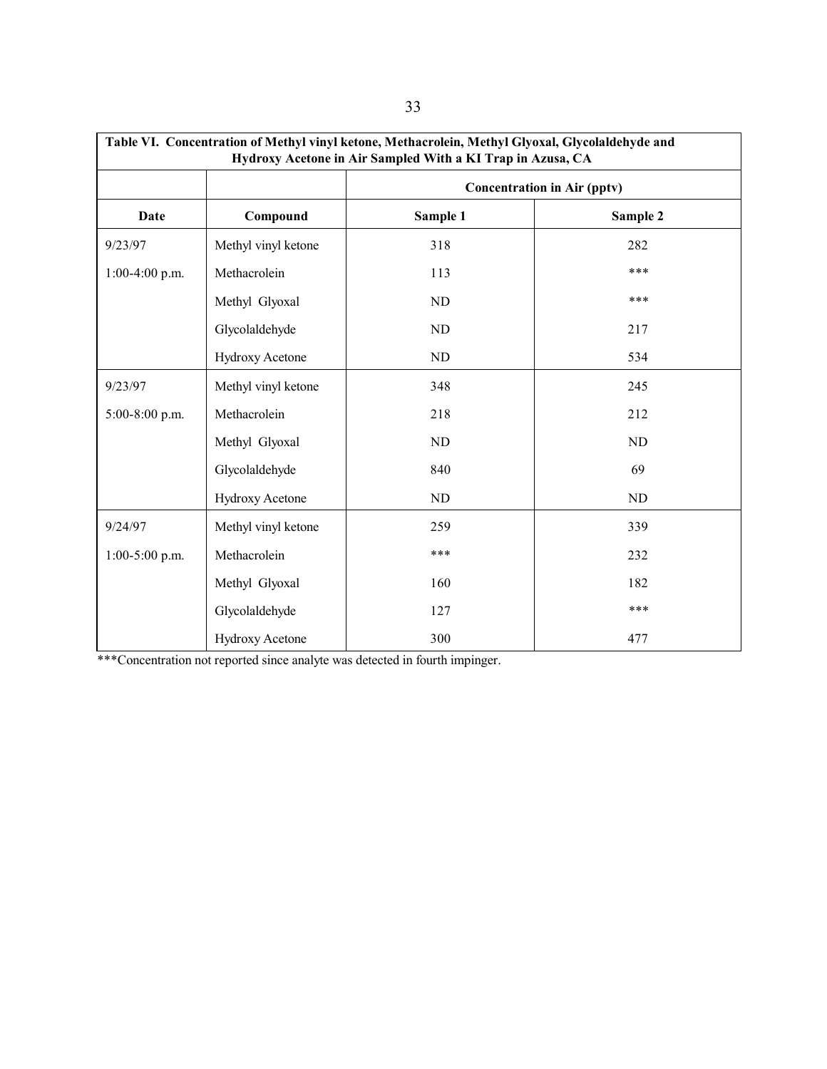**Table VI. Concentration of Methyl vinyl ketone, Methacrolein, Methyl Glyoxal, Glycolaldehyde and Hydroxy Acetone in Air Sampled With a KI Trap in Azusa, CA**

| | | Concentration in Air (pptv) | |
|---|---|---|---|
| **Date** | **Compound** | **Sample 1** | **Sample 2** |
| 9/23/97 | Methyl vinyl ketone | 318 | 282 |
| 1:00-4:00 p.m. | Methacrolein | 113 | *** |
| | Methyl Glyoxal | ND | *** |
| | Glycolaldehyde | ND | 217 |
| | Hydroxy Acetone | ND | 534 |
| 9/23/97 | Methyl vinyl ketone | 348 | 245 |
| 5:00-8:00 p.m. | Methacrolein | 218 | 212 |
| | Methyl Glyoxal | ND | ND |
| | Glycolaldehyde | 840 | 69 |
| | Hydroxy Acetone | ND | ND |
| 9/24/97 | Methyl vinyl ketone | 259 | 339 |
| 1:00-5:00 p.m. | Methacrolein | *** | 232 |
| | Methyl Glyoxal | 160 | 182 |
| | Glycolaldehyde | 127 | *** |
| | Hydroxy Acetone | 300 | 477 |

***Concentration not reported since analyte was detected in fourth impinger.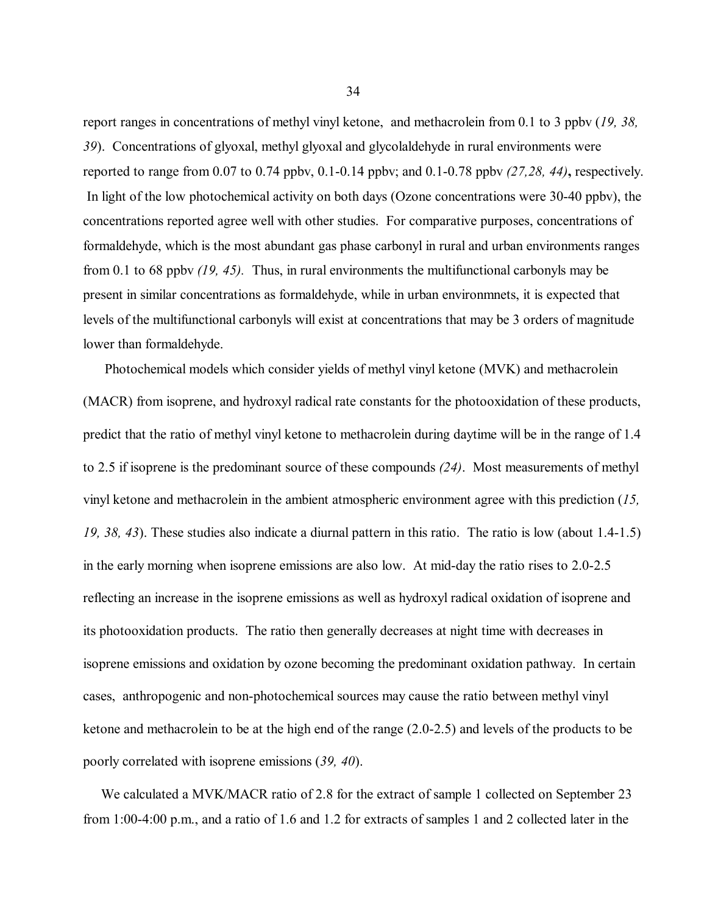report ranges in concentrations of methyl vinyl ketone, and methacrolein from 0.1 to 3 ppbv (*19, 38, 39*). Concentrations of glyoxal, methyl glyoxal and glycolaldehyde in rural environments were reported to range from 0.07 to 0.74 ppbv, 0.1-0.14 ppbv; and 0.1-0.78 ppbv *(27,28, 44)*, respectively. In light of the low photochemical activity on both days (Ozone concentrations were 30-40 ppbv), the concentrations reported agree well with other studies. For comparative purposes, concentrations of formaldehyde, which is the most abundant gas phase carbonyl in rural and urban environments ranges from 0.1 to 68 ppbv *(19, 45).* Thus, in rural environments the multifunctional carbonyls may be present in similar concentrations as formaldehyde, while in urban environmnets, it is expected that levels of the multifunctional carbonyls will exist at concentrations that may be 3 orders of magnitude lower than formaldehyde.

Photochemical models which consider yields of methyl vinyl ketone (MVK) and methacrolein (MACR) from isoprene, and hydroxyl radical rate constants for the photooxidation of these products, predict that the ratio of methyl vinyl ketone to methacrolein during daytime will be in the range of 1.4 to 2.5 if isoprene is the predominant source of these compounds *(24)*. Most measurements of methyl vinyl ketone and methacrolein in the ambient atmospheric environment agree with this prediction (*15, 19, 38, 43*). These studies also indicate a diurnal pattern in this ratio. The ratio is low (about 1.4-1.5) in the early morning when isoprene emissions are also low. At mid-day the ratio rises to 2.0-2.5 reflecting an increase in the isoprene emissions as well as hydroxyl radical oxidation of isoprene and its photooxidation products. The ratio then generally decreases at night time with decreases in isoprene emissions and oxidation by ozone becoming the predominant oxidation pathway. In certain cases, anthropogenic and non-photochemical sources may cause the ratio between methyl vinyl ketone and methacrolein to be at the high end of the range (2.0-2.5) and levels of the products to be poorly correlated with isoprene emissions (*39, 40*).

We calculated a MVK/MACR ratio of 2.8 for the extract of sample 1 collected on September 23 from 1:00-4:00 p.m., and a ratio of 1.6 and 1.2 for extracts of samples 1 and 2 collected later in the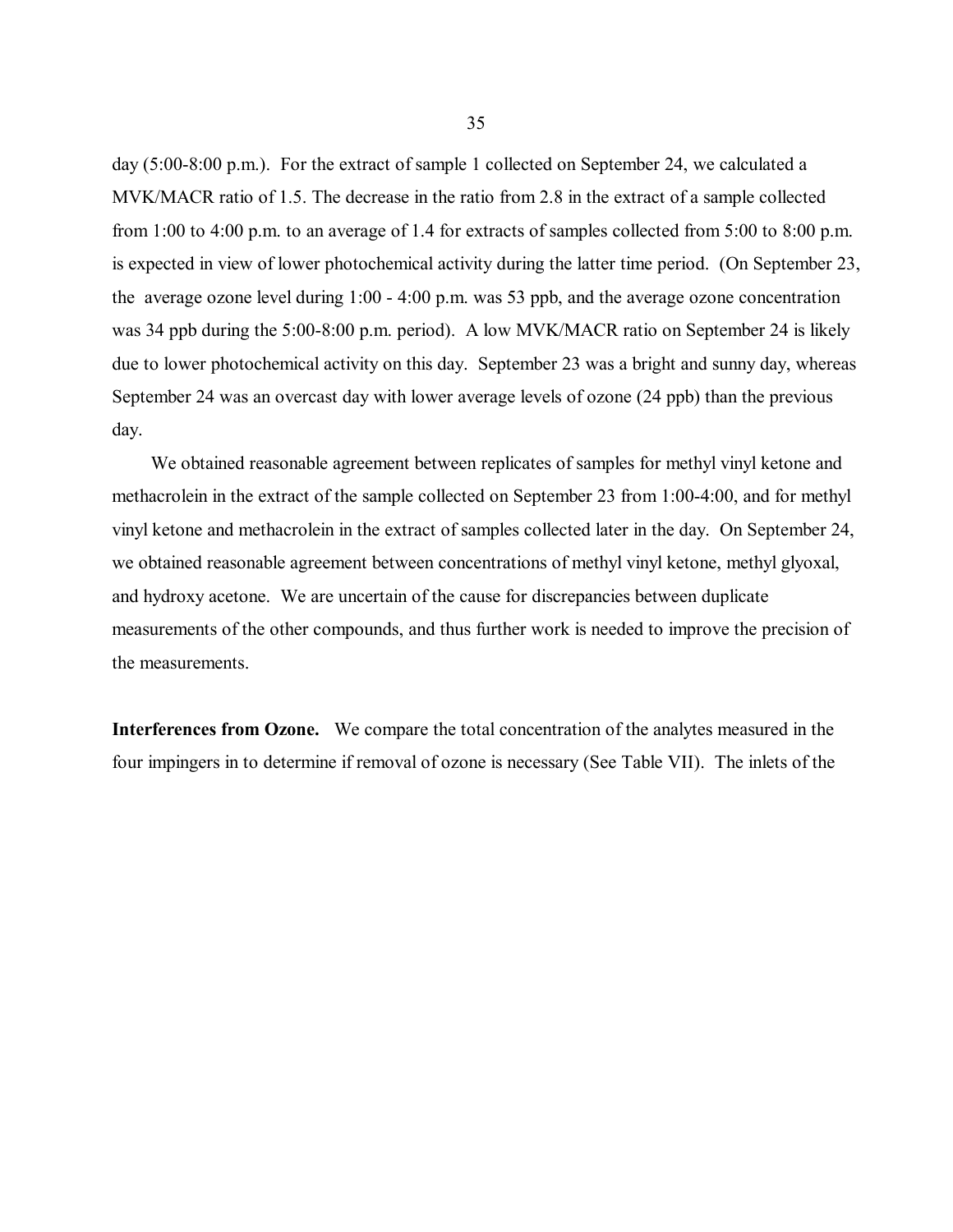day (5:00-8:00 p.m.). For the extract of sample 1 collected on September 24, we calculated a MVK/MACR ratio of 1.5. The decrease in the ratio from 2.8 in the extract of a sample collected from 1:00 to 4:00 p.m. to an average of 1.4 for extracts of samples collected from 5:00 to 8:00 p.m. is expected in view of lower photochemical activity during the latter time period. (On September 23, the average ozone level during 1:00 - 4:00 p.m. was 53 ppb, and the average ozone concentration was 34 ppb during the 5:00-8:00 p.m. period). A low MVK/MACR ratio on September 24 is likely due to lower photochemical activity on this day. September 23 was a bright and sunny day, whereas September 24 was an overcast day with lower average levels of ozone (24 ppb) than the previous day.

We obtained reasonable agreement between replicates of samples for methyl vinyl ketone and methacrolein in the extract of the sample collected on September 23 from 1:00-4:00, and for methyl vinyl ketone and methacrolein in the extract of samples collected later in the day. On September 24, we obtained reasonable agreement between concentrations of methyl vinyl ketone, methyl glyoxal, and hydroxy acetone. We are uncertain of the cause for discrepancies between duplicate measurements of the other compounds, and thus further work is needed to improve the precision of the measurements.

**Interferences from Ozone.** We compare the total concentration of the analytes measured in the four impingers in to determine if removal of ozone is necessary (See Table VII). The inlets of the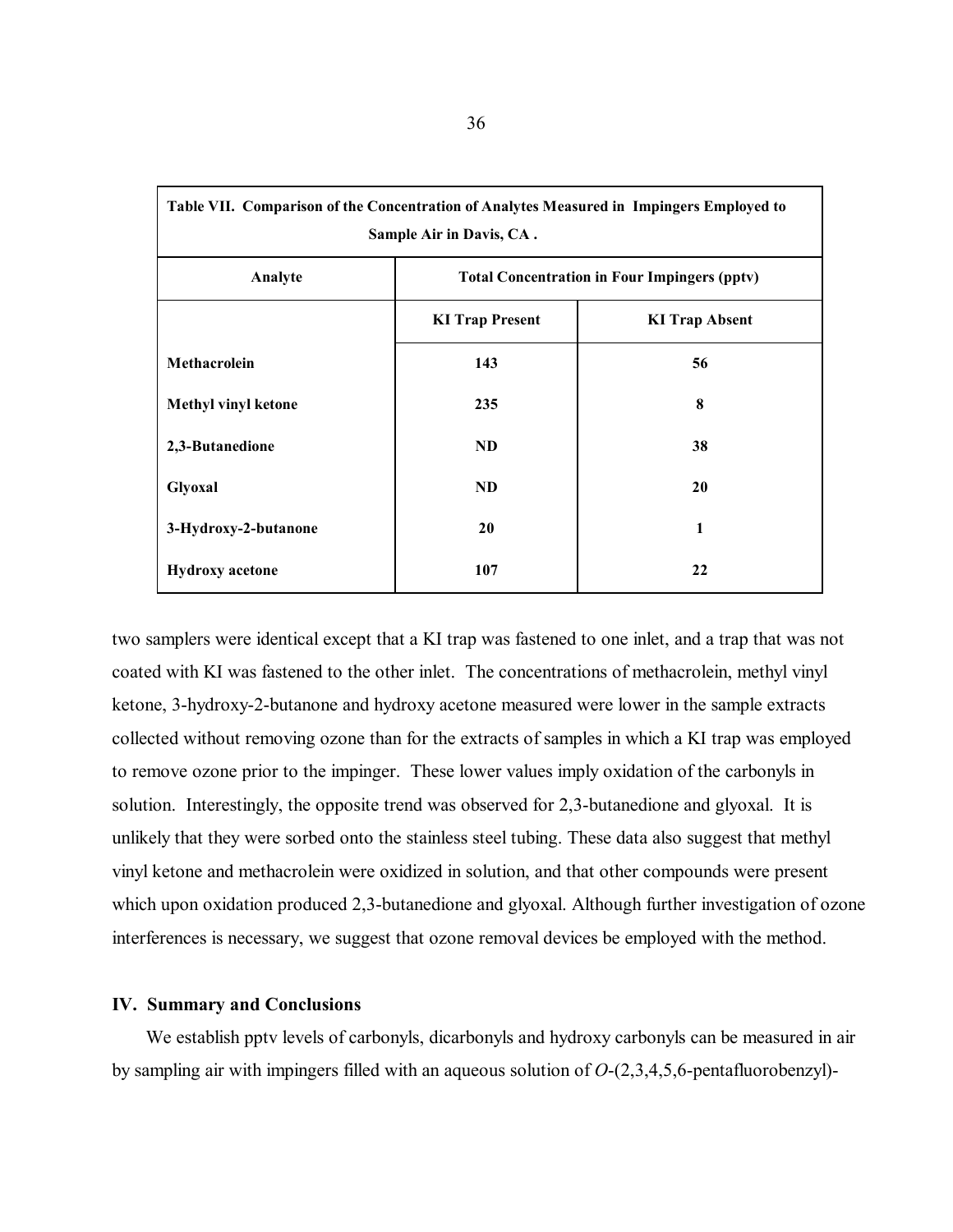**Table VII. Comparison of the Concentration of Analytes Measured in Impingers Employed to Sample Air in Davis, CA .**

| Analyte | Total Concentration in Four Impingers (pptv) | |
|---|---|---|
| | KI Trap Present | KI Trap Absent |
| Methacrolein | 143 | 56 |
| Methyl vinyl ketone | 235 | 8 |
| 2,3-Butanedione | ND | 38 |
| Glyoxal | ND | 20 |
| 3-Hydroxy-2-butanone | 20 | 1 |
| Hydroxy acetone | 107 | 22 |

two samplers were identical except that a KI trap was fastened to one inlet, and a trap that was not coated with KI was fastened to the other inlet. The concentrations of methacrolein, methyl vinyl ketone, 3-hydroxy-2-butanone and hydroxy acetone measured were lower in the sample extracts collected without removing ozone than for the extracts of samples in which a KI trap was employed to remove ozone prior to the impinger. These lower values imply oxidation of the carbonyls in solution. Interestingly, the opposite trend was observed for 2,3-butanedione and glyoxal. It is unlikely that they were sorbed onto the stainless steel tubing. These data also suggest that methyl vinyl ketone and methacrolein were oxidized in solution, and that other compounds were present which upon oxidation produced 2,3-butanedione and glyoxal. Although further investigation of ozone interferences is necessary, we suggest that ozone removal devices be employed with the method.

## IV. Summary and Conclusions

We establish pptv levels of carbonyls, dicarbonyls and hydroxy carbonyls can be measured in air by sampling air with impingers filled with an aqueous solution of *O*-(2,3,4,5,6-pentafluorobenzyl)-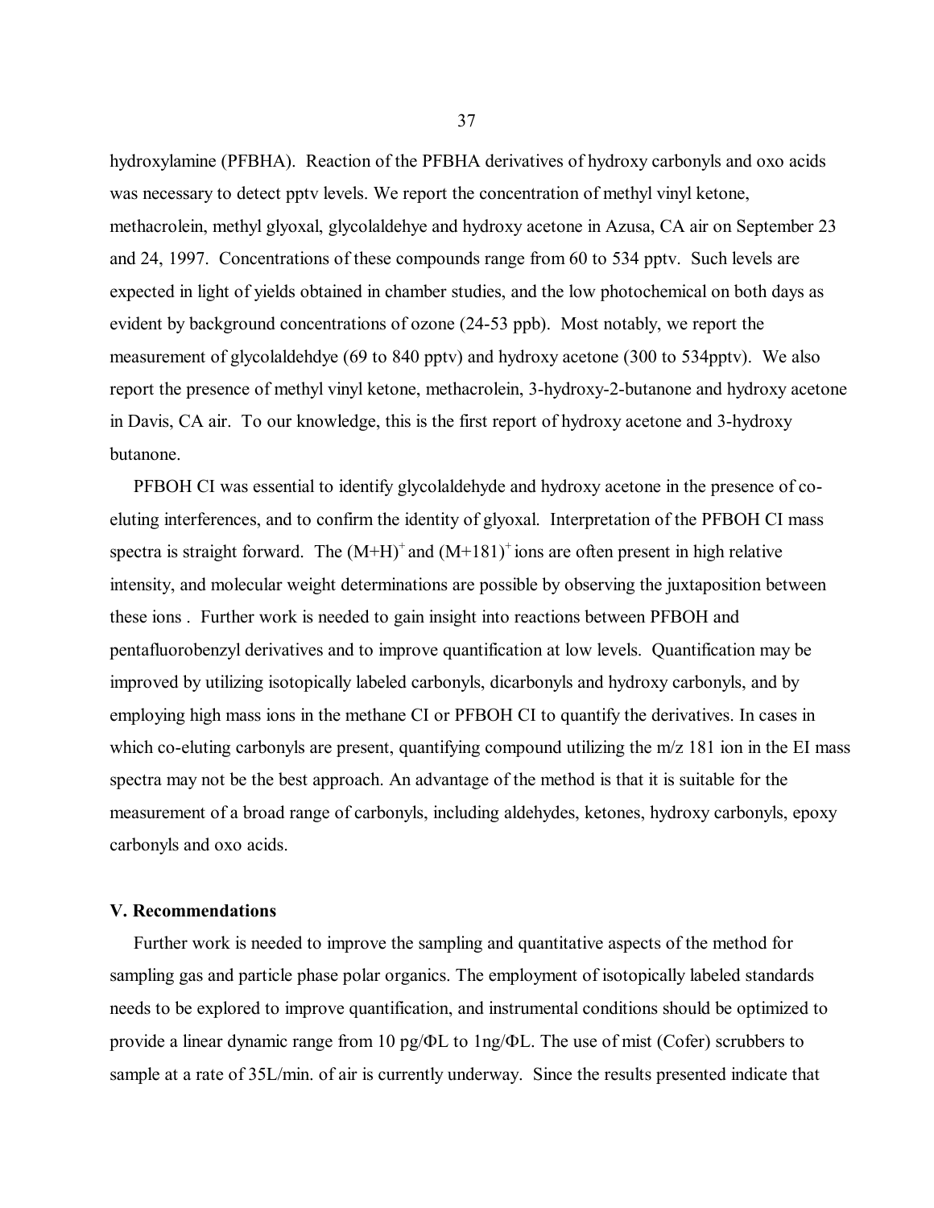hydroxylamine (PFBHA). Reaction of the PFBHA derivatives of hydroxy carbonyls and oxo acids was necessary to detect pptv levels. We report the concentration of methyl vinyl ketone, methacrolein, methyl glyoxal, glycolaldehye and hydroxy acetone in Azusa, CA air on September 23 and 24, 1997. Concentrations of these compounds range from 60 to 534 pptv. Such levels are expected in light of yields obtained in chamber studies, and the low photochemical on both days as evident by background concentrations of ozone (24-53 ppb). Most notably, we report the measurement of glycolaldehdye (69 to 840 pptv) and hydroxy acetone (300 to 534pptv). We also report the presence of methyl vinyl ketone, methacrolein, 3-hydroxy-2-butanone and hydroxy acetone in Davis, CA air. To our knowledge, this is the first report of hydroxy acetone and 3-hydroxy butanone.

PFBOH CI was essential to identify glycolaldehyde and hydroxy acetone in the presence of co-eluting interferences, and to confirm the identity of glyoxal. Interpretation of the PFBOH CI mass spectra is straight forward. The $(M+H)^+$ and $(M+181)^+$ ions are often present in high relative intensity, and molecular weight determinations are possible by observing the juxtaposition between these ions . Further work is needed to gain insight into reactions between PFBOH and pentafluorobenzyl derivatives and to improve quantification at low levels. Quantification may be improved by utilizing isotopically labeled carbonyls, dicarbonyls and hydroxy carbonyls, and by employing high mass ions in the methane CI or PFBOH CI to quantify the derivatives. In cases in which co-eluting carbonyls are present, quantifying compound utilizing the m/z 181 ion in the EI mass spectra may not be the best approach. An advantage of the method is that it is suitable for the measurement of a broad range of carbonyls, including aldehydes, ketones, hydroxy carbonyls, epoxy carbonyls and oxo acids.

## V. Recommendations

Further work is needed to improve the sampling and quantitative aspects of the method for sampling gas and particle phase polar organics. The employment of isotopically labeled standards needs to be explored to improve quantification, and instrumental conditions should be optimized to provide a linear dynamic range from 10 pg/ΦL to 1ng/ΦL. The use of mist (Cofer) scrubbers to sample at a rate of 35L/min. of air is currently underway. Since the results presented indicate that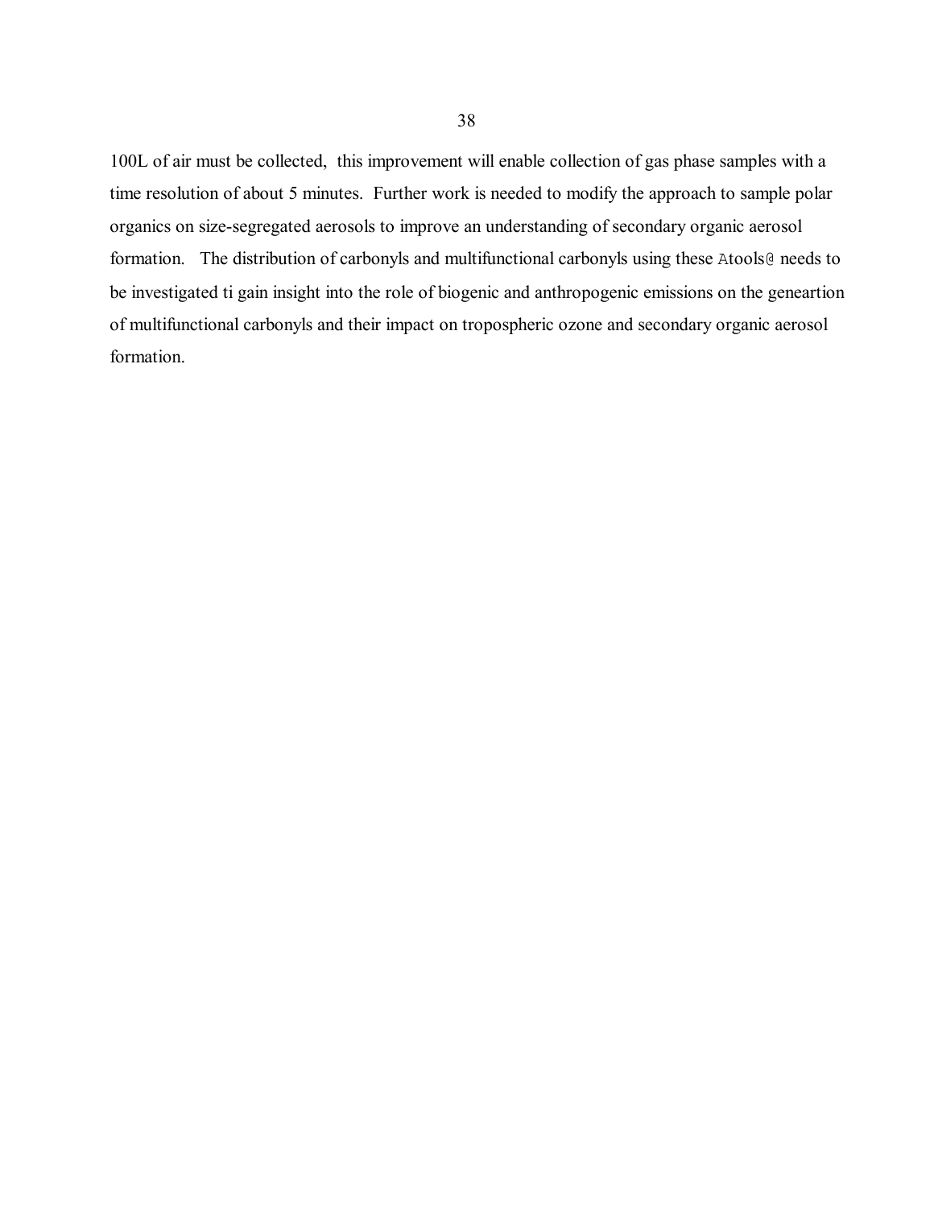100L of air must be collected,  this improvement will enable collection of gas phase samples with a time resolution of about 5 minutes.  Further work is needed to modify the approach to sample polar organics on size-segregated aerosols to improve an understanding of secondary organic aerosol formation.   The distribution of carbonyls and multifunctional carbonyls using these Atools@ needs to be investigated ti gain insight into the role of biogenic and anthropogenic emissions on the geneartion of multifunctional carbonyls and their impact on tropospheric ozone and secondary organic aerosol formation.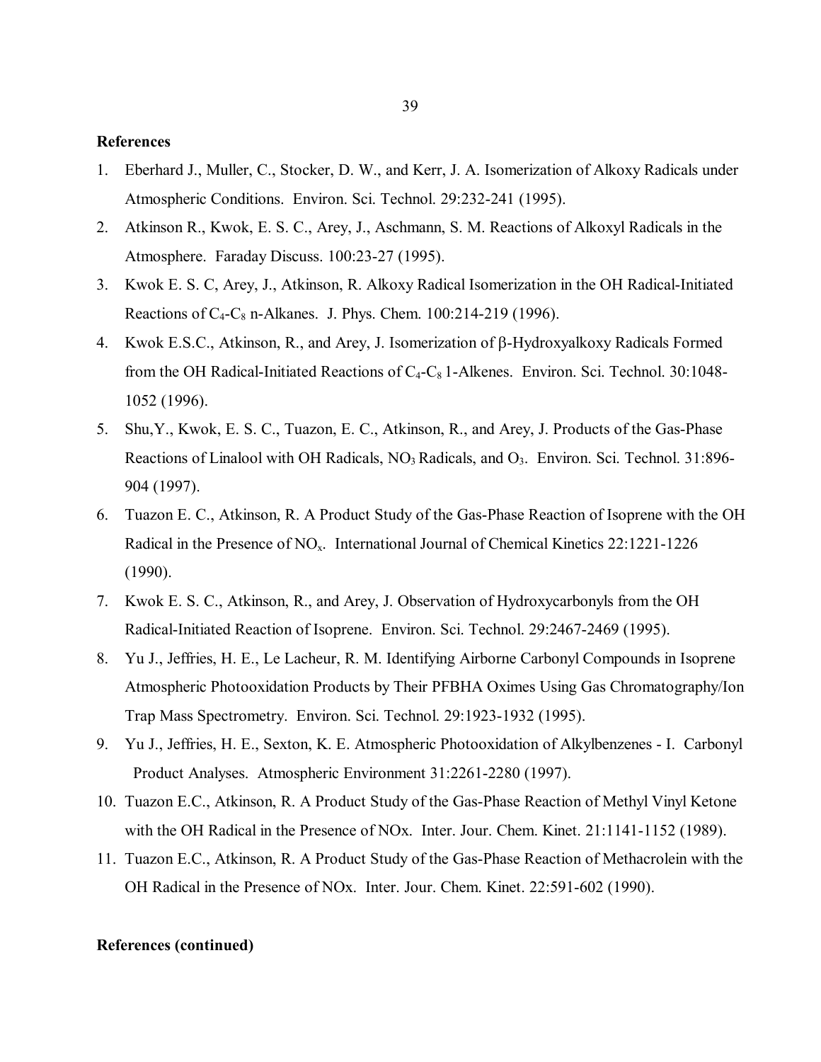**References**

1. Eberhard J., Muller, C., Stocker, D. W., and Kerr, J. A. Isomerization of Alkoxy Radicals under Atmospheric Conditions. Environ. Sci. Technol. 29:232-241 (1995).
2. Atkinson R., Kwok, E. S. C., Arey, J., Aschmann, S. M. Reactions of Alkoxyl Radicals in the Atmosphere. Faraday Discuss. 100:23-27 (1995).
3. Kwok E. S. C, Arey, J., Atkinson, R. Alkoxy Radical Isomerization in the OH Radical-Initiated Reactions of $C_4$-$C_8$ n-Alkanes. J. Phys. Chem. 100:214-219 (1996).
4. Kwok E.S.C., Atkinson, R., and Arey, J. Isomerization of β-Hydroxyalkoxy Radicals Formed from the OH Radical-Initiated Reactions of $C_4$-$C_8$ 1-Alkenes. Environ. Sci. Technol. 30:1048-1052 (1996).
5. Shu,Y., Kwok, E. S. C., Tuazon, E. C., Atkinson, R., and Arey, J. Products of the Gas-Phase Reactions of Linalool with OH Radicals, $NO_3$ Radicals, and $O_3$. Environ. Sci. Technol. 31:896-904 (1997).
6. Tuazon E. C., Atkinson, R. A Product Study of the Gas-Phase Reaction of Isoprene with the OH Radical in the Presence of $NO_x$. International Journal of Chemical Kinetics 22:1221-1226 (1990).
7. Kwok E. S. C., Atkinson, R., and Arey, J. Observation of Hydroxycarbonyls from the OH Radical-Initiated Reaction of Isoprene. Environ. Sci. Technol. 29:2467-2469 (1995).
8. Yu J., Jeffries, H. E., Le Lacheur, R. M. Identifying Airborne Carbonyl Compounds in Isoprene Atmospheric Photooxidation Products by Their PFBHA Oximes Using Gas Chromatography/Ion Trap Mass Spectrometry. Environ. Sci. Technol. 29:1923-1932 (1995).
9. Yu J., Jeffries, H. E., Sexton, K. E. Atmospheric Photooxidation of Alkylbenzenes - I. Carbonyl Product Analyses. Atmospheric Environment 31:2261-2280 (1997).
10. Tuazon E.C., Atkinson, R. A Product Study of the Gas-Phase Reaction of Methyl Vinyl Ketone with the OH Radical in the Presence of NOx. Inter. Jour. Chem. Kinet. 21:1141-1152 (1989).
11. Tuazon E.C., Atkinson, R. A Product Study of the Gas-Phase Reaction of Methacrolein with the OH Radical in the Presence of NOx. Inter. Jour. Chem. Kinet. 22:591-602 (1990).

**References (continued)**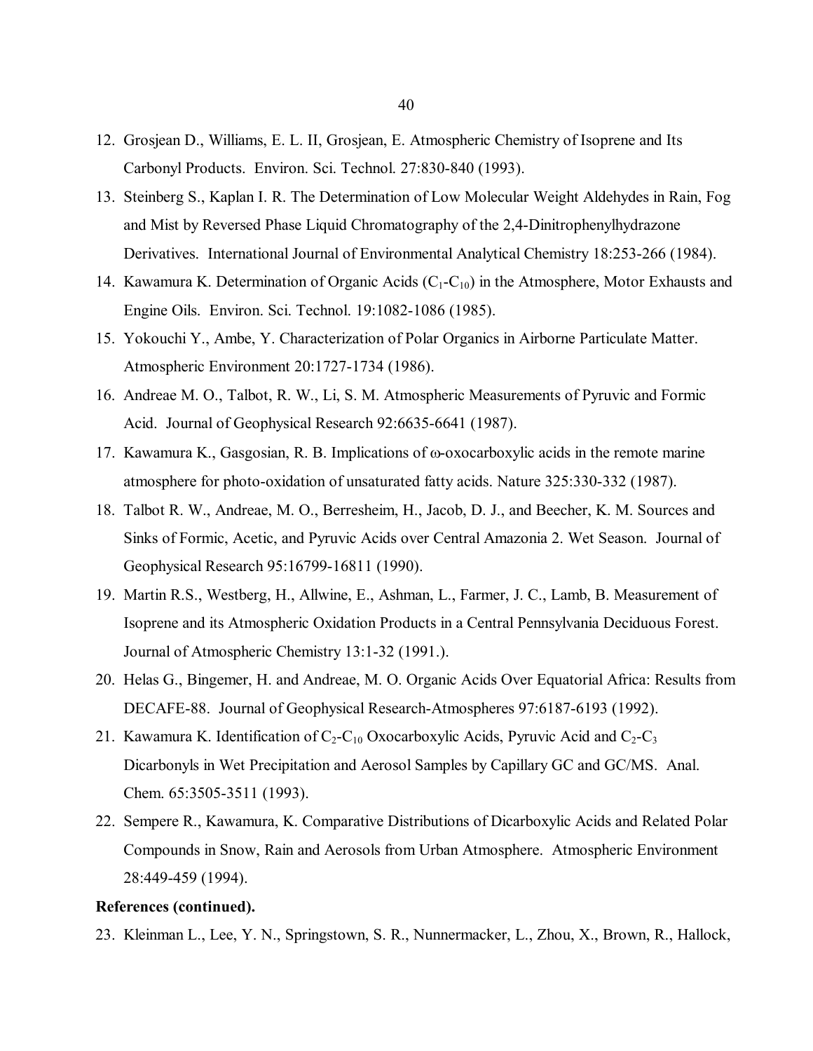12. Grosjean D., Williams, E. L. II, Grosjean, E. Atmospheric Chemistry of Isoprene and Its Carbonyl Products. Environ. Sci. Technol. 27:830-840 (1993).
13. Steinberg S., Kaplan I. R. The Determination of Low Molecular Weight Aldehydes in Rain, Fog and Mist by Reversed Phase Liquid Chromatography of the 2,4-Dinitrophenylhydrazone Derivatives. International Journal of Environmental Analytical Chemistry 18:253-266 (1984).
14. Kawamura K. Determination of Organic Acids ($C_1$-$C_{10}$) in the Atmosphere, Motor Exhausts and Engine Oils. Environ. Sci. Technol. 19:1082-1086 (1985).
15. Yokouchi Y., Ambe, Y. Characterization of Polar Organics in Airborne Particulate Matter. Atmospheric Environment 20:1727-1734 (1986).
16. Andreae M. O., Talbot, R. W., Li, S. M. Atmospheric Measurements of Pyruvic and Formic Acid. Journal of Geophysical Research 92:6635-6641 (1987).
17. Kawamura K., Gasgosian, R. B. Implications of ω-oxocarboxylic acids in the remote marine atmosphere for photo-oxidation of unsaturated fatty acids. Nature 325:330-332 (1987).
18. Talbot R. W., Andreae, M. O., Berresheim, H., Jacob, D. J., and Beecher, K. M. Sources and Sinks of Formic, Acetic, and Pyruvic Acids over Central Amazonia 2. Wet Season. Journal of Geophysical Research 95:16799-16811 (1990).
19. Martin R.S., Westberg, H., Allwine, E., Ashman, L., Farmer, J. C., Lamb, B. Measurement of Isoprene and its Atmospheric Oxidation Products in a Central Pennsylvania Deciduous Forest. Journal of Atmospheric Chemistry 13:1-32 (1991.).
20. Helas G., Bingemer, H. and Andreae, M. O. Organic Acids Over Equatorial Africa: Results from DECAFE-88. Journal of Geophysical Research-Atmospheres 97:6187-6193 (1992).
21. Kawamura K. Identification of $C_2$-$C_{10}$ Oxocarboxylic Acids, Pyruvic Acid and $C_2$-$C_3$ Dicarbonyls in Wet Precipitation and Aerosol Samples by Capillary GC and GC/MS. Anal. Chem. 65:3505-3511 (1993).
22. Sempere R., Kawamura, K. Comparative Distributions of Dicarboxylic Acids and Related Polar Compounds in Snow, Rain and Aerosols from Urban Atmosphere. Atmospheric Environment 28:449-459 (1994).

**References (continued).**

23. Kleinman L., Lee, Y. N., Springstown, S. R., Nunnermacker, L., Zhou, X., Brown, R., Hallock,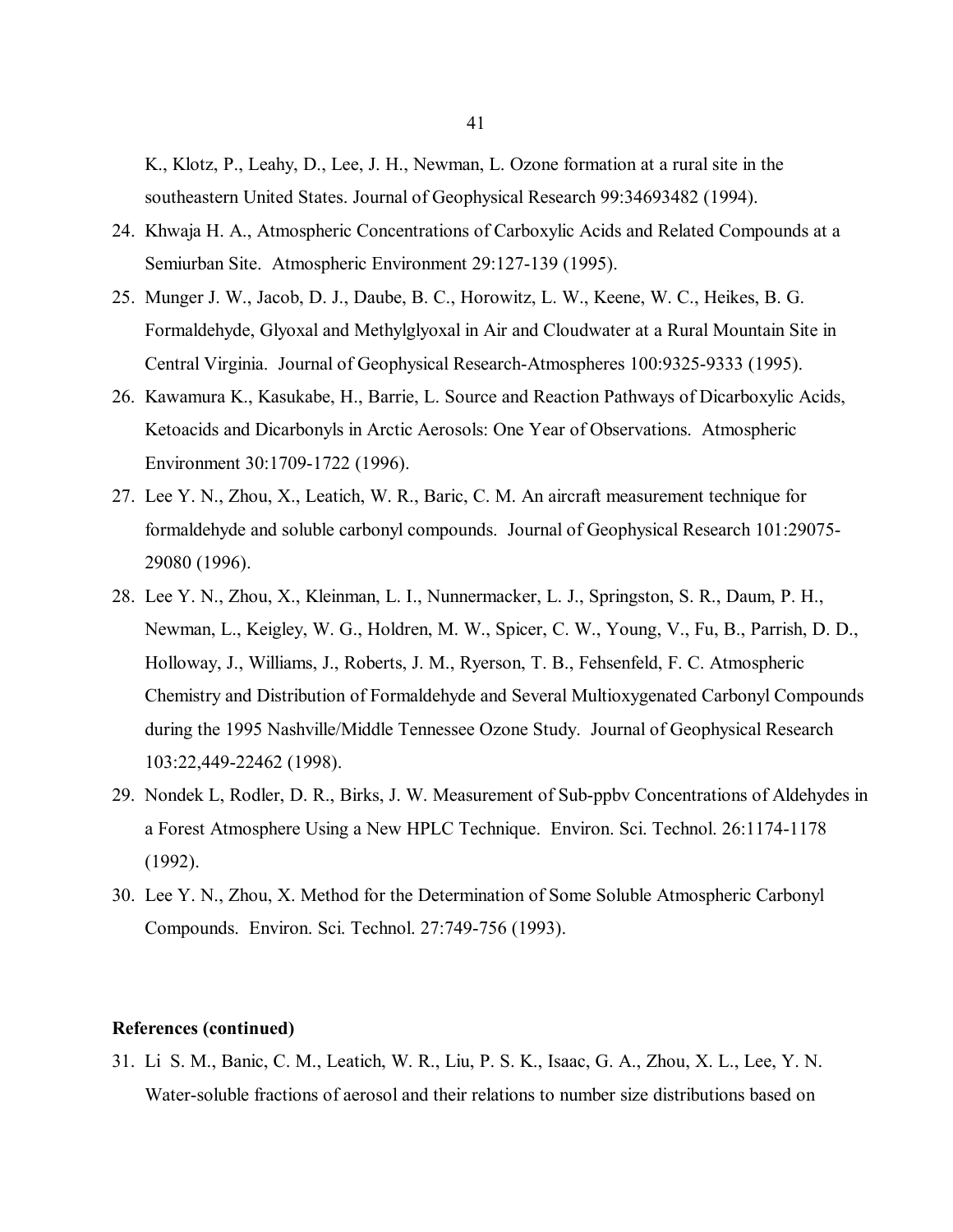K., Klotz, P., Leahy, D., Lee, J. H., Newman, L. Ozone formation at a rural site in the southeastern United States. Journal of Geophysical Research 99:34693482 (1994).

24. Khwaja H. A., Atmospheric Concentrations of Carboxylic Acids and Related Compounds at a Semiurban Site. Atmospheric Environment 29:127-139 (1995).
25. Munger J. W., Jacob, D. J., Daube, B. C., Horowitz, L. W., Keene, W. C., Heikes, B. G. Formaldehyde, Glyoxal and Methylglyoxal in Air and Cloudwater at a Rural Mountain Site in Central Virginia. Journal of Geophysical Research-Atmospheres 100:9325-9333 (1995).
26. Kawamura K., Kasukabe, H., Barrie, L. Source and Reaction Pathways of Dicarboxylic Acids, Ketoacids and Dicarbonyls in Arctic Aerosols: One Year of Observations. Atmospheric Environment 30:1709-1722 (1996).
27. Lee Y. N., Zhou, X., Leatich, W. R., Baric, C. M. An aircraft measurement technique for formaldehyde and soluble carbonyl compounds. Journal of Geophysical Research 101:29075-29080 (1996).
28. Lee Y. N., Zhou, X., Kleinman, L. I., Nunnermacker, L. J., Springston, S. R., Daum, P. H., Newman, L., Keigley, W. G., Holdren, M. W., Spicer, C. W., Young, V., Fu, B., Parrish, D. D., Holloway, J., Williams, J., Roberts, J. M., Ryerson, T. B., Fehsenfeld, F. C. Atmospheric Chemistry and Distribution of Formaldehyde and Several Multioxygenated Carbonyl Compounds during the 1995 Nashville/Middle Tennessee Ozone Study. Journal of Geophysical Research 103:22,449-22462 (1998).
29. Nondek L, Rodler, D. R., Birks, J. W. Measurement of Sub-ppbv Concentrations of Aldehydes in a Forest Atmosphere Using a New HPLC Technique. Environ. Sci. Technol. 26:1174-1178 (1992).
30. Lee Y. N., Zhou, X. Method for the Determination of Some Soluble Atmospheric Carbonyl Compounds. Environ. Sci. Technol. 27:749-756 (1993).

**References (continued)**

31. Li S. M., Banic, C. M., Leatich, W. R., Liu, P. S. K., Isaac, G. A., Zhou, X. L., Lee, Y. N. Water-soluble fractions of aerosol and their relations to number size distributions based on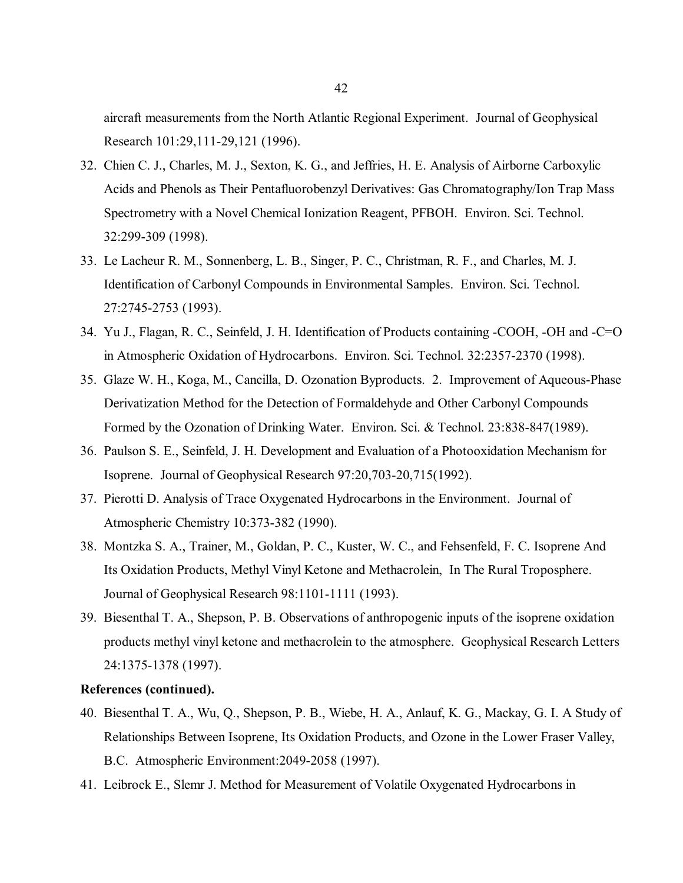aircraft measurements from the North Atlantic Regional Experiment. Journal of Geophysical Research 101:29,111-29,121 (1996).

32. Chien C. J., Charles, M. J., Sexton, K. G., and Jeffries, H. E. Analysis of Airborne Carboxylic Acids and Phenols as Their Pentafluorobenzyl Derivatives: Gas Chromatography/Ion Trap Mass Spectrometry with a Novel Chemical Ionization Reagent, PFBOH. Environ. Sci. Technol. 32:299-309 (1998).
33. Le Lacheur R. M., Sonnenberg, L. B., Singer, P. C., Christman, R. F., and Charles, M. J. Identification of Carbonyl Compounds in Environmental Samples. Environ. Sci. Technol. 27:2745-2753 (1993).
34. Yu J., Flagan, R. C., Seinfeld, J. H. Identification of Products containing -COOH, -OH and -C=O in Atmospheric Oxidation of Hydrocarbons. Environ. Sci. Technol. 32:2357-2370 (1998).
35. Glaze W. H., Koga, M., Cancilla, D. Ozonation Byproducts. 2. Improvement of Aqueous-Phase Derivatization Method for the Detection of Formaldehyde and Other Carbonyl Compounds Formed by the Ozonation of Drinking Water. Environ. Sci. & Technol. 23:838-847(1989).
36. Paulson S. E., Seinfeld, J. H. Development and Evaluation of a Photooxidation Mechanism for Isoprene. Journal of Geophysical Research 97:20,703-20,715(1992).
37. Pierotti D. Analysis of Trace Oxygenated Hydrocarbons in the Environment. Journal of Atmospheric Chemistry 10:373-382 (1990).
38. Montzka S. A., Trainer, M., Goldan, P. C., Kuster, W. C., and Fehsenfeld, F. C. Isoprene And Its Oxidation Products, Methyl Vinyl Ketone and Methacrolein, In The Rural Troposphere. Journal of Geophysical Research 98:1101-1111 (1993).
39. Biesenthal T. A., Shepson, P. B. Observations of anthropogenic inputs of the isoprene oxidation products methyl vinyl ketone and methacrolein to the atmosphere. Geophysical Research Letters 24:1375-1378 (1997).

**References (continued).**

40. Biesenthal T. A., Wu, Q., Shepson, P. B., Wiebe, H. A., Anlauf, K. G., Mackay, G. I. A Study of Relationships Between Isoprene, Its Oxidation Products, and Ozone in the Lower Fraser Valley, B.C. Atmospheric Environment:2049-2058 (1997).
41. Leibrock E., Slemr J. Method for Measurement of Volatile Oxygenated Hydrocarbons in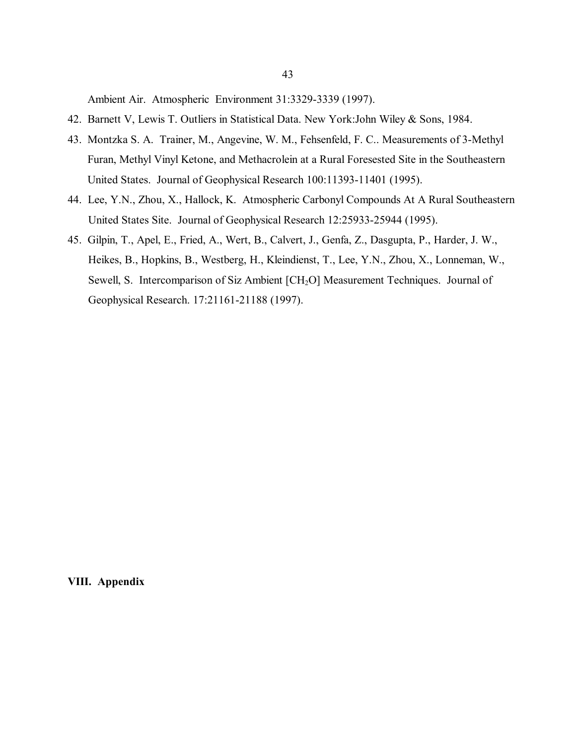Ambient Air. Atmospheric Environment 31:3329-3339 (1997).

42. Barnett V, Lewis T. Outliers in Statistical Data. New York:John Wiley & Sons, 1984.
43. Montzka S. A. Trainer, M., Angevine, W. M., Fehsenfeld, F. C.. Measurements of 3-Methyl Furan, Methyl Vinyl Ketone, and Methacrolein at a Rural Foresested Site in the Southeastern United States. Journal of Geophysical Research 100:11393-11401 (1995).
44. Lee, Y.N., Zhou, X., Hallock, K. Atmospheric Carbonyl Compounds At A Rural Southeastern United States Site. Journal of Geophysical Research 12:25933-25944 (1995).
45. Gilpin, T., Apel, E., Fried, A., Wert, B., Calvert, J., Genfa, Z., Dasgupta, P., Harder, J. W., Heikes, B., Hopkins, B., Westberg, H., Kleindienst, T., Lee, Y.N., Zhou, X., Lonneman, W., Sewell, S. Intercomparison of Siz Ambient [$CH_2O$] Measurement Techniques. Journal of Geophysical Research. 17:21161-21188 (1997).

**VIII. Appendix**